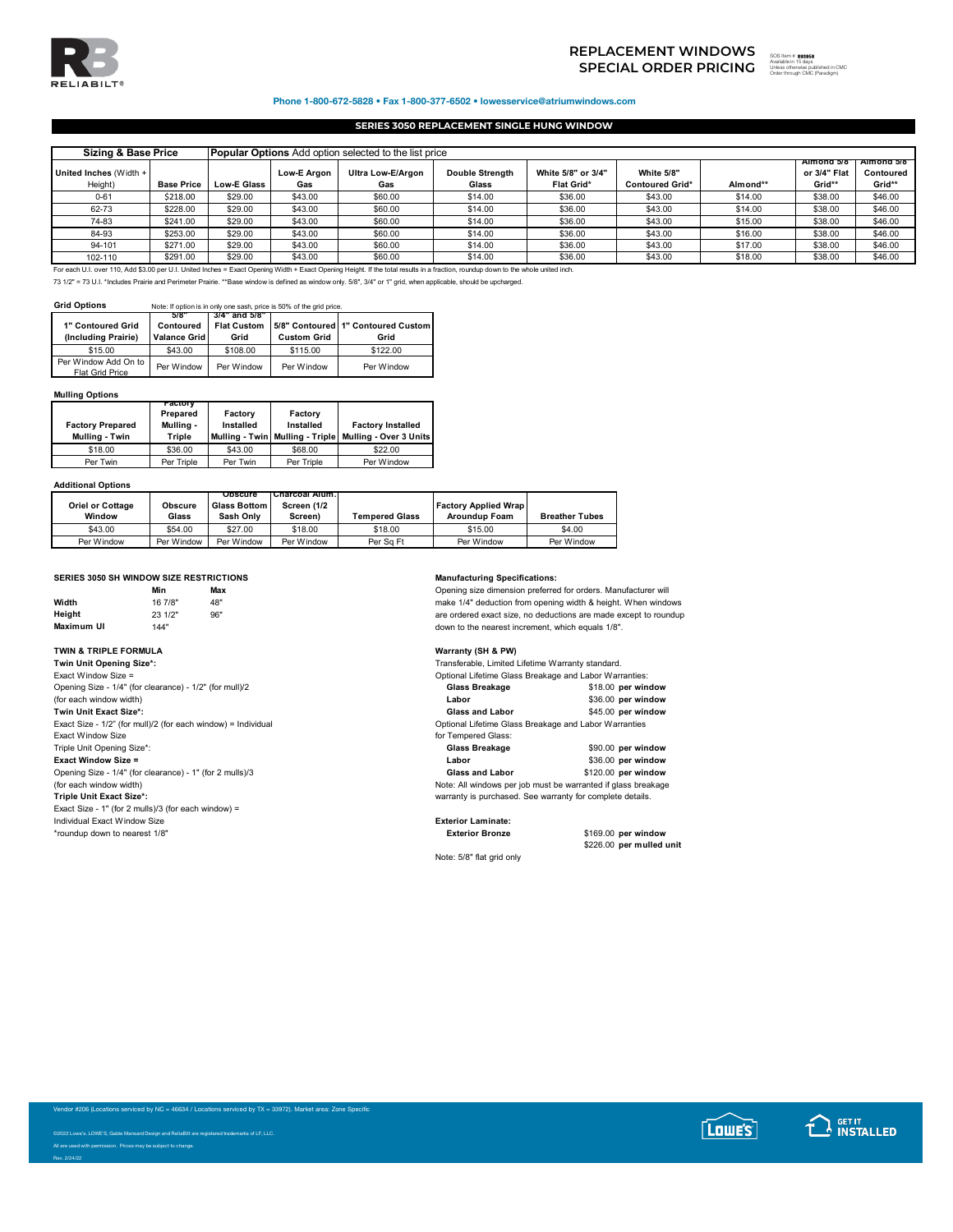# REPLACEMENT WINDOWS SPECIAL ORDER PRICING

SOS Item # 898858
Available in 15 days
Unless otherwise published in CMC
Order through CMC (Paradigm)

**Phone 1-800-672-5828 • Fax 1-800-377-6502 • lowesservice@atriumwindows.com**

## SERIES 3050 REPLACEMENT SINGLE HUNG WINDOW

| Sizing & Base Price | | Popular Options Add option selected to the list price | | | | | | | | |
|---|---|---|---|---|---|---|---|---|---|---|
| United Inches (Width + Height) | Base Price | Low-E Glass | Low-E Argon Gas | Ultra Low-E/Argon Gas | Double Strength Glass | White 5/8" or 3/4" Flat Grid* | White 5/8" Contoured Grid* | Almond** | Almond 5/8 or 3/4" Flat Grid** | Almond 5/8 Contoured Grid** |
| 0-61 | $218.00 | $29.00 | $43.00 | $60.00 | $14.00 | $36.00 | $43.00 | $14.00 | $38.00 | $46.00 |
| 62-73 | $228.00 | $29.00 | $43.00 | $60.00 | $14.00 | $36.00 | $43.00 | $14.00 | $38.00 | $46.00 |
| 74-83 | $241.00 | $29.00 | $43.00 | $60.00 | $14.00 | $36.00 | $43.00 | $15.00 | $38.00 | $46.00 |
| 84-93 | $253.00 | $29.00 | $43.00 | $60.00 | $14.00 | $36.00 | $43.00 | $16.00 | $38.00 | $46.00 |
| 94-101 | $271.00 | $29.00 | $43.00 | $60.00 | $14.00 | $36.00 | $43.00 | $17.00 | $38.00 | $46.00 |
| 102-110 | $291.00 | $29.00 | $43.00 | $60.00 | $14.00 | $36.00 | $43.00 | $18.00 | $38.00 | $46.00 |

For each U.I. over 110, Add $3.00 per U.I. United Inches = Exact Opening Width + Exact Opening Height. If the total results in a fraction, roundup down to the whole united inch.

73 1/2" = 73 U.I. *Includes Prairie and Perimeter Prairie. **Base window is defined as window only. 5/8", 3/4" or 1" grid, when applicable, should be upcharged.

### Grid Options

Note: If option is in only one sash, price is 50% of the grid price.

| 1" Contoured Grid (Including Prairie) | 5/8" Contoured Valance Grid | 3/4" and 5/8" Flat Custom Grid | 5/8" Contoured Custom Grid | 1" Contoured Custom Grid |
|---|---|---|---|---|
| $15.00 | $43.00 | $108.00 | $115.00 | $122.00 |
| Per Window Add On to Flat Grid Price | Per Window | Per Window | Per Window | Per Window |

### Mulling Options

| Factory Prepared Mulling - Twin | Factory Prepared Mulling - Triple | Factory Installed Mulling - Twin | Factory Installed Mulling - Triple | Factory Installed Mulling - Over 3 Units |
|---|---|---|---|---|
| $18.00 | $36.00 | $43.00 | $68.00 | $22.00 |
| Per Twin | Per Triple | Per Twin | Per Triple | Per Window |

### Additional Options

| Oriel or Cottage Window | Obscure Glass | Obscure Glass Bottom Sash Only | Charcoal Alum. Screen (1/2 Screen) | Tempered Glass | Factory Applied Wrap Aroundup Foam | Breather Tubes |
|---|---|---|---|---|---|---|
| $43.00 | $54.00 | $27.00 | $18.00 | $18.00 | $15.00 | $4.00 |
| Per Window | Per Window | Per Window | Per Window | Per Sq Ft | Per Window | Per Window |

### SERIES 3050 SH WINDOW SIZE RESTRICTIONS

| | Min | Max |
|---|---|---|
| **Width** | 16 7/8" | 48" |
| **Height** | 23 1/2" | 96" |
| **Maximum UI** | 144" | |

### TWIN & TRIPLE FORMULA

**Twin Unit Opening Size*:**
Exact Window Size =
Opening Size - 1/4" (for clearance) - 1/2" (for mull)/2
(for each window width)
**Twin Unit Exact Size*:**
Exact Size - 1/2" (for mull)/2 (for each window) = Individual
Exact Window Size
Triple Unit Opening Size*:
**Exact Window Size =**
Opening Size - 1/4" (for clearance) - 1" (for 2 mulls)/3
(for each window width)
**Triple Unit Exact Size*:**
Exact Size - 1" (for 2 mulls)/3 (for each window) =
Individual Exact Window Size
*roundup down to nearest 1/8"

### Manufacturing Specifications:

Opening size dimension preferred for orders. Manufacturer will make 1/4" deduction from opening width & height. When windows are ordered exact size, no deductions are made except to roundup down to the nearest increment, which equals 1/8".

### Warranty (SH & PW)

Transferable, Limited Lifetime Warranty standard.

Optional Lifetime Glass Breakage and Labor Warranties:

| | |
|---|---|
| **Glass Breakage** | $18.00 **per window** |
| **Labor** | $36.00 **per window** |
| **Glass and Labor** | $45.00 **per window** |

Optional Lifetime Glass Breakage and Labor Warranties for Tempered Glass:

| | |
|---|---|
| **Glass Breakage** | $90.00 **per window** |
| **Labor** | $36.00 **per window** |
| **Glass and Labor** | $120.00 **per window** |

Note: All windows per job must be warranted if glass breakage warranty is purchased. See warranty for complete details.

### Exterior Laminate:

| | |
|---|---|
| **Exterior Bronze** | $169.00 **per window** |
| | $226.00 **per mulled unit** |

Note: 5/8" flat grid only

Vendor #206 (Locations serviced by NC = 46634 / Locations serviced by TX = 33972). Market area: Zone Specific

©2022 Lowe's. LOWE'S, Gable Mansard Design and ReliaBilt are registered trademarks of LF, LLC.
All are used with permission. Prices may be subject to change.
Rev. 2/24/22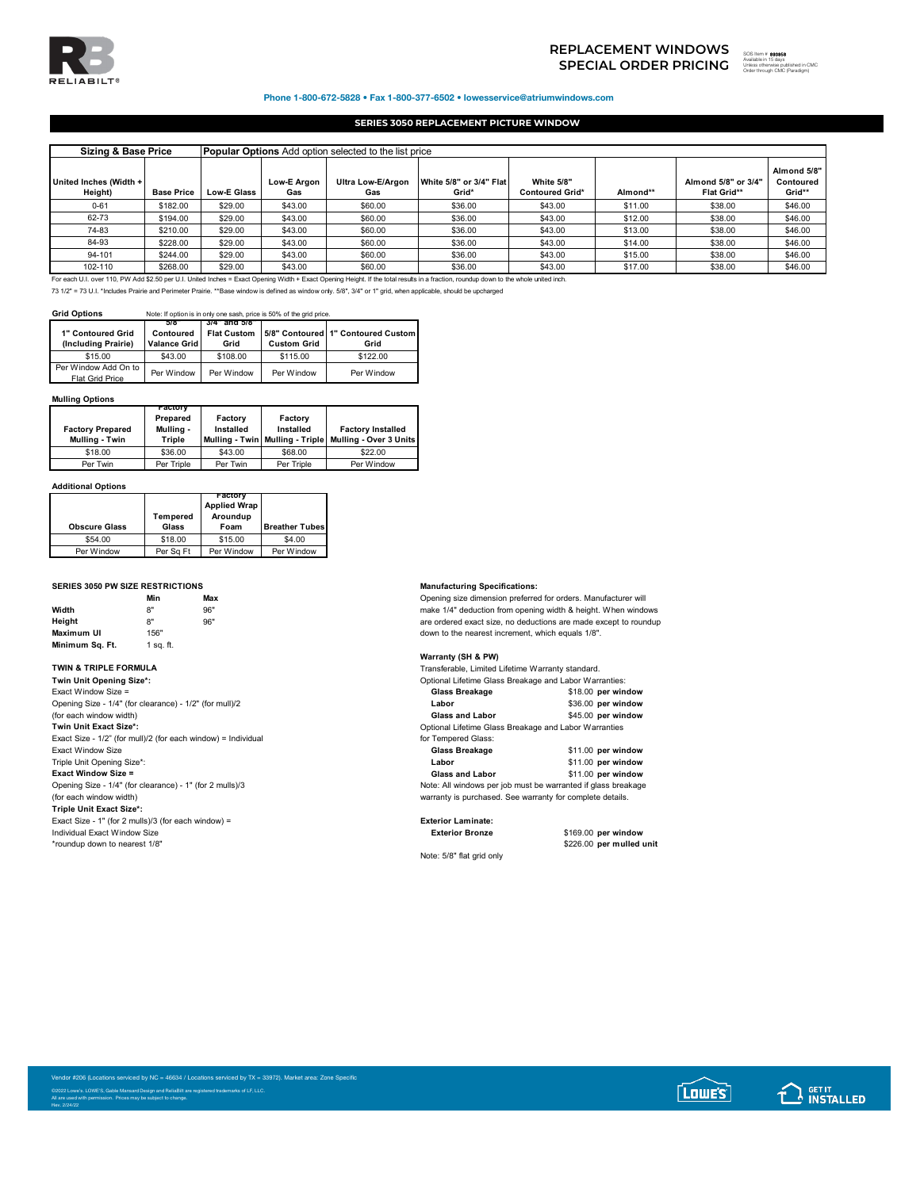# REPLACEMENT WINDOWS SPECIAL ORDER PRICING

SOS Item # 893858
Available in 15 days
Unless otherwise published in CMC
Order through CMC (Paradigm)

**Phone 1-800-672-5828 • Fax 1-800-377-6502 • lowesservice@atriumwindows.com**

## SERIES 3050 REPLACEMENT PICTURE WINDOW

| Sizing & Base Price | | Popular Options Add option selected to the list price | | | | | | | |
|---|---|---|---|---|---|---|---|---|---|
| United Inches (Width + Height) | Base Price | Low-E Glass | Low-E Argon Gas | Ultra Low-E/Argon Gas | White 5/8" or 3/4" Flat Grid* | White 5/8" Contoured Grid* | Almond** | Almond 5/8" or 3/4" Flat Grid** | Almond 5/8" Contoured Grid** |
| 0-61 | $182.00 | $29.00 | $43.00 | $60.00 | $36.00 | $43.00 | $11.00 | $38.00 | $46.00 |
| 62-73 | $194.00 | $29.00 | $43.00 | $60.00 | $36.00 | $43.00 | $12.00 | $38.00 | $46.00 |
| 74-83 | $210.00 | $29.00 | $43.00 | $60.00 | $36.00 | $43.00 | $13.00 | $38.00 | $46.00 |
| 84-93 | $228.00 | $29.00 | $43.00 | $60.00 | $36.00 | $43.00 | $14.00 | $38.00 | $46.00 |
| 94-101 | $244.00 | $29.00 | $43.00 | $60.00 | $36.00 | $43.00 | $15.00 | $38.00 | $46.00 |
| 102-110 | $268.00 | $29.00 | $43.00 | $60.00 | $36.00 | $43.00 | $17.00 | $38.00 | $46.00 |

For each U.I. over 110, PW Add $2.50 per U.I. United Inches = Exact Opening Width + Exact Opening Height. If the total results in a fraction, roundup down to the whole united inch.

73 1/2" = 73 U.I. *Includes Prairie and Perimeter Prairie. **Base window is defined as window only. 5/8", 3/4" or 1" grid, when applicable, should be upcharged

### Grid Options

Note: If option is in only one sash, price is 50% of the grid price.

| 1" Contoured Grid (Including Prairie) | 5/8 Contoured Valance Grid | 3/4 and 5/8 Flat Custom Grid | 5/8" Contoured Custom Grid | 1" Contoured Custom Grid |
|---|---|---|---|---|
| $15.00 | $43.00 | $108.00 | $115.00 | $122.00 |
| Per Window Add On to Flat Grid Price | Per Window | Per Window | Per Window | Per Window |

### Mulling Options

| Factory Prepared Mulling - Twin | Factory Prepared Mulling - Triple | Factory Installed Mulling - Twin | Factory Installed Mulling - Triple | Factory Installed Mulling - Over 3 Units |
|---|---|---|---|---|
| $18.00 | $36.00 | $43.00 | $68.00 | $22.00 |
| Per Twin | Per Triple | Per Twin | Per Triple | Per Window |

### Additional Options

| Obscure Glass | Tempered Glass | Factory Applied Wrap Aroundup Foam | Breather Tubes |
|---|---|---|---|
| $54.00 | $18.00 | $15.00 | $4.00 |
| Per Window | Per Sq Ft | Per Window | Per Window |

### SERIES 3050 PW SIZE RESTRICTIONS

| | Min | Max |
|---|---|---|
| Width | 8" | 96" |
| Height | 8" | 96" |
| Maximum UI | 156" | |
| Minimum Sq. Ft. | 1 sq. ft. | |

### TWIN & TRIPLE FORMULA

**Twin Unit Opening Size*:**
Exact Window Size =
Opening Size - 1/4" (for clearance) - 1/2" (for mull)/2
(for each window width)

**Twin Unit Exact Size*:**
Exact Size - 1/2" (for mull)/2 (for each window) = Individual
Exact Window Size

Triple Unit Opening Size*:
**Exact Window Size =**
Opening Size - 1/4" (for clearance) - 1" (for 2 mulls)/3
(for each window width)

**Triple Unit Exact Size*:**
Exact Size - 1" (for 2 mulls)/3 (for each window) =
Individual Exact Window Size
*roundup down to nearest 1/8"

### Manufacturing Specifications:

Opening size dimension preferred for orders. Manufacturer will make 1/4" deduction from opening width & height. When windows are ordered exact size, no deductions are made except to roundup down to the nearest increment, which equals 1/8".

### Warranty (SH & PW)

Transferable, Limited Lifetime Warranty standard.

Optional Lifetime Glass Breakage and Labor Warranties:

| | |
|---|---|
| **Glass Breakage** | $18.00 **per window** |
| **Labor** | $36.00 **per window** |
| **Glass and Labor** | $45.00 **per window** |

Optional Lifetime Glass Breakage and Labor Warranties for Tempered Glass:

| | |
|---|---|
| **Glass Breakage** | $11.00 **per window** |
| **Labor** | $11.00 **per window** |
| **Glass and Labor** | $11.00 **per window** |

Note: All windows per job must be warranted if glass breakage warranty is purchased. See warranty for complete details.

### Exterior Laminate:

| | |
|---|---|
| **Exterior Bronze** | $169.00 **per window** |
| | $226.00 **per mulled unit** |

Note: 5/8" flat grid only

Vendor #206 (Locations serviced by NC = 46634 / Locations serviced by TX = 33972). Market area: Zone Specific

©2022 Lowe's. LOWE'S, Gable Mansard Design and ReliaBilt are registered trademarks of LF, LLC.
All are used with permission. Prices may be subject to change.
Rev. 2/24/22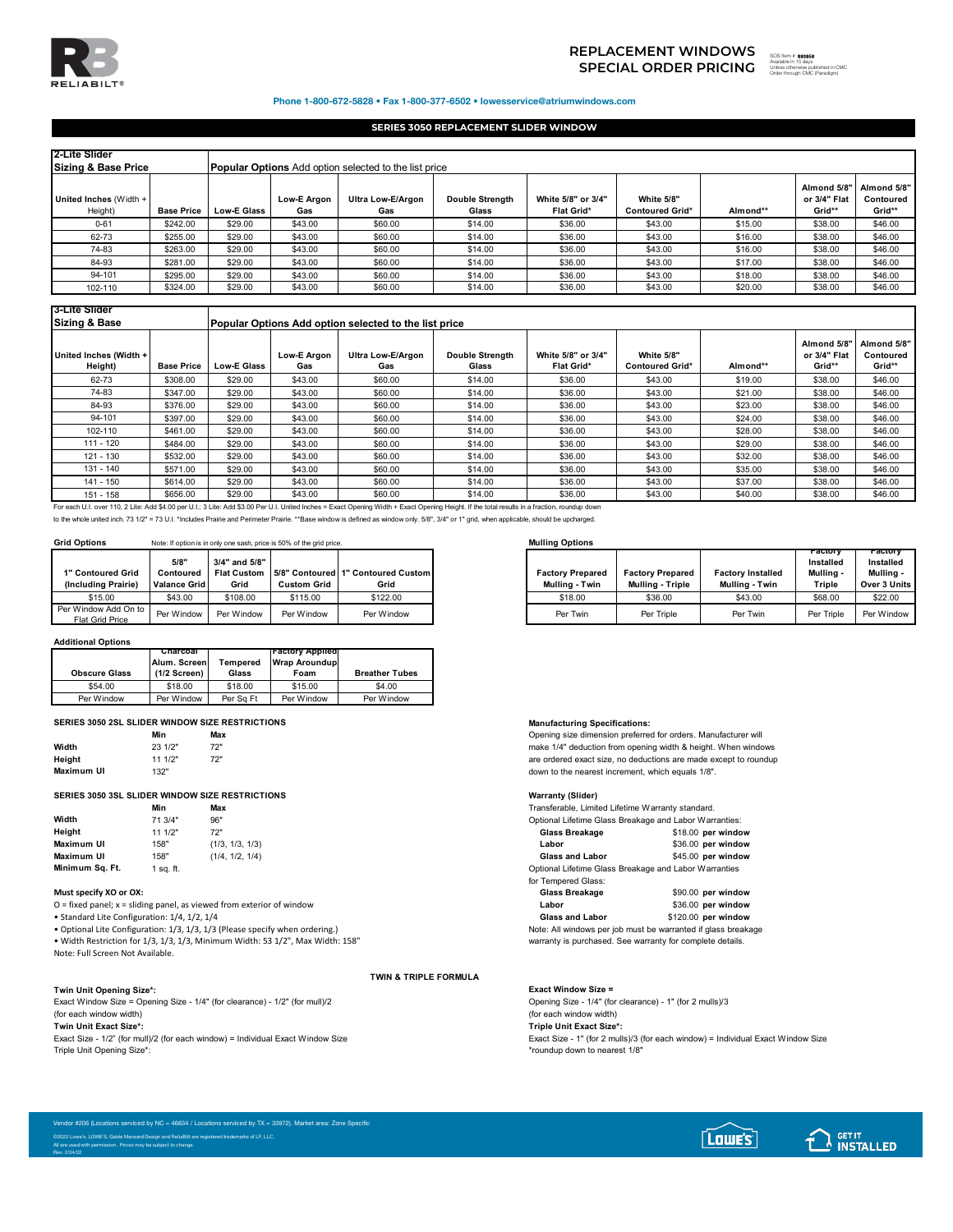# REPLACEMENT WINDOWS SPECIAL ORDER PRICING

SOS Item # 893858
Available in 15 days
Unless otherwise published in CMC
Order through CMC (Paradigm)

**Phone 1-800-672-5828 • Fax 1-800-377-6502 • lowesservice@atriumwindows.com**

## SERIES 3050 REPLACEMENT SLIDER WINDOW

| 2-Lite Slider Sizing & Base Price | | Popular Options Add option selected to the list price | | | | | | | | |
|---|---|---|---|---|---|---|---|---|---|---|
| United Inches (Width + Height) | Base Price | Low-E Glass | Low-E Argon Gas | Ultra Low-E/Argon Gas | Double Strength Glass | White 5/8" or 3/4" Flat Grid* | White 5/8" Contoured Grid* | Almond** | Almond 5/8" or 3/4" Flat Grid** | Almond 5/8" Contoured Grid** |
| 0-61 | $242.00 | $29.00 | $43.00 | $60.00 | $14.00 | $36.00 | $43.00 | $15.00 | $38.00 | $46.00 |
| 62-73 | $255.00 | $29.00 | $43.00 | $60.00 | $14.00 | $36.00 | $43.00 | $16.00 | $38.00 | $46.00 |
| 74-83 | $263.00 | $29.00 | $43.00 | $60.00 | $14.00 | $36.00 | $43.00 | $16.00 | $38.00 | $46.00 |
| 84-93 | $281.00 | $29.00 | $43.00 | $60.00 | $14.00 | $36.00 | $43.00 | $17.00 | $38.00 | $46.00 |
| 94-101 | $295.00 | $29.00 | $43.00 | $60.00 | $14.00 | $36.00 | $43.00 | $18.00 | $38.00 | $46.00 |
| 102-110 | $324.00 | $29.00 | $43.00 | $60.00 | $14.00 | $36.00 | $43.00 | $20.00 | $38.00 | $46.00 |

| 3-Lite Slider Sizing & Base | | Popular Options Add option selected to the list price | | | | | | | | |
|---|---|---|---|---|---|---|---|---|---|---|
| United Inches (Width + Height) | Base Price | Low-E Glass | Low-E Argon Gas | Ultra Low-E/Argon Gas | Double Strength Glass | White 5/8" or 3/4" Flat Grid* | White 5/8" Contoured Grid* | Almond** | Almond 5/8" or 3/4" Flat Grid** | Almond 5/8" Contoured Grid** |
| 62-73 | $308.00 | $29.00 | $43.00 | $60.00 | $14.00 | $36.00 | $43.00 | $19.00 | $38.00 | $46.00 |
| 74-83 | $347.00 | $29.00 | $43.00 | $60.00 | $14.00 | $36.00 | $43.00 | $21.00 | $38.00 | $46.00 |
| 84-93 | $376.00 | $29.00 | $43.00 | $60.00 | $14.00 | $36.00 | $43.00 | $23.00 | $38.00 | $46.00 |
| 94-101 | $397.00 | $29.00 | $43.00 | $60.00 | $14.00 | $36.00 | $43.00 | $24.00 | $38.00 | $46.00 |
| 102-110 | $461.00 | $29.00 | $43.00 | $60.00 | $14.00 | $36.00 | $43.00 | $28.00 | $38.00 | $46.00 |
| 111 - 120 | $484.00 | $29.00 | $43.00 | $60.00 | $14.00 | $36.00 | $43.00 | $29.00 | $38.00 | $46.00 |
| 121 - 130 | $532.00 | $29.00 | $43.00 | $60.00 | $14.00 | $36.00 | $43.00 | $32.00 | $38.00 | $46.00 |
| 131 - 140 | $571.00 | $29.00 | $43.00 | $60.00 | $14.00 | $36.00 | $43.00 | $35.00 | $38.00 | $46.00 |
| 141 - 150 | $614.00 | $29.00 | $43.00 | $60.00 | $14.00 | $36.00 | $43.00 | $37.00 | $38.00 | $46.00 |
| 151 - 158 | $656.00 | $29.00 | $43.00 | $60.00 | $14.00 | $36.00 | $43.00 | $40.00 | $38.00 | $46.00 |

For each U.I. over 110, 2 Lite: Add $4.00 per U.I.; 3 Lite: Add $3.00 Per U.I. United Inches = Exact Opening Width + Exact Opening Height. If the total results in a fraction, roundup down to the whole united inch. 73 1/2" = 73 U.I. *Includes Prairie and Perimeter Prairie. **Base window is defined as window only. 5/8", 3/4" or 1" grid, when applicable, should be upcharged.

**Grid Options** Note: If option is in only one sash, price is 50% of the grid price.

| 1" Contoured Grid (Including Prairie) | 5/8" Contoured Valance Grid | 3/4" and 5/8" Flat Custom Grid | 5/8" Contoured Custom Grid | 1" Contoured Custom Grid |
|---|---|---|---|---|
| $15.00 | $43.00 | $108.00 | $115.00 | $122.00 |
| Per Window Add On to Flat Grid Price | Per Window | Per Window | Per Window | Per Window |

**Mulling Options**

| Factory Prepared Mulling - Twin | Factory Prepared Mulling - Triple | Factory Installed Mulling - Twin | Factory Installed Mulling - Triple | Factory Installed Mulling - Over 3 Units |
|---|---|---|---|---|
| $18.00 | $36.00 | $43.00 | $68.00 | $22.00 |
| Per Twin | Per Triple | Per Twin | Per Triple | Per Window |

**Additional Options**

| Obscure Glass | Charcoal Alum. Screen (1/2 Screen) | Tempered Glass | Factory Applied Wrap Aroundup Foam | Breather Tubes |
|---|---|---|---|---|
| $54.00 | $18.00 | $18.00 | $15.00 | $4.00 |
| Per Window | Per Window | Per Sq Ft | Per Window | Per Window |

**SERIES 3050 2SL SLIDER WINDOW SIZE RESTRICTIONS**

| | Min | Max |
|---|---|---|
| Width | 23 1/2" | 72" |
| Height | 11 1/2" | 72" |
| Maximum UI | 132" | |

**SERIES 3050 3SL SLIDER WINDOW SIZE RESTRICTIONS**

| | Min | Max |
|---|---|---|
| Width | 71 3/4" | 96" |
| Height | 11 1/2" | 72" |
| Maximum UI | 158" | (1/3, 1/3, 1/3) |
| Maximum UI | 158" | (1/4, 1/2, 1/4) |
| Minimum Sq. Ft. | 1 sq. ft. | |

**Must specify XO or OX:**

O = fixed panel; x = sliding panel, as viewed from exterior of window

- Standard Lite Configuration: 1/4, 1/2, 1/4
- Optional Lite Configuration: 1/3, 1/3, 1/3 (Please specify when ordering.)
- Width Restriction for 1/3, 1/3, 1/3, Minimum Width: 53 1/2", Max Width: 158"

Note: Full Screen Not Available.

**Manufacturing Specifications:**

Opening size dimension preferred for orders. Manufacturer will make 1/4" deduction from opening width & height. When windows are ordered exact size, no deductions are made except to roundup down to the nearest increment, which equals 1/8".

**Warranty (Slider)**

Transferable, Limited Lifetime Warranty standard.

Optional Lifetime Glass Breakage and Labor Warranties:

| | |
|---|---|
| **Glass Breakage** | $18.00 **per window** |
| **Labor** | $36.00 **per window** |
| **Glass and Labor** | $45.00 **per window** |

Optional Lifetime Glass Breakage and Labor Warranties for Tempered Glass:

| | |
|---|---|
| **Glass Breakage** | $90.00 **per window** |
| **Labor** | $36.00 **per window** |
| **Glass and Labor** | $120.00 **per window** |

Note: All windows per job must be warranted if glass breakage warranty is purchased. See warranty for complete details.

**TWIN & TRIPLE FORMULA**

**Twin Unit Opening Size*:**

Exact Window Size = Opening Size - 1/4" (for clearance) - 1/2" (for mull)/2 (for each window width)

**Twin Unit Exact Size*:**

Exact Size - 1/2" (for mull)/2 (for each window) = Individual Exact Window Size

Triple Unit Opening Size*:

**Exact Window Size =**

Opening Size - 1/4" (for clearance) - 1" (for 2 mulls)/3 (for each window width)

**Triple Unit Exact Size*:**

Exact Size - 1" (for 2 mulls)/3 (for each window) = Individual Exact Window Size

*roundup down to nearest 1/8"

Vendor #206 (Locations serviced by NC = 46634 / Locations serviced by TX = 33972). Market area: Zone Specific

©2022 Lowe's. LOWE'S, Gable Mansard Design and ReliaBilt are registered trademarks of LF, LLC. All are used with permission. Prices may be subject to change. Rev. 2/24/22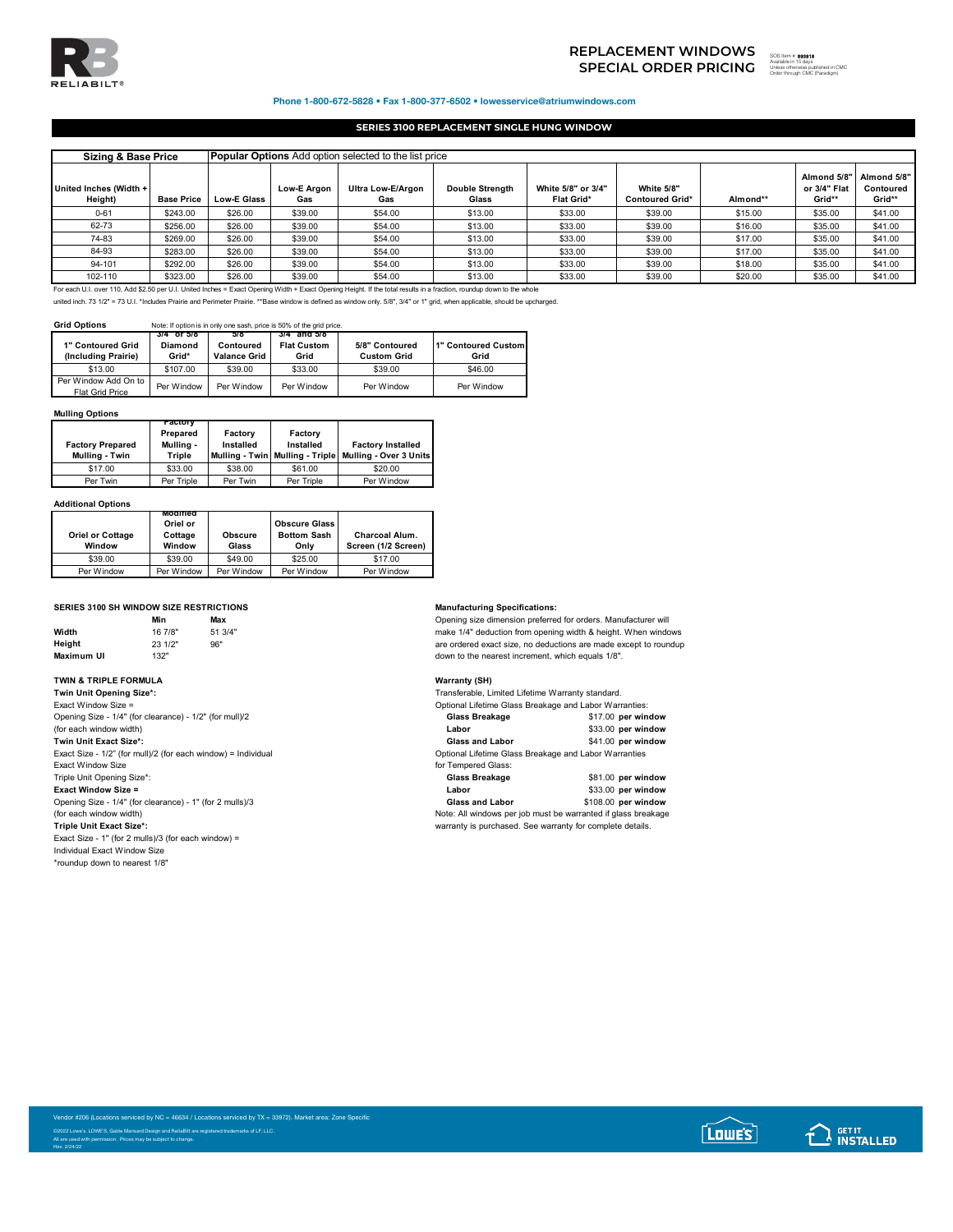# REPLACEMENT WINDOWS SPECIAL ORDER PRICING

SOS Item # 893818
Available in 15 days
Unless otherwise published in CMC
Order through CMC (Paradigm)

**Phone 1-800-672-5828 • Fax 1-800-377-6502 • lowesservice@atriumwindows.com**

## SERIES 3100 REPLACEMENT SINGLE HUNG WINDOW

| Sizing & Base Price | | Popular Options Add option selected to the list price | | | | | | | | |
|---|---|---|---|---|---|---|---|---|---|---|
| United Inches (Width + Height) | Base Price | Low-E Glass | Low-E Argon Gas | Ultra Low-E/Argon Gas | Double Strength Glass | White 5/8" or 3/4" Flat Grid* | White 5/8" Contoured Grid* | Almond** | Almond 5/8" or 3/4" Flat Grid** | Almond 5/8" Contoured Grid** |
| 0-61 | $243.00 | $26.00 | $39.00 | $54.00 | $13.00 | $33.00 | $39.00 | $15.00 | $35.00 | $41.00 |
| 62-73 | $256.00 | $26.00 | $39.00 | $54.00 | $13.00 | $33.00 | $39.00 | $16.00 | $35.00 | $41.00 |
| 74-83 | $269.00 | $26.00 | $39.00 | $54.00 | $13.00 | $33.00 | $39.00 | $17.00 | $35.00 | $41.00 |
| 84-93 | $283.00 | $26.00 | $39.00 | $54.00 | $13.00 | $33.00 | $39.00 | $17.00 | $35.00 | $41.00 |
| 94-101 | $292.00 | $26.00 | $39.00 | $54.00 | $13.00 | $33.00 | $39.00 | $18.00 | $35.00 | $41.00 |
| 102-110 | $323.00 | $26.00 | $39.00 | $54.00 | $13.00 | $33.00 | $39.00 | $20.00 | $35.00 | $41.00 |

For each U.I. over 110, Add $2.50 per U.I. United Inches = Exact Opening Width + Exact Opening Height. If the total results in a fraction, roundup down to the whole united inch. 73 1/2" = 73 U.I. *Includes Prairie and Perimeter Prairie. **Base window is defined as window only. 5/8", 3/4" or 1" grid, when applicable, should be upcharged.

### Grid Options

Note: If option is in only one sash, price is 50% of the grid price.

| 1" Contoured Grid (Including Prairie) | 3/4" or 5/8" Diamond Grid* | 5/8" Contoured Valance Grid | 3/4" and 5/8" Flat Custom Grid | 5/8" Contoured Custom Grid | 1" Contoured Custom Grid |
|---|---|---|---|---|---|
| $13.00 | $107.00 | $39.00 | $33.00 | $39.00 | $46.00 |
| Per Window Add On to Flat Grid Price | Per Window | Per Window | Per Window | Per Window | Per Window |

### Mulling Options

| Factory Prepared Mulling - Twin | Factory Prepared Mulling - Triple | Factory Installed Mulling - Twin | Factory Installed Mulling - Triple | Factory Installed Mulling - Over 3 Units |
|---|---|---|---|---|
| $17.00 | $33.00 | $38.00 | $61.00 | $20.00 |
| Per Twin | Per Triple | Per Twin | Per Triple | Per Window |

### Additional Options

| Oriel or Cottage Window | Modified Oriel or Cottage Window | Obscure Glass | Obscure Glass Bottom Sash Only | Charcoal Alum. Screen (1/2 Screen) |
|---|---|---|---|---|
| $39.00 | $39.00 | $49.00 | $25.00 | $17.00 |
| Per Window | Per Window | Per Window | Per Window | Per Window |

### SERIES 3100 SH WINDOW SIZE RESTRICTIONS

| | Min | Max |
|---|---|---|
| Width | 16 7/8" | 51 3/4" |
| Height | 23 1/2" | 96" |
| Maximum UI | 132" | |

### TWIN & TRIPLE FORMULA

**Twin Unit Opening Size*:**
Exact Window Size =
Opening Size - 1/4" (for clearance) - 1/2" (for mull)/2
(for each window width)
**Twin Unit Exact Size*:**
Exact Size - 1/2" (for mull)/2 (for each window) = Individual Exact Window Size
Triple Unit Opening Size*:
**Exact Window Size =**
Opening Size - 1/4" (for clearance) - 1" (for 2 mulls)/3
(for each window width)
**Triple Unit Exact Size*:**
Exact Size - 1" (for 2 mulls)/3 (for each window) =
Individual Exact Window Size
*roundup down to nearest 1/8"

### Manufacturing Specifications:

Opening size dimension preferred for orders. Manufacturer will make 1/4" deduction from opening width & height. When windows are ordered exact size, no deductions are made except to roundup down to the nearest increment, which equals 1/8".

### Warranty (SH)

Transferable, Limited Lifetime Warranty standard.

Optional Lifetime Glass Breakage and Labor Warranties:

| | |
|---|---|
| **Glass Breakage** | $17.00 **per window** |
| **Labor** | $33.00 **per window** |
| **Glass and Labor** | $41.00 **per window** |

Optional Lifetime Glass Breakage and Labor Warranties for Tempered Glass:

| | |
|---|---|
| **Glass Breakage** | $81.00 **per window** |
| **Labor** | $33.00 **per window** |
| **Glass and Labor** | $108.00 **per window** |

Note: All windows per job must be warranted if glass breakage warranty is purchased. See warranty for complete details.

Vendor #206 (Locations serviced by NC = 46634 / Locations serviced by TX = 33972). Market area: Zone Specific

©2022 Lowe's. LOWE'S, Gable Mansard Design and ReliaBilt are registered trademarks of LF, LLC. All are used with permission. Prices may be subject to change. Rev. 2/24/22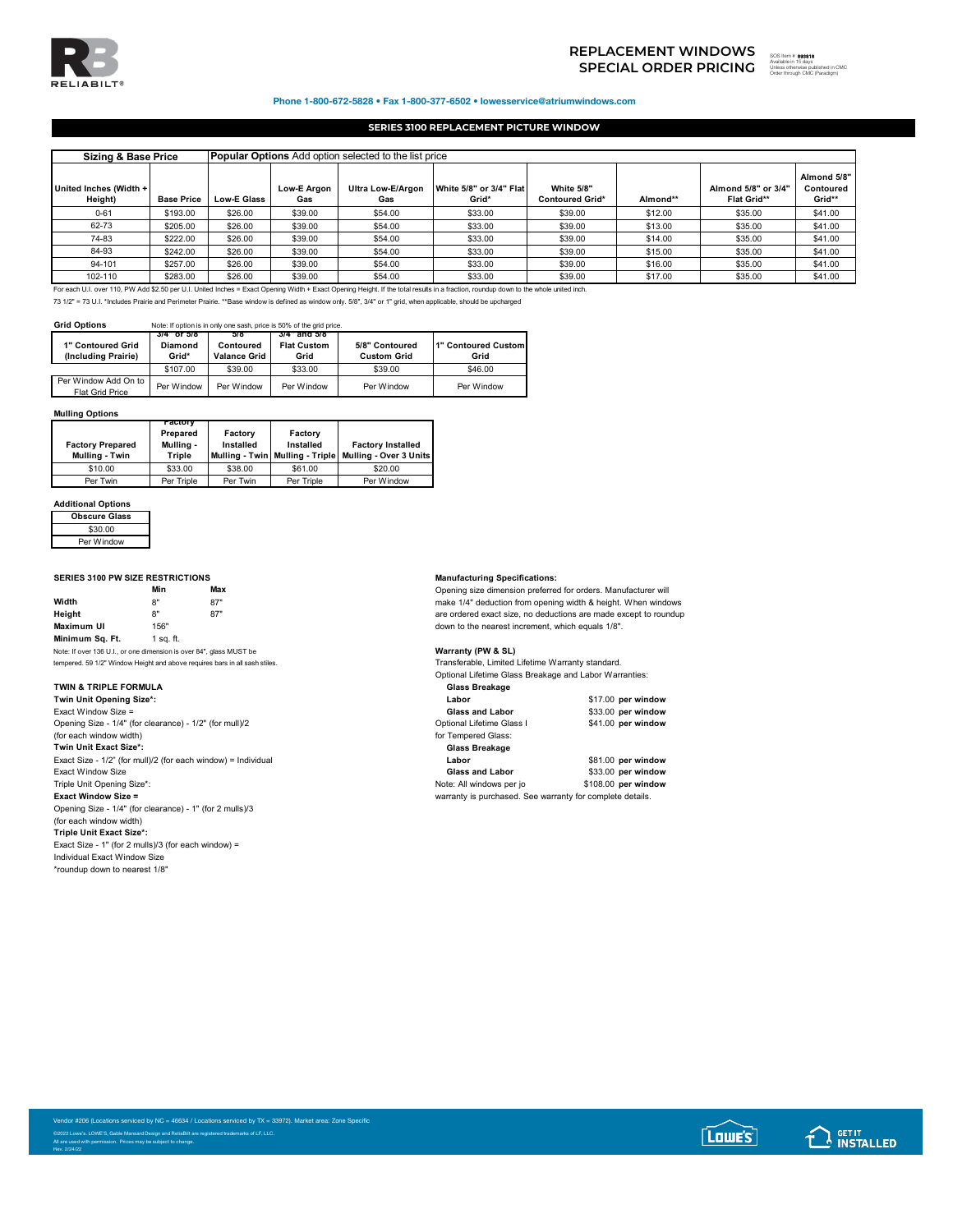# REPLACEMENT WINDOWS SPECIAL ORDER PRICING

SOS Item # 893818
Available in 15 days
Unless otherwise published in CMC
Order through CMC (Paradigm)

**Phone 1-800-672-5828 • Fax 1-800-377-6502 • lowesservice@atriumwindows.com**

## SERIES 3100 REPLACEMENT PICTURE WINDOW

| Sizing & Base Price | | Popular Options Add option selected to the list price | | | | | | | |
|---|---|---|---|---|---|---|---|---|---|
| United Inches (Width + Height) | Base Price | Low-E Glass | Low-E Argon Gas | Ultra Low-E/Argon Gas | White 5/8" or 3/4" Flat Grid* | White 5/8" Contoured Grid* | Almond** | Almond 5/8" or 3/4" Flat Grid** | Almond 5/8" Contoured Grid** |
| 0-61 | $193.00 | $26.00 | $39.00 | $54.00 | $33.00 | $39.00 | $12.00 | $35.00 | $41.00 |
| 62-73 | $205.00 | $26.00 | $39.00 | $54.00 | $33.00 | $39.00 | $13.00 | $35.00 | $41.00 |
| 74-83 | $222.00 | $26.00 | $39.00 | $54.00 | $33.00 | $39.00 | $14.00 | $35.00 | $41.00 |
| 84-93 | $242.00 | $26.00 | $39.00 | $54.00 | $33.00 | $39.00 | $15.00 | $35.00 | $41.00 |
| 94-101 | $257.00 | $26.00 | $39.00 | $54.00 | $33.00 | $39.00 | $16.00 | $35.00 | $41.00 |
| 102-110 | $283.00 | $26.00 | $39.00 | $54.00 | $33.00 | $39.00 | $17.00 | $35.00 | $41.00 |

For each U.I. over 110, PW Add $2.50 per U.I. United Inches = Exact Opening Width + Exact Opening Height. If the total results in a fraction, roundup down to the whole united inch.

73 1/2" = 73 U.I. *Includes Prairie and Perimeter Prairie. **Base window is defined as window only. 5/8", 3/4" or 1" grid, when applicable, should be upcharged

**Grid Options** Note: If option is in only one sash, price is 50% of the grid price.

| 1" Contoured Grid (Including Prairie) | 3/4" or 5/8" Diamond Grid* | 5/8" Contoured Valance Grid | 3/4" and 5/8" Flat Custom Grid | 5/8" Contoured Custom Grid | 1" Contoured Custom Grid |
|---|---|---|---|---|---|
| $107.00 | $39.00 | $33.00 | $39.00 | $46.00 |
| Per Window Add On to Flat Grid Price | Per Window | Per Window | Per Window | Per Window | Per Window |

**Mulling Options**

| Factory Prepared Mulling - Twin | Factory Prepared Mulling - Triple | Factory Installed Mulling - Twin | Factory Installed Mulling - Triple | Factory Installed Mulling - Over 3 Units |
|---|---|---|---|---|
| $10.00 | $33.00 | $38.00 | $61.00 | $20.00 |
| Per Twin | Per Triple | Per Twin | Per Triple | Per Window |

**Additional Options**

| Obscure Glass |
|---|
| $30.00 |
| Per Window |

**SERIES 3100 PW SIZE RESTRICTIONS**

| | Min | Max |
|---|---|---|
| **Width** | 8" | 87" |
| **Height** | 8" | 87" |
| **Maximum UI** | 156" | |
| **Minimum Sq. Ft.** | 1 sq. ft. | |

Note: If over 136 U.I., or one dimension is over 84", glass MUST be tempered. 59 1/2" Window Height and above requires bars in all sash stiles.

**TWIN & TRIPLE FORMULA**

**Twin Unit Opening Size*:**
Exact Window Size =
Opening Size - 1/4" (for clearance) - 1/2" (for mull)/2
(for each window width)

**Twin Unit Exact Size*:**
Exact Size - 1/2" (for mull)/2 (for each window) = Individual Exact Window Size

Triple Unit Opening Size*:
**Exact Window Size =**
Opening Size - 1/4" (for clearance) - 1" (for 2 mulls)/3
(for each window width)

**Triple Unit Exact Size*:**
Exact Size - 1" (for 2 mulls)/3 (for each window) =
Individual Exact Window Size
*roundup down to nearest 1/8"

**Manufacturing Specifications:**
Opening size dimension preferred for orders. Manufacturer will make 1/4" deduction from opening width & height. When windows are ordered exact size, no deductions are made except to roundup down to the nearest increment, which equals 1/8".

**Warranty (PW & SL)**
Transferable, Limited Lifetime Warranty standard.
Optional Lifetime Glass Breakage and Labor Warranties:

| | |
|---|---|
| **Glass Breakage** | |
| **Labor** | $17.00 **per window** |
| **Glass and Labor** | $33.00 **per window** |
| Optional Lifetime Glass I | $41.00 **per window** |
| for Tempered Glass: | |
| **Glass Breakage** | |
| **Labor** | $81.00 **per window** |
| **Glass and Labor** | $33.00 **per window** |
| Note: All windows per jo | $108.00 **per window** |

warranty is purchased. See warranty for complete details.

Vendor #206 (Locations serviced by NC = 46634 / Locations serviced by TX = 33972). Market area: Zone Specific

©2022 Lowe's. LOWE'S, Gable Mansard Design and ReliaBilt are registered trademarks of LF, LLC.
All are used with permission. Prices may be subject to change.
Rev. 2/24/22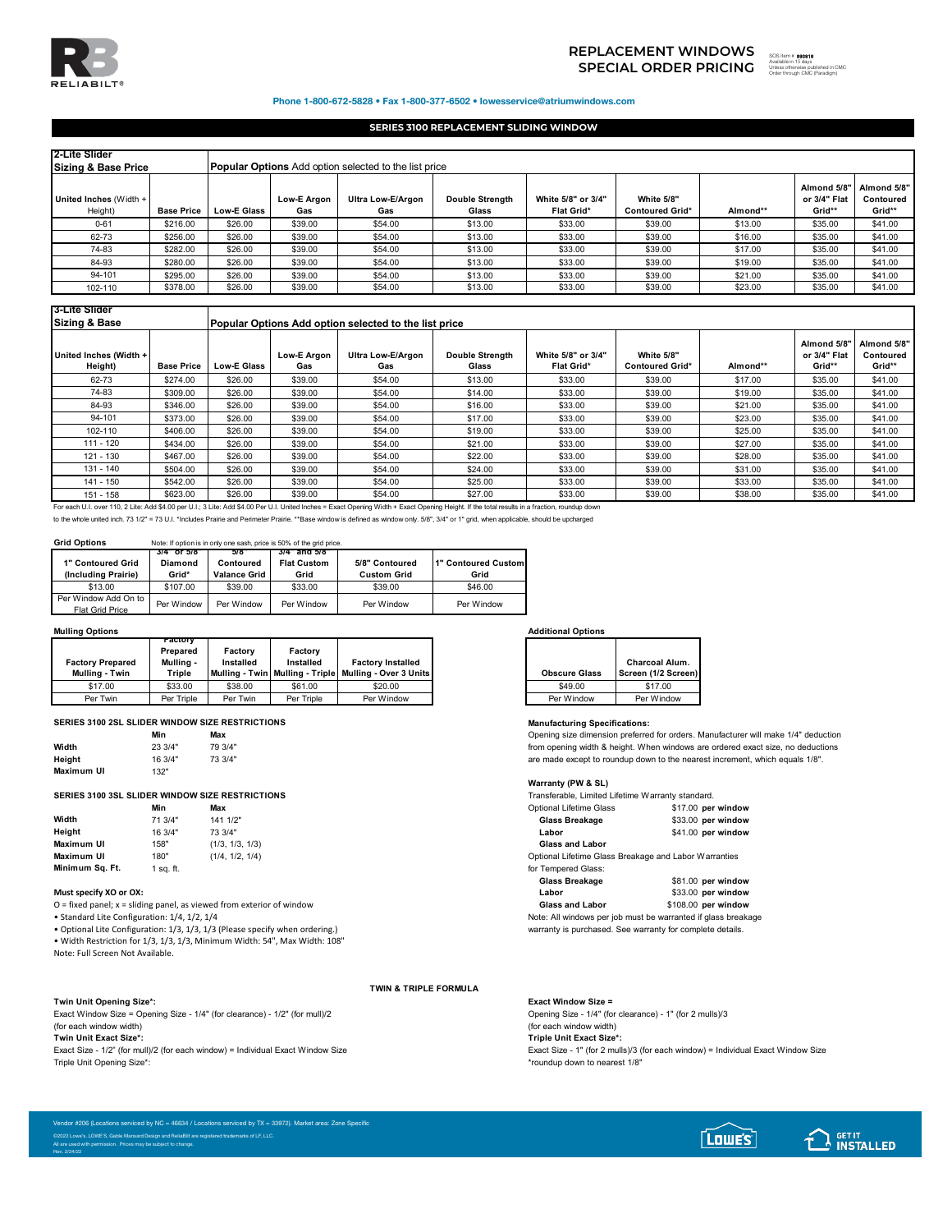# REPLACEMENT WINDOWS SPECIAL ORDER PRICING

SOS Item # 893818
Available in 15 days
Unless otherwise published in CMC
Order through CMC (Paradigm)

**Phone 1-800-672-5828 • Fax 1-800-377-6502 • lowesservice@atriumwindows.com**

## SERIES 3100 REPLACEMENT SLIDING WINDOW

| 2-Lite Slider Sizing & Base Price | | Popular Options Add option selected to the list price | | | | | | | | |
|---|---|---|---|---|---|---|---|---|---|---|
| United Inches (Width + Height) | Base Price | Low-E Glass | Low-E Argon Gas | Ultra Low-E/Argon Gas | Double Strength Glass | White 5/8" or 3/4" Flat Grid* | White 5/8" Contoured Grid* | Almond** | Almond 5/8" or 3/4" Flat Grid** | Almond 5/8" Contoured Grid** |
| 0-61 | $216.00 | $26.00 | $39.00 | $54.00 | $13.00 | $33.00 | $39.00 | $13.00 | $35.00 | $41.00 |
| 62-73 | $256.00 | $26.00 | $39.00 | $54.00 | $13.00 | $33.00 | $39.00 | $16.00 | $35.00 | $41.00 |
| 74-83 | $282.00 | $26.00 | $39.00 | $54.00 | $13.00 | $33.00 | $39.00 | $17.00 | $35.00 | $41.00 |
| 84-93 | $280.00 | $26.00 | $39.00 | $54.00 | $13.00 | $33.00 | $39.00 | $19.00 | $35.00 | $41.00 |
| 94-101 | $295.00 | $26.00 | $39.00 | $54.00 | $13.00 | $33.00 | $39.00 | $21.00 | $35.00 | $41.00 |
| 102-110 | $378.00 | $26.00 | $39.00 | $54.00 | $13.00 | $33.00 | $39.00 | $23.00 | $35.00 | $41.00 |

| 3-Lite Slider Sizing & Base | | Popular Options Add option selected to the list price | | | | | | | | |
|---|---|---|---|---|---|---|---|---|---|---|
| United Inches (Width + Height) | Base Price | Low-E Glass | Low-E Argon Gas | Ultra Low-E/Argon Gas | Double Strength Glass | White 5/8" or 3/4" Flat Grid* | White 5/8" Contoured Grid* | Almond** | Almond 5/8" or 3/4" Flat Grid** | Almond 5/8" Contoured Grid** |
| 62-73 | $274.00 | $26.00 | $39.00 | $54.00 | $13.00 | $33.00 | $39.00 | $17.00 | $35.00 | $41.00 |
| 74-83 | $309.00 | $26.00 | $39.00 | $54.00 | $14.00 | $33.00 | $39.00 | $19.00 | $35.00 | $41.00 |
| 84-93 | $346.00 | $26.00 | $39.00 | $54.00 | $16.00 | $33.00 | $39.00 | $21.00 | $35.00 | $41.00 |
| 94-101 | $373.00 | $26.00 | $39.00 | $54.00 | $17.00 | $33.00 | $39.00 | $23.00 | $35.00 | $41.00 |
| 102-110 | $406.00 | $26.00 | $39.00 | $54.00 | $19.00 | $33.00 | $39.00 | $25.00 | $35.00 | $41.00 |
| 111 - 120 | $434.00 | $26.00 | $39.00 | $54.00 | $21.00 | $33.00 | $39.00 | $27.00 | $35.00 | $41.00 |
| 121 - 130 | $467.00 | $26.00 | $39.00 | $54.00 | $22.00 | $33.00 | $39.00 | $28.00 | $35.00 | $41.00 |
| 131 - 140 | $504.00 | $26.00 | $39.00 | $54.00 | $24.00 | $33.00 | $39.00 | $31.00 | $35.00 | $41.00 |
| 141 - 150 | $542.00 | $26.00 | $39.00 | $54.00 | $25.00 | $33.00 | $39.00 | $33.00 | $35.00 | $41.00 |
| 151 - 158 | $623.00 | $26.00 | $39.00 | $54.00 | $27.00 | $33.00 | $39.00 | $38.00 | $35.00 | $41.00 |

For each U.I. over 110, 2 Lite: Add $4.00 per U.I.; 3 Lite: Add $4.00 Per U.I. United Inches = Exact Opening Width + Exact Opening Height. If the total results in a fraction, roundup down to the whole united inch. 73 1/2" = 73 U.I. *Includes Prairie and Perimeter Prairie. **Base window is defined as window only. 5/8", 3/4" or 1" grid, when applicable, should be upcharged

**Grid Options** Note: If option is in only one sash, price is 50% of the grid price.

| 1" Contoured Grid (Including Prairie) | 3/4" or 5/8" Diamond Grid* | 5/8" Contoured Valance Grid | 3/4" and 5/8" Flat Custom Grid | 5/8" Contoured Custom Grid | 1" Contoured Custom Grid |
|---|---|---|---|---|---|
| $13.00 | $107.00 | $39.00 | $33.00 | $39.00 | $46.00 |
| Per Window Add On to Flat Grid Price | Per Window | Per Window | Per Window | Per Window | Per Window |

**Mulling Options**

| Factory Prepared Mulling - Twin | Factory Prepared Mulling - Triple | Factory Installed Mulling - Twin | Factory Installed Mulling - Triple | Factory Installed Mulling - Over 3 Units |
|---|---|---|---|---|
| $17.00 | $33.00 | $38.00 | $61.00 | $20.00 |
| Per Twin | Per Triple | Per Twin | Per Triple | Per Window |

**Additional Options**

| Obscure Glass | Charcoal Alum. Screen (1/2 Screen) |
|---|---|
| $49.00 | $17.00 |
| Per Window | Per Window |

**SERIES 3100 2SL SLIDER WINDOW SIZE RESTRICTIONS**

| | Min | Max |
|---|---|---|
| Width | 23 3/4" | 79 3/4" |
| Height | 16 3/4" | 73 3/4" |
| Maximum UI | 132" | |

**SERIES 3100 3SL SLIDER WINDOW SIZE RESTRICTIONS**

| | Min | Max |
|---|---|---|
| Width | 71 3/4" | 141 1/2" |
| Height | 16 3/4" | 73 3/4" |
| Maximum UI | 158" | (1/3, 1/3, 1/3) |
| Maximum UI | 180" | (1/4, 1/2, 1/4) |
| Minimum Sq. Ft. | 1 sq. ft. | |

**Must specify XO or OX:**

O = fixed panel; x = sliding panel, as viewed from exterior of window

- Standard Lite Configuration: 1/4, 1/2, 1/4
- Optional Lite Configuration: 1/3, 1/3, 1/3 (Please specify when ordering.)
- Width Restriction for 1/3, 1/3, 1/3, Minimum Width: 54", Max Width: 108"

Note: Full Screen Not Available.

**Manufacturing Specifications:**

Opening size dimension preferred for orders. Manufacturer will make 1/4" deduction from opening width & height. When windows are ordered exact size, no deductions are made except to roundup down to the nearest increment, which equals 1/8".

**Warranty (PW & SL)**

Transferable, Limited Lifetime Warranty standard.

| Optional Lifetime Glass | $17.00 **per window** |
|---|---|
| **Glass Breakage** | $33.00 **per window** |
| **Labor** | $41.00 **per window** |
| **Glass and Labor** | |

Optional Lifetime Glass Breakage and Labor Warranties for Tempered Glass:

| **Glass Breakage** | $81.00 **per window** |
|---|---|
| **Labor** | $33.00 **per window** |
| **Glass and Labor** | $108.00 **per window** |

Note: All windows per job must be warranted if glass breakage warranty is purchased. See warranty for complete details.

**TWIN & TRIPLE FORMULA**

**Twin Unit Opening Size*:**
Exact Window Size = Opening Size - 1/4" (for clearance) - 1/2" (for mull)/2
(for each window width)

**Twin Unit Exact Size*:**
Exact Size - 1/2" (for mull)/2 (for each window) = Individual Exact Window Size

Triple Unit Opening Size*:

**Exact Window Size =**
Opening Size - 1/4" (for clearance) - 1" (for 2 mulls)/3
(for each window width)

**Triple Unit Exact Size*:**
Exact Size - 1" (for 2 mulls)/3 (for each window) = Individual Exact Window Size

*roundup down to nearest 1/8"

Vendor #206 (Locations serviced by NC = 46634 / Locations serviced by TX = 33972). Market area: Zone Specific

©2022 Lowe's. LOWE'S, Gable Mansard Design and ReliaBilt are registered trademarks of LF, LLC.
All are used with permission. Prices may be subject to change.
Rev. 2/24/22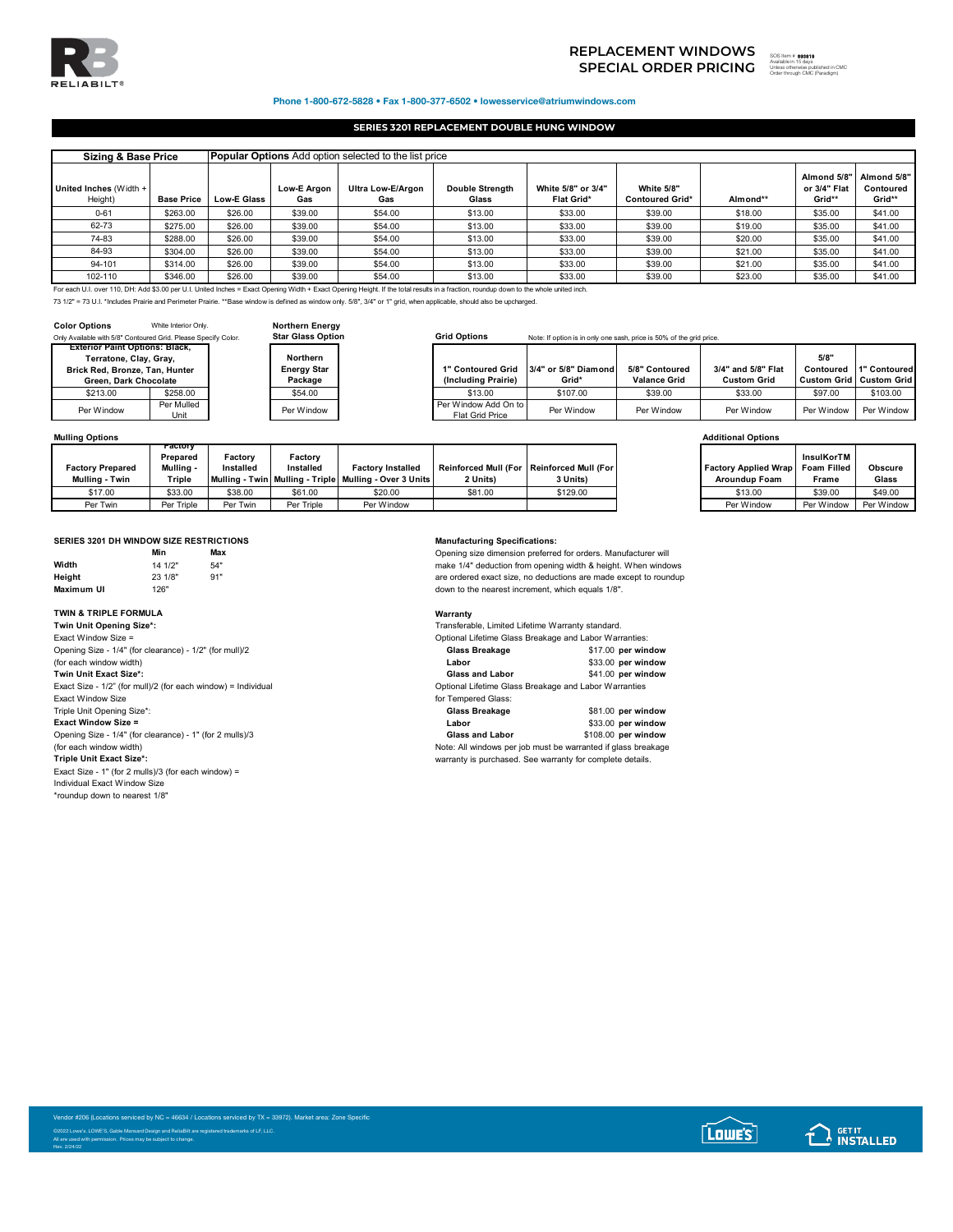# REPLACEMENT WINDOWS SPECIAL ORDER PRICING

SOS Item # 893819
Available in 15 days
Unless otherwise published in CMC
Order through CMC (Paradigm)

**Phone 1-800-672-5828 • Fax 1-800-377-6502 • lowesservice@atriumwindows.com**

## SERIES 3201 REPLACEMENT DOUBLE HUNG WINDOW

| Sizing & Base Price | | Popular Options Add option selected to the list price | | | | | | | | |
|---|---|---|---|---|---|---|---|---|---|---|
| United Inches (Width + Height) | Base Price | Low-E Glass | Low-E Argon Gas | Ultra Low-E/Argon Gas | Double Strength Glass | White 5/8" or 3/4" Flat Grid* | White 5/8" Contoured Grid* | Almond** | Almond 5/8" or 3/4" Flat Grid** | Almond 5/8" Contoured Grid** |
| 0-61 | $263.00 | $26.00 | $39.00 | $54.00 | $13.00 | $33.00 | $39.00 | $18.00 | $35.00 | $41.00 |
| 62-73 | $275.00 | $26.00 | $39.00 | $54.00 | $13.00 | $33.00 | $39.00 | $19.00 | $35.00 | $41.00 |
| 74-83 | $288.00 | $26.00 | $39.00 | $54.00 | $13.00 | $33.00 | $39.00 | $20.00 | $35.00 | $41.00 |
| 84-93 | $304.00 | $26.00 | $39.00 | $54.00 | $13.00 | $33.00 | $39.00 | $21.00 | $35.00 | $41.00 |
| 94-101 | $314.00 | $26.00 | $39.00 | $54.00 | $13.00 | $33.00 | $39.00 | $21.00 | $35.00 | $41.00 |
| 102-110 | $346.00 | $26.00 | $39.00 | $54.00 | $13.00 | $33.00 | $39.00 | $23.00 | $35.00 | $41.00 |

For each U.I. over 110, DH: Add $3.00 per U.I. United Inches = Exact Opening Width + Exact Opening Height. If the total results in a fraction, roundup down to the whole united inch.

73 1/2" = 73 U.I. *Includes Prairie and Perimeter Prairie. **Base window is defined as window only. 5/8", 3/4" or 1" grid, when applicable, should also be upcharged.

**Color Options** White Interior Only.

Only Available with 5/8" Contoured Grid. Please Specify Color.

| Exterior Paint Options: Black, Terratone, Clay, Gray, Brick Red, Bronze, Tan, Hunter Green, Dark Chocolate | |
|---|---|
| $213.00 | $258.00 |
| Per Window | Per Mulled Unit |

**Northern Energy Star Glass Option**

| Northern Energy Star Package |
|---|
| $54.00 |
| Per Window |

**Grid Options** Note: If option is in only one sash, price is 50% of the grid price.

| 1" Contoured Grid (Including Prairie) | 3/4" or 5/8" Diamond Grid* | 5/8" Contoured Valance Grid | 3/4" and 5/8" Flat Custom Grid | 5/8" Contoured Custom Grid | 1" Contoured Custom Grid |
|---|---|---|---|---|---|
| $13.00 | $107.00 | $39.00 | $33.00 | $97.00 | $103.00 |
| Per Window Add On to Flat Grid Price | Per Window | Per Window | Per Window | Per Window | Per Window |

**Mulling Options**

| Factory Prepared Mulling - Twin | Factory Prepared Mulling - Triple | Factory Installed Mulling - Twin | Factory Installed Mulling - Triple | Factory Installed Mulling - Over 3 Units | Reinforced Mull (For 2 Units) | Reinforced Mull (For 3 Units) |
|---|---|---|---|---|---|---|
| $17.00 | $33.00 | $38.00 | $61.00 | $20.00 | $81.00 | $129.00 |
| Per Twin | Per Triple | Per Twin | Per Triple | Per Window | | |

**Additional Options**

| Factory Applied Wrap Aroundup Foam | InsulKorTM Foam Filled Frame | Obscure Glass |
|---|---|---|
| $13.00 | $39.00 | $49.00 |
| Per Window | Per Window | Per Window |

### SERIES 3201 DH WINDOW SIZE RESTRICTIONS

| | Min | Max |
|---|---|---|
| **Width** | 14 1/2" | 54" |
| **Height** | 23 1/8" | 91" |
| **Maximum UI** | 126" | |

### TWIN & TRIPLE FORMULA

**Twin Unit Opening Size*:**
Exact Window Size =
Opening Size - 1/4" (for clearance) - 1/2" (for mull)/2
(for each window width)
**Twin Unit Exact Size*:**
Exact Size - 1/2" (for mull)/2 (for each window) = Individual
Exact Window Size
Triple Unit Opening Size*:
**Exact Window Size =**
Opening Size - 1/4" (for clearance) - 1" (for 2 mulls)/3
(for each window width)
**Triple Unit Exact Size*:**
Exact Size - 1" (for 2 mulls)/3 (for each window) =
Individual Exact Window Size
*roundup down to nearest 1/8"

**Manufacturing Specifications:**

Opening size dimension preferred for orders. Manufacturer will make 1/4" deduction from opening width & height. When windows are ordered exact size, no deductions are made except to roundup down to the nearest increment, which equals 1/8".

**Warranty**

Transferable, Limited Lifetime Warranty standard.

Optional Lifetime Glass Breakage and Labor Warranties:

| | |
|---|---|
| **Glass Breakage** | $17.00 **per window** |
| **Labor** | $33.00 **per window** |
| **Glass and Labor** | $41.00 **per window** |

Optional Lifetime Glass Breakage and Labor Warranties for Tempered Glass:

| | |
|---|---|
| **Glass Breakage** | $81.00 **per window** |
| **Labor** | $33.00 **per window** |
| **Glass and Labor** | $108.00 **per window** |

Note: All windows per job must be warranted if glass breakage warranty is purchased. See warranty for complete details.

Vendor #206 (Locations serviced by NC = 46634 / Locations serviced by TX = 33972). Market area: Zone Specific

©2022 Lowe's, LOWE'S, Gable Mansard Design and ReliaBilt are registered trademarks of LF, LLC.
All are used with permission. Prices may be subject to change.
Rev. 2/24/22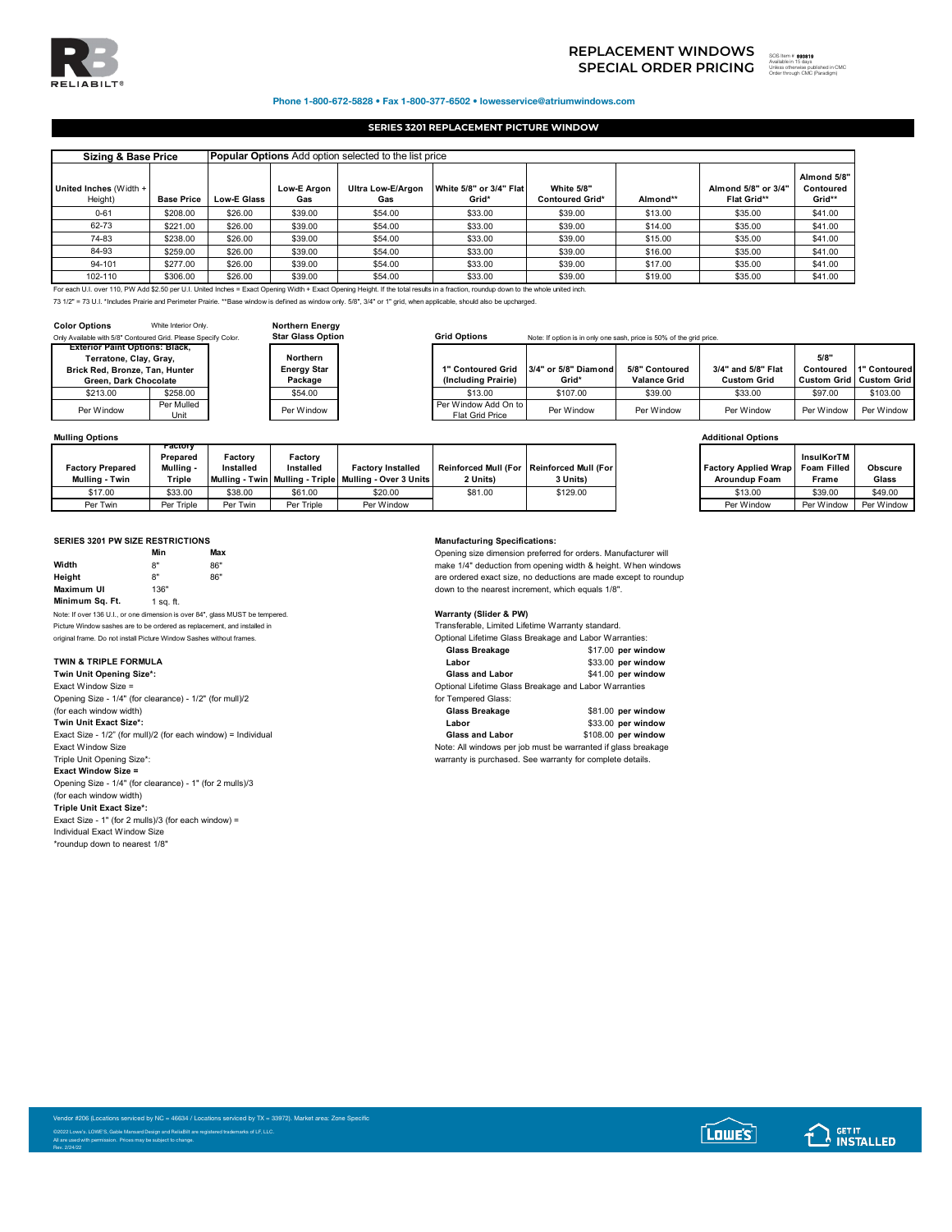RELIABILT®

# REPLACEMENT WINDOWS SPECIAL ORDER PRICING

SOS Item # 893819
Available in 15 days
Unless otherwise published in CMC
Order through CMC (Paradigm)

**Phone 1-800-672-5828 • Fax 1-800-377-6502 • lowesservice@atriumwindows.com**

## SERIES 3201 REPLACEMENT PICTURE WINDOW

| Sizing & Base Price | | Popular Options Add option selected to the list price | | | | | | | |
|---|---|---|---|---|---|---|---|---|---|
| United Inches (Width + Height) | Base Price | Low-E Glass | Low-E Argon Gas | Ultra Low-E/Argon Gas | White 5/8" or 3/4" Flat Grid* | White 5/8" Contoured Grid* | Almond** | Almond 5/8" or 3/4" Flat Grid** | Almond 5/8" Contoured Grid** |
| 0-61 | $208.00 | $26.00 | $39.00 | $54.00 | $33.00 | $39.00 | $13.00 | $35.00 | $41.00 |
| 62-73 | $221.00 | $26.00 | $39.00 | $54.00 | $33.00 | $39.00 | $14.00 | $35.00 | $41.00 |
| 74-83 | $238.00 | $26.00 | $39.00 | $54.00 | $33.00 | $39.00 | $15.00 | $35.00 | $41.00 |
| 84-93 | $259.00 | $26.00 | $39.00 | $54.00 | $33.00 | $39.00 | $16.00 | $35.00 | $41.00 |
| 94-101 | $277.00 | $26.00 | $39.00 | $54.00 | $33.00 | $39.00 | $17.00 | $35.00 | $41.00 |
| 102-110 | $306.00 | $26.00 | $39.00 | $54.00 | $33.00 | $39.00 | $19.00 | $35.00 | $41.00 |

For each U.I. over 110, PW Add $2.50 per U.I. United Inches = Exact Opening Width + Exact Opening Height. If the total results in a fraction, roundup down to the whole united inch.

73 1/2" = 73 U.I. *Includes Prairie and Perimeter Prairie. **Base window is defined as window only. 5/8", 3/4" or 1" grid, when applicable, should also be upcharged.

**Color Options** White Interior Only.

Only Available with 5/8" Contoured Grid. Please Specify Color.

| Exterior Paint Options: Black, Terratone, Clay, Gray, Brick Red, Bronze, Tan, Hunter Green, Dark Chocolate | |
|---|---|
| $213.00 | $258.00 |
| Per Window | Per Mulled Unit |

**Northern Energy Star Glass Option**

| Northern Energy Star Package |
|---|
| $54.00 |
| Per Window |

**Grid Options** Note: If option is in only one sash, price is 50% of the grid price.

| 1" Contoured Grid (Including Prairie) | 3/4" or 5/8" Diamond Grid* | 5/8" Contoured Valance Grid | 3/4" and 5/8" Flat Custom Grid | 5/8" Contoured Custom Grid | 1" Contoured Custom Grid |
|---|---|---|---|---|---|
| $13.00 | $107.00 | $39.00 | $33.00 | $97.00 | $103.00 |
| Per Window Add On to Flat Grid Price | Per Window | Per Window | Per Window | Per Window | Per Window |

**Mulling Options**

| Factory Prepared Mulling - Twin | Factory Prepared Mulling - Triple | Factory Installed Mulling - Twin | Factory Installed Mulling - Triple | Factory Installed Mulling - Over 3 Units | Reinforced Mull (For 2 Units) | Reinforced Mull (For 3 Units) |
|---|---|---|---|---|---|---|
| $17.00 | $33.00 | $38.00 | $61.00 | $20.00 | $81.00 | $129.00 |
| Per Twin | Per Triple | Per Twin | Per Triple | Per Window | | |

**Additional Options**

| Factory Applied Wrap Aroundup Foam | InsulKorTM Foam Filled Frame | Obscure Glass |
|---|---|---|
| $13.00 | $39.00 | $49.00 |
| Per Window | Per Window | Per Window |

**SERIES 3201 PW SIZE RESTRICTIONS**

| | Min | Max |
|---|---|---|
| **Width** | 8" | 86" |
| **Height** | 8" | 86" |
| **Maximum UI** | 136" | |
| **Minimum Sq. Ft.** | 1 sq. ft. | |

Note: If over 136 U.I., or one dimension is over 84", glass MUST be tempered.

Picture Window sashes are to be ordered as replacement, and installed in original frame. Do not install Picture Window Sashes without frames.

**TWIN & TRIPLE FORMULA**

**Twin Unit Opening Size*:**

Exact Window Size =
Opening Size - 1/4" (for clearance) - 1/2" (for mull)/2
(for each window width)

**Twin Unit Exact Size*:**

Exact Size - 1/2" (for mull)/2 (for each window) = Individual Exact Window Size

Triple Unit Opening Size*:

**Exact Window Size =**

Opening Size - 1/4" (for clearance) - 1" (for 2 mulls)/3
(for each window width)

**Triple Unit Exact Size*:**

Exact Size - 1" (for 2 mulls)/3 (for each window) =
Individual Exact Window Size

*roundup down to nearest 1/8"

**Manufacturing Specifications:**

Opening size dimension preferred for orders. Manufacturer will make 1/4" deduction from opening width & height. When windows are ordered exact size, no deductions are made except to roundup down to the nearest increment, which equals 1/8".

**Warranty (Slider & PW)**

Transferable, Limited Lifetime Warranty standard.

Optional Lifetime Glass Breakage and Labor Warranties:

| | |
|---|---|
| **Glass Breakage** | $17.00 **per window** |
| **Labor** | $33.00 **per window** |
| **Glass and Labor** | $41.00 **per window** |

Optional Lifetime Glass Breakage and Labor Warranties for Tempered Glass:

| | |
|---|---|
| **Glass Breakage** | $81.00 **per window** |
| **Labor** | $33.00 **per window** |
| **Glass and Labor** | $108.00 **per window** |

Note: All windows per job must be warranted if glass breakage warranty is purchased. See warranty for complete details.

Vendor #206 (Locations serviced by NC = 46634 / Locations serviced by TX = 33972). Market area: Zone Specific

©2022 Lowe's. LOWE'S, Gable Mansard Design and ReliaBilt are registered trademarks of LF, LLC.
All are used with permission. Prices may be subject to change.
Rev. 2/24/22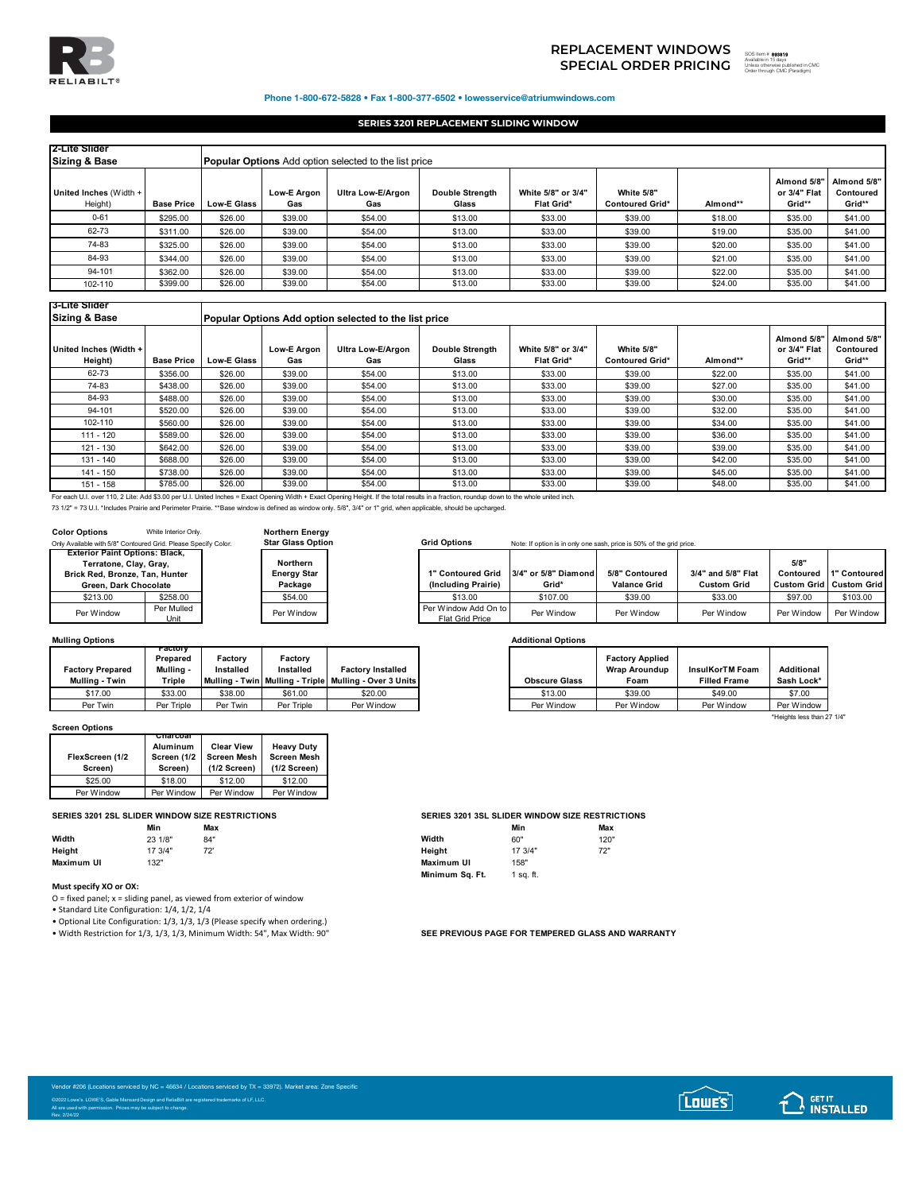# REPLACEMENT WINDOWS SPECIAL ORDER PRICING

SOS Item # 893819
Available in 15 days
Unless otherwise published in CMC
Order through CMC (Paradigm)

**Phone 1-800-672-5828 • Fax 1-800-377-6502 • lowesservice@atriumwindows.com**

## SERIES 3201 REPLACEMENT SLIDING WINDOW

| 2-Lite Slider Sizing & Base | | Popular Options Add option selected to the list price | | | | | | | | |
|---|---|---|---|---|---|---|---|---|---|---|
| United Inches (Width + Height) | Base Price | Low-E Glass | Low-E Argon Gas | Ultra Low-E/Argon Gas | Double Strength Glass | White 5/8" or 3/4" Flat Grid* | White 5/8" Contoured Grid* | Almond** | Almond 5/8" or 3/4" Flat Grid** | Almond 5/8" Contoured Grid** |
| 0-61 | $295.00 | $26.00 | $39.00 | $54.00 | $13.00 | $33.00 | $39.00 | $18.00 | $35.00 | $41.00 |
| 62-73 | $311.00 | $26.00 | $39.00 | $54.00 | $13.00 | $33.00 | $39.00 | $19.00 | $35.00 | $41.00 |
| 74-83 | $325.00 | $26.00 | $39.00 | $54.00 | $13.00 | $33.00 | $39.00 | $20.00 | $35.00 | $41.00 |
| 84-93 | $344.00 | $26.00 | $39.00 | $54.00 | $13.00 | $33.00 | $39.00 | $21.00 | $35.00 | $41.00 |
| 94-101 | $362.00 | $26.00 | $39.00 | $54.00 | $13.00 | $33.00 | $39.00 | $22.00 | $35.00 | $41.00 |
| 102-110 | $399.00 | $26.00 | $39.00 | $54.00 | $13.00 | $33.00 | $39.00 | $24.00 | $35.00 | $41.00 |

| 3-Lite Slider Sizing & Base | | Popular Options Add option selected to the list price | | | | | | | | |
|---|---|---|---|---|---|---|---|---|---|---|
| United Inches (Width + Height) | Base Price | Low-E Glass | Low-E Argon Gas | Ultra Low-E/Argon Gas | Double Strength Glass | White 5/8" or 3/4" Flat Grid* | White 5/8" Contoured Grid* | Almond** | Almond 5/8" or 3/4" Flat Grid** | Almond 5/8" Contoured Grid** |
| 62-73 | $356.00 | $26.00 | $39.00 | $54.00 | $13.00 | $33.00 | $39.00 | $22.00 | $35.00 | $41.00 |
| 74-83 | $438.00 | $26.00 | $39.00 | $54.00 | $13.00 | $33.00 | $39.00 | $27.00 | $35.00 | $41.00 |
| 84-93 | $488.00 | $26.00 | $39.00 | $54.00 | $13.00 | $33.00 | $39.00 | $30.00 | $35.00 | $41.00 |
| 94-101 | $520.00 | $26.00 | $39.00 | $54.00 | $13.00 | $33.00 | $39.00 | $32.00 | $35.00 | $41.00 |
| 102-110 | $560.00 | $26.00 | $39.00 | $54.00 | $13.00 | $33.00 | $39.00 | $34.00 | $35.00 | $41.00 |
| 111 - 120 | $589.00 | $26.00 | $39.00 | $54.00 | $13.00 | $33.00 | $39.00 | $36.00 | $35.00 | $41.00 |
| 121 - 130 | $642.00 | $26.00 | $39.00 | $54.00 | $13.00 | $33.00 | $39.00 | $39.00 | $35.00 | $41.00 |
| 131 - 140 | $688.00 | $26.00 | $39.00 | $54.00 | $13.00 | $33.00 | $39.00 | $42.00 | $35.00 | $41.00 |
| 141 - 150 | $738.00 | $26.00 | $39.00 | $54.00 | $13.00 | $33.00 | $39.00 | $45.00 | $35.00 | $41.00 |
| 151 - 158 | $785.00 | $26.00 | $39.00 | $54.00 | $13.00 | $33.00 | $39.00 | $48.00 | $35.00 | $41.00 |

For each U.I. over 110, 2 Lite: Add $3.00 per U.I. United Inches = Exact Opening Width + Exact Opening Height. If the total results in a fraction, roundup down to the whole united inch.
73 1/2" = 73 U.I. *Includes Prairie and Perimeter Prairie. **Base window is defined as window only. 5/8", 3/4" or 1" grid, when applicable, should be upcharged.

**Color Options** White Interior Only.
Only Available with 5/8" Contoured Grid. Please Specify Color.

| Exterior Paint Options: Black, Terratone, Clay, Gray, Brick Red, Bronze, Tan, Hunter Green, Dark Chocolate | |
|---|---|
| $213.00 | $258.00 |
| Per Window | Per Mulled Unit |

**Northern Energy Star Glass Option**

| Northern Energy Star Package |
|---|
| $54.00 |
| Per Window |

**Grid Options** Note: If option is in only one sash, price is 50% of the grid price.

| 1" Contoured Grid (Including Prairie) | 3/4" or 5/8" Diamond Grid* | 5/8" Contoured Valance Grid | 3/4" and 5/8" Flat Custom Grid | 5/8" Contoured Custom Grid | 1" Contoured Custom Grid |
|---|---|---|---|---|---|
| $13.00 | $107.00 | $39.00 | $33.00 | $97.00 | $103.00 |
| Per Window Add On to Flat Grid Price | Per Window | Per Window | Per Window | Per Window | Per Window |

**Mulling Options**

| Factory Prepared Mulling - Twin | Factory Prepared Mulling - Triple | Factory Installed Mulling - Twin | Factory Installed Mulling - Triple | Factory Installed Mulling - Over 3 Units |
|---|---|---|---|---|
| $17.00 | $33.00 | $38.00 | $61.00 | $20.00 |
| Per Twin | Per Triple | Per Twin | Per Triple | Per Window |

**Additional Options**

| Obscure Glass | Factory Applied Wrap Aroundup Foam | InsulKorTM Foam Filled Frame | Additional Sash Lock* |
|---|---|---|---|
| $13.00 | $39.00 | $49.00 | $7.00 |
| Per Window | Per Window | Per Window | Per Window |

*Heights less than 27 1/4"

**Screen Options**

| FlexScreen (1/2 Screen) | Charcoal Aluminum Screen (1/2 Screen) | Clear View Screen Mesh (1/2 Screen) | Heavy Duty Screen Mesh (1/2 Screen) |
|---|---|---|---|
| $25.00 | $18.00 | $12.00 | $12.00 |
| Per Window | Per Window | Per Window | Per Window |

**SERIES 3201 2SL SLIDER WINDOW SIZE RESTRICTIONS**

| | Min | Max |
|---|---|---|
| Width | 23 1/8" | 84" |
| Height | 17 3/4" | 72' |
| Maximum UI | 132" | |

**SERIES 3201 3SL SLIDER WINDOW SIZE RESTRICTIONS**

| | Min | Max |
|---|---|---|
| Width | 60" | 120" |
| Height | 17 3/4" | 72" |
| Maximum UI | 158" | |
| Minimum Sq. Ft. | 1 sq. ft. | |

**Must specify XO or OX:**

O = fixed panel; x = sliding panel, as viewed from exterior of window

- Standard Lite Configuration: 1/4, 1/2, 1/4
- Optional Lite Configuration: 1/3, 1/3, 1/3 (Please specify when ordering.)
- Width Restriction for 1/3, 1/3, 1/3, Minimum Width: 54", Max Width: 90"

**SEE PREVIOUS PAGE FOR TEMPERED GLASS AND WARRANTY**

Vendor #206 (Locations serviced by NC = 46634 / Locations serviced by TX = 33972). Market area: Zone Specific
©2022 Lowe's. LOWE'S, Gable Mansard Design and ReliaBilt are registered trademarks of LF, LLC.
All are used with permission. Prices may be subject to change.
Rev. 2/24/22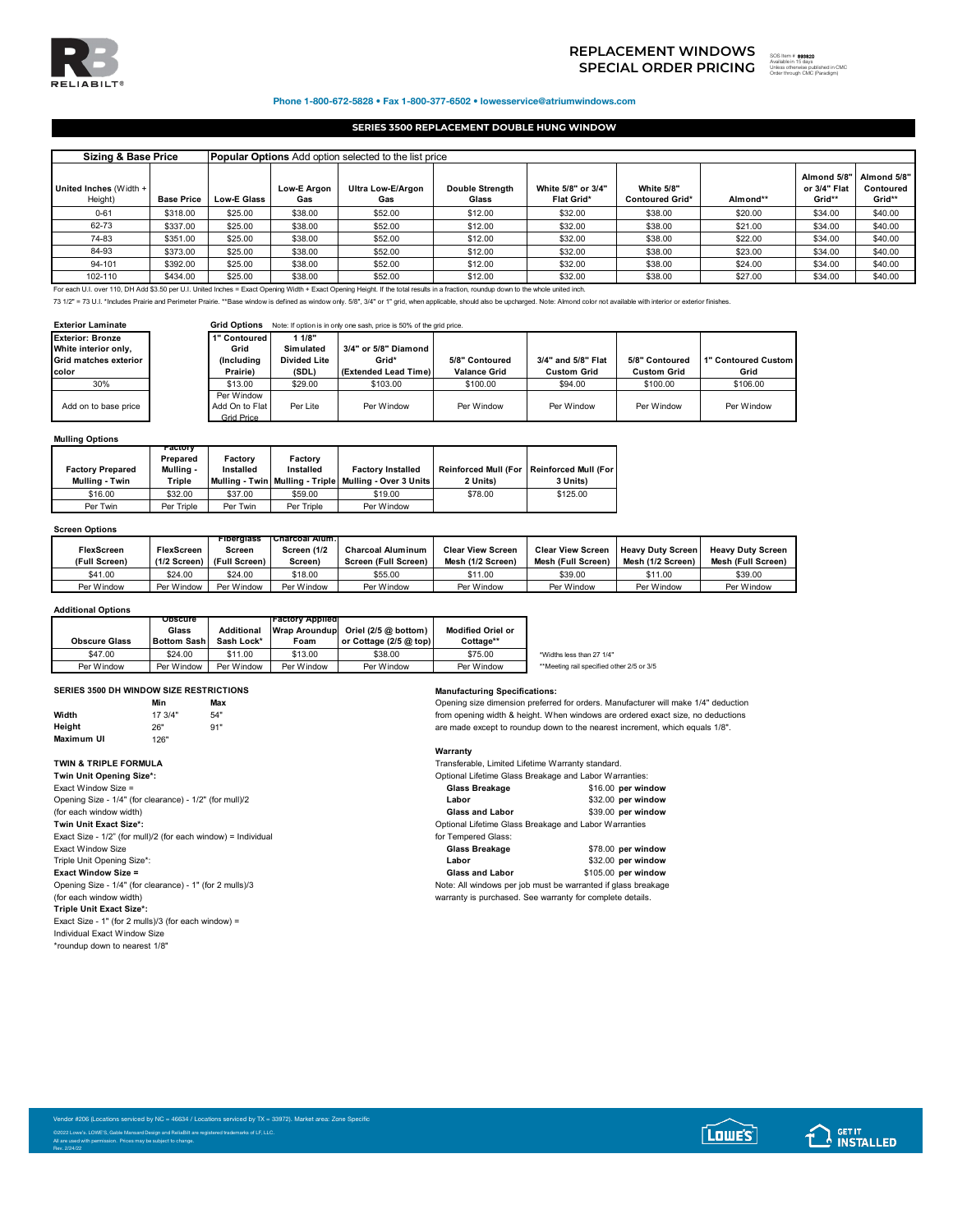RELIABILT®

# REPLACEMENT WINDOWS SPECIAL ORDER PRICING

SOS Item # 893820
Available in 15 days
Unless otherwise published in CMC
Order through CMC (Paradigm)

**Phone 1-800-672-5828 • Fax 1-800-377-6502 • lowesservice@atriumwindows.com**

## SERIES 3500 REPLACEMENT DOUBLE HUNG WINDOW

| Sizing & Base Price | | **Popular Options** Add option selected to the list price | | | | | | | | |
|---|---|---|---|---|---|---|---|---|---|---|
| United Inches (Width + Height) | Base Price | Low-E Glass | Low-E Argon Gas | Ultra Low-E/Argon Gas | Double Strength Glass | White 5/8" or 3/4" Flat Grid* | White 5/8" Contoured Grid* | Almond** | Almond 5/8" or 3/4" Flat Grid** | Almond 5/8" Contoured Grid** |
| 0-61 | $318.00 | $25.00 | $38.00 | $52.00 | $12.00 | $32.00 | $38.00 | $20.00 | $34.00 | $40.00 |
| 62-73 | $337.00 | $25.00 | $38.00 | $52.00 | $12.00 | $32.00 | $38.00 | $21.00 | $34.00 | $40.00 |
| 74-83 | $351.00 | $25.00 | $38.00 | $52.00 | $12.00 | $32.00 | $38.00 | $22.00 | $34.00 | $40.00 |
| 84-93 | $373.00 | $25.00 | $38.00 | $52.00 | $12.00 | $32.00 | $38.00 | $23.00 | $34.00 | $40.00 |
| 94-101 | $392.00 | $25.00 | $38.00 | $52.00 | $12.00 | $32.00 | $38.00 | $24.00 | $34.00 | $40.00 |
| 102-110 | $434.00 | $25.00 | $38.00 | $52.00 | $12.00 | $32.00 | $38.00 | $27.00 | $34.00 | $40.00 |

For each U.I. over 110, DH Add $3.50 per U.I. United Inches = Exact Opening Width + Exact Opening Height. If the total results in a fraction, roundup down to the whole united inch.

73 1/2" = 73 U.I. *Includes Prairie and Perimeter Prairie. **Base window is defined as window only. 5/8", 3/4" or 1" grid, when applicable, should also be upcharged. Note: Almond color not available with interior or exterior finishes.

### Exterior Laminate

| Exterior: Bronze White interior only, Grid matches exterior color |
|---|
| 30% |
| Add on to base price |

### Grid Options

Note: If option is in only one sash, price is 50% of the grid price.

| 1" Contoured Grid (Including Prairie) | 1 1/8" Simulated Divided Lite (SDL) | 3/4" or 5/8" Diamond Grid* (Extended Lead Time) | 5/8" Contoured Valance Grid | 3/4" and 5/8" Flat Custom Grid | 5/8" Contoured Custom Grid | 1" Contoured Custom Grid |
|---|---|---|---|---|---|---|
| $13.00 | $29.00 | $103.00 | $100.00 | $94.00 | $100.00 | $106.00 |
| Per Window Add On to Flat Grid Price | Per Lite | Per Window | Per Window | Per Window | Per Window | Per Window |

### Mulling Options

| Factory Prepared Mulling - Twin | Factory Prepared Mulling - Triple | Factory Installed Mulling - Twin | Factory Installed Mulling - Triple | Factory Installed Mulling - Over 3 Units | Reinforced Mull (For 2 Units) | Reinforced Mull (For 3 Units) |
|---|---|---|---|---|---|---|
| $16.00 | $32.00 | $37.00 | $59.00 | $19.00 | $78.00 | $125.00 |
| Per Twin | Per Triple | Per Twin | Per Triple | Per Window | | |

### Screen Options

| FlexScreen (Full Screen) | FlexScreen (1/2 Screen) | Fiberglass Screen (Full Screen) | Charcoal Alum. Screen (1/2 Screen) | Charcoal Aluminum Screen (Full Screen) | Clear View Screen Mesh (1/2 Screen) | Clear View Screen Mesh (Full Screen) | Heavy Duty Screen Mesh (1/2 Screen) | Heavy Duty Screen Mesh (Full Screen) |
|---|---|---|---|---|---|---|---|---|
| $41.00 | $24.00 | $24.00 | $18.00 | $55.00 | $11.00 | $39.00 | $11.00 | $39.00 |
| Per Window | Per Window | Per Window | Per Window | Per Window | Per Window | Per Window | Per Window | Per Window |

### Additional Options

| Obscure Glass | Obscure Glass Bottom Sash | Additional Sash Lock* | Factory Applied Wrap Aroundup Foam | Oriel (2/5 @ bottom) or Cottage (2/5 @ top) | Modified Oriel or Cottage** |
|---|---|---|---|---|---|
| $47.00 | $24.00 | $11.00 | $13.00 | $38.00 | $75.00 |
| Per Window | Per Window | Per Window | Per Window | Per Window | Per Window |

*Widths less than 27 1/4"

**Meeting rail specified other 2/5 or 3/5

### SERIES 3500 DH WINDOW SIZE RESTRICTIONS

| | Min | Max |
|---|---|---|
| Width | 17 3/4" | 54" |
| Height | 26" | 91" |
| Maximum UI | 126" | |

### TWIN & TRIPLE FORMULA

**Twin Unit Opening Size*:**

Exact Window Size =
Opening Size - 1/4" (for clearance) - 1/2" (for mull)/2
(for each window width)

**Twin Unit Exact Size*:**

Exact Size - 1/2" (for mull)/2 (for each window) = Individual
Exact Window Size

Triple Unit Opening Size*:

**Exact Window Size =**
Opening Size - 1/4" (for clearance) - 1" (for 2 mulls)/3
(for each window width)

**Triple Unit Exact Size*:**

Exact Size - 1" (for 2 mulls)/3 (for each window) =
Individual Exact Window Size

*roundup down to nearest 1/8"

### Manufacturing Specifications:

Opening size dimension preferred for orders. Manufacturer will make 1/4" deduction from opening width & height. When windows are ordered exact size, no deductions are made except to roundup down to the nearest increment, which equals 1/8".

### Warranty

Transferable, Limited Lifetime Warranty standard.

Optional Lifetime Glass Breakage and Labor Warranties:

| | |
|---|---|
| **Glass Breakage** | $16.00 **per window** |
| **Labor** | $32.00 **per window** |
| **Glass and Labor** | $39.00 **per window** |

Optional Lifetime Glass Breakage and Labor Warranties for Tempered Glass:

| | |
|---|---|
| **Glass Breakage** | $78.00 **per window** |
| **Labor** | $32.00 **per window** |
| **Glass and Labor** | $105.00 **per window** |

Note: All windows per job must be warranted if glass breakage warranty is purchased. See warranty for complete details.

Vendor #206 (Locations serviced by NC = 46634 / Locations serviced by TX = 33972). Market area: Zone Specific

©2022 Lowe's. LOWE'S, Gable Mansard Design and ReliaBilt are registered trademarks of LF, LLC.
All are used with permission. Prices may be subject to change.
Rev. 2/24/22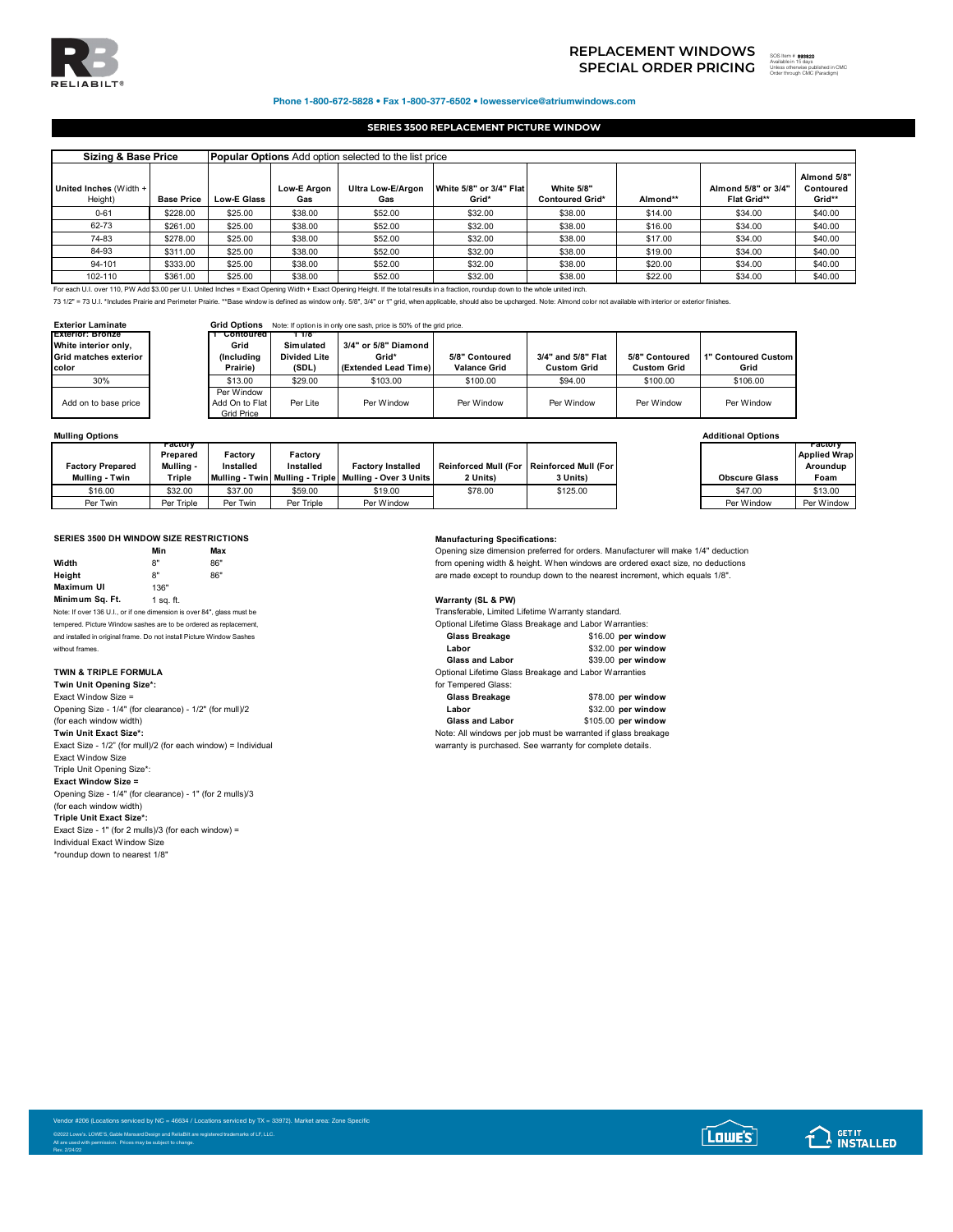# REPLACEMENT WINDOWS SPECIAL ORDER PRICING

SOS Item # 893820
Available in 15 days
Unless otherwise published in CMC
Order through CMC (Paradigm)

**Phone 1-800-672-5828 • Fax 1-800-377-6502 • lowesservice@atriumwindows.com**

## SERIES 3500 REPLACEMENT PICTURE WINDOW

| Sizing & Base Price | | Popular Options Add option selected to the list price | | | | | | | |
|---|---|---|---|---|---|---|---|---|---|
| United Inches (Width + Height) | Base Price | Low-E Glass | Low-E Argon Gas | Ultra Low-E/Argon Gas | White 5/8" or 3/4" Flat Grid* | White 5/8" Contoured Grid* | Almond** | Almond 5/8" or 3/4" Flat Grid** | Almond 5/8" Contoured Grid** |
| 0-61 | $228.00 | $25.00 | $38.00 | $52.00 | $32.00 | $38.00 | $14.00 | $34.00 | $40.00 |
| 62-73 | $261.00 | $25.00 | $38.00 | $52.00 | $32.00 | $38.00 | $16.00 | $34.00 | $40.00 |
| 74-83 | $278.00 | $25.00 | $38.00 | $52.00 | $32.00 | $38.00 | $17.00 | $34.00 | $40.00 |
| 84-93 | $311.00 | $25.00 | $38.00 | $52.00 | $32.00 | $38.00 | $19.00 | $34.00 | $40.00 |
| 94-101 | $333.00 | $25.00 | $38.00 | $52.00 | $32.00 | $38.00 | $20.00 | $34.00 | $40.00 |
| 102-110 | $361.00 | $25.00 | $38.00 | $52.00 | $32.00 | $38.00 | $22.00 | $34.00 | $40.00 |

For each U.I. over 110, PW Add $3.00 per U.I. United Inches = Exact Opening Width + Exact Opening Height. If the total results in a fraction, roundup down to the whole united inch.

73 1/2" = 73 U.I. *Includes Prairie and Perimeter Prairie. **Base window is defined as window only. 5/8", 3/4" or 1" grid, when applicable, should also be upcharged. Note: Almond color not available with interior or exterior finishes.

**Exterior Laminate**

| Exterior: Bronze White interior only, Grid matches exterior color |
|---|
| 30% |
| Add on to base price |

**Grid Options** Note: If option is in only one sash, price is 50% of the grid price.

| 1" Contoured Grid (Including Prairie) | 1 1/8" Simulated Divided Lite (SDL) | 3/4" or 5/8" Diamond Grid* (Extended Lead Time) | 5/8" Contoured Valance Grid | 3/4" and 5/8" Flat Custom Grid | 5/8" Contoured Custom Grid | 1" Contoured Custom Grid |
|---|---|---|---|---|---|---|
| $13.00 | $29.00 | $103.00 | $100.00 | $94.00 | $100.00 | $106.00 |
| Per Window Add On to Flat Grid Price | Per Lite | Per Window | Per Window | Per Window | Per Window | Per Window |

**Mulling Options**

| Factory Prepared Mulling - Twin | Factory Prepared Mulling - Triple | Factory Installed Mulling - Twin | Factory Installed Mulling - Triple | Factory Installed Mulling - Over 3 Units | Reinforced Mull (For 2 Units) | Reinforced Mull (For 3 Units) |
|---|---|---|---|---|---|---|
| $16.00 | $32.00 | $37.00 | $59.00 | $19.00 | $78.00 | $125.00 |
| Per Twin | Per Triple | Per Twin | Per Triple | Per Window | | |

**Additional Options**

| Obscure Glass | Factory Applied Wrap Aroundup Foam |
|---|---|
| $47.00 | $13.00 |
| Per Window | Per Window |

### SERIES 3500 DH WINDOW SIZE RESTRICTIONS

| | Min | Max |
|---|---|---|
| **Width** | 8" | 86" |
| **Height** | 8" | 86" |
| **Maximum UI** | 136" | |
| **Minimum Sq. Ft.** | 1 sq. ft. | |

Note: If over 136 U.I., or if one dimension is over 84", glass must be tempered. Picture Window sashes are to be ordered as replacement, and installed in original frame. Do not install Picture Window Sashes without frames.

### TWIN & TRIPLE FORMULA

**Twin Unit Opening Size*:**
Exact Window Size =
Opening Size - 1/4" (for clearance) - 1/2" (for mull)/2
(for each window width)

**Twin Unit Exact Size*:**
Exact Size - 1/2" (for mull)/2 (for each window) = Individual Exact Window Size

Triple Unit Opening Size*:

**Exact Window Size =**
Opening Size - 1/4" (for clearance) - 1" (for 2 mulls)/3
(for each window width)

**Triple Unit Exact Size*:**
Exact Size - 1" (for 2 mulls)/3 (for each window) =
Individual Exact Window Size

*roundup down to nearest 1/8"

### Manufacturing Specifications:

Opening size dimension preferred for orders. Manufacturer will make 1/4" deduction from opening width & height. When windows are ordered exact size, no deductions are made except to roundup down to the nearest increment, which equals 1/8".

### Warranty (SL & PW)

Transferable, Limited Lifetime Warranty standard.

Optional Lifetime Glass Breakage and Labor Warranties:

| | |
|---|---|
| **Glass Breakage** | $16.00 **per window** |
| **Labor** | $32.00 **per window** |
| **Glass and Labor** | $39.00 **per window** |

Optional Lifetime Glass Breakage and Labor Warranties for Tempered Glass:

| | |
|---|---|
| **Glass Breakage** | $78.00 **per window** |
| **Labor** | $32.00 **per window** |
| **Glass and Labor** | $105.00 **per window** |

Note: All windows per job must be warranted if glass breakage warranty is purchased. See warranty for complete details.

Vendor #206 (Locations serviced by NC = 46634 / Locations serviced by TX = 33972). Market area: Zone Specific

©2022 Lowe's. LOWE'S, Gable Mansard Design and ReliaBilt are registered trademarks of LF, LLC.
All are used with permission. Prices may be subject to change.
Rev. 2/24/22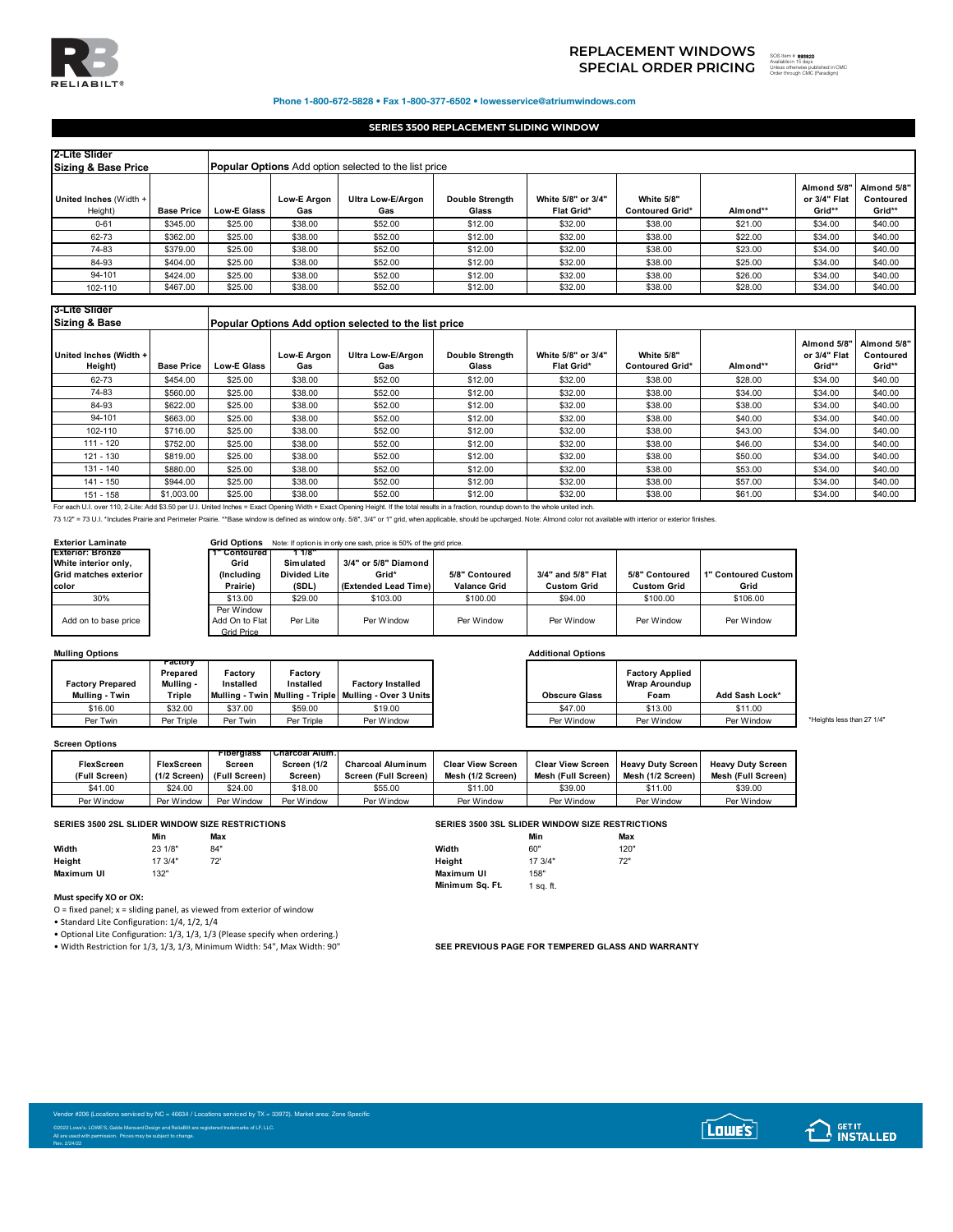# REPLACEMENT WINDOWS SPECIAL ORDER PRICING

SOS Item # 893820
Available in 15 days
Unless otherwise published in CMC
Order through CMC (Paradigm)

**Phone 1-800-672-5828 • Fax 1-800-377-6502 • lowesservice@atriumwindows.com**

## SERIES 3500 REPLACEMENT SLIDING WINDOW

| 2-Lite Slider Sizing & Base Price | | Popular Options Add option selected to the list price | | | | | | | | |
|---|---|---|---|---|---|---|---|---|---|---|
| United Inches (Width + Height) | Base Price | Low-E Glass | Low-E Argon Gas | Ultra Low-E/Argon Gas | Double Strength Glass | White 5/8" or 3/4" Flat Grid* | White 5/8" Contoured Grid* | Almond** | Almond 5/8" or 3/4" Flat Grid** | Almond 5/8" Contoured Grid** |
| 0-61 | $345.00 | $25.00 | $38.00 | $52.00 | $12.00 | $32.00 | $38.00 | $21.00 | $34.00 | $40.00 |
| 62-73 | $362.00 | $25.00 | $38.00 | $52.00 | $12.00 | $32.00 | $38.00 | $22.00 | $34.00 | $40.00 |
| 74-83 | $379.00 | $25.00 | $38.00 | $52.00 | $12.00 | $32.00 | $38.00 | $23.00 | $34.00 | $40.00 |
| 84-93 | $404.00 | $25.00 | $38.00 | $52.00 | $12.00 | $32.00 | $38.00 | $25.00 | $34.00 | $40.00 |
| 94-101 | $424.00 | $25.00 | $38.00 | $52.00 | $12.00 | $32.00 | $38.00 | $26.00 | $34.00 | $40.00 |
| 102-110 | $467.00 | $25.00 | $38.00 | $52.00 | $12.00 | $32.00 | $38.00 | $28.00 | $34.00 | $40.00 |

| 3-Lite Slider Sizing & Base | | Popular Options Add option selected to the list price | | | | | | | | |
|---|---|---|---|---|---|---|---|---|---|---|
| United Inches (Width + Height) | Base Price | Low-E Glass | Low-E Argon Gas | Ultra Low-E/Argon Gas | Double Strength Glass | White 5/8" or 3/4" Flat Grid* | White 5/8" Contoured Grid* | Almond** | Almond 5/8" or 3/4" Flat Grid** | Almond 5/8" Contoured Grid** |
| 62-73 | $454.00 | $25.00 | $38.00 | $52.00 | $12.00 | $32.00 | $38.00 | $28.00 | $34.00 | $40.00 |
| 74-83 | $560.00 | $25.00 | $38.00 | $52.00 | $12.00 | $32.00 | $38.00 | $34.00 | $34.00 | $40.00 |
| 84-93 | $622.00 | $25.00 | $38.00 | $52.00 | $12.00 | $32.00 | $38.00 | $38.00 | $34.00 | $40.00 |
| 94-101 | $663.00 | $25.00 | $38.00 | $52.00 | $12.00 | $32.00 | $38.00 | $40.00 | $34.00 | $40.00 |
| 102-110 | $716.00 | $25.00 | $38.00 | $52.00 | $12.00 | $32.00 | $38.00 | $43.00 | $34.00 | $40.00 |
| 111 - 120 | $752.00 | $25.00 | $38.00 | $52.00 | $12.00 | $32.00 | $38.00 | $46.00 | $34.00 | $40.00 |
| 121 - 130 | $819.00 | $25.00 | $38.00 | $52.00 | $12.00 | $32.00 | $38.00 | $50.00 | $34.00 | $40.00 |
| 131 - 140 | $880.00 | $25.00 | $38.00 | $52.00 | $12.00 | $32.00 | $38.00 | $53.00 | $34.00 | $40.00 |
| 141 - 150 | $944.00 | $25.00 | $38.00 | $52.00 | $12.00 | $32.00 | $38.00 | $57.00 | $34.00 | $40.00 |
| 151 - 158 | $1,003.00 | $25.00 | $38.00 | $52.00 | $12.00 | $32.00 | $38.00 | $61.00 | $34.00 | $40.00 |

For each U.I. over 110, 2-Lite: Add $3.50 per U.I. United Inches = Exact Opening Width + Exact Opening Height. If the total results in a fraction, roundup down to the whole united inch.

73 1/2" = 73 U.I. *Includes Prairie and Perimeter Prairie. **Base window is defined as window only. 5/8", 3/4" or 1" grid, when applicable, should be upcharged. Note: Almond color not available with interior or exterior finishes.

**Exterior Laminate**

| Exterior: Bronze White interior only, Grid matches exterior color |
|---|
| 30% |
| Add on to base price |

**Grid Options** Note: If option is in only one sash, price is 50% of the grid price.

| 1" Contoured Grid (Including Prairie) | 1 1/8" Simulated Divided Lite (SDL) | 3/4" or 5/8" Diamond Grid* (Extended Lead Time) | 5/8" Contoured Valance Grid | 3/4" and 5/8" Flat Custom Grid | 5/8" Contoured Custom Grid | 1" Contoured Custom Grid |
|---|---|---|---|---|---|---|
| $13.00 | $29.00 | $103.00 | $100.00 | $94.00 | $100.00 | $106.00 |
| Per Window Add On to Flat Grid Price | Per Lite | Per Window | Per Window | Per Window | Per Window | Per Window |

**Mulling Options**

| Factory Prepared Mulling - Twin | Factory Prepared Mulling - Triple | Factory Installed Mulling - Twin | Factory Installed Mulling - Triple | Factory Installed Mulling - Over 3 Units |
|---|---|---|---|---|
| $16.00 | $32.00 | $37.00 | $59.00 | $19.00 |
| Per Twin | Per Triple | Per Twin | Per Triple | Per Window |

**Additional Options**

| Obscure Glass | Factory Applied Wrap Aroundup Foam | Add Sash Lock* |
|---|---|---|
| $47.00 | $13.00 | $11.00 |
| Per Window | Per Window | Per Window |

*Heights less than 27 1/4"

**Screen Options**

| FlexScreen (Full Screen) | FlexScreen (1/2 Screen) | Fiberglass Screen (Full Screen) | Charcoal Alum. Screen (1/2 Screen) | Charcoal Aluminum Screen (Full Screen) | Clear View Screen Mesh (1/2 Screen) | Clear View Screen Mesh (Full Screen) | Heavy Duty Screen Mesh (1/2 Screen) | Heavy Duty Screen Mesh (Full Screen) |
|---|---|---|---|---|---|---|---|---|
| $41.00 | $24.00 | $24.00 | $18.00 | $55.00 | $11.00 | $39.00 | $11.00 | $39.00 |
| Per Window | Per Window | Per Window | Per Window | Per Window | Per Window | Per Window | Per Window | Per Window |

**SERIES 3500 2SL SLIDER WINDOW SIZE RESTRICTIONS**

| | Min | Max |
|---|---|---|
| Width | 23 1/8" | 84" |
| Height | 17 3/4" | 72' |
| Maximum UI | 132" | |

**Must specify XO or OX:**

O = fixed panel; x = sliding panel, as viewed from exterior of window

- Standard Lite Configuration: 1/4, 1/2, 1/4
- Optional Lite Configuration: 1/3, 1/3, 1/3 (Please specify when ordering.)
- Width Restriction for 1/3, 1/3, 1/3, Minimum Width: 54", Max Width: 90"

**SERIES 3500 3SL SLIDER WINDOW SIZE RESTRICTIONS**

| | Min | Max |
|---|---|---|
| Width | 60" | 120" |
| Height | 17 3/4" | 72" |
| Maximum UI | 158" | |
| Minimum Sq. Ft. | 1 sq. ft. | |

**SEE PREVIOUS PAGE FOR TEMPERED GLASS AND WARRANTY**

Vendor #206 (Locations serviced by NC = 46634 / Locations serviced by TX = 33972). Market area: Zone Specific

©2022 Lowe's. LOWE'S, Gable Mansard Design and ReliaBilt are registered trademarks of LF, LLC. All are used with permission. Prices may be subject to change. Rev. 2/24/22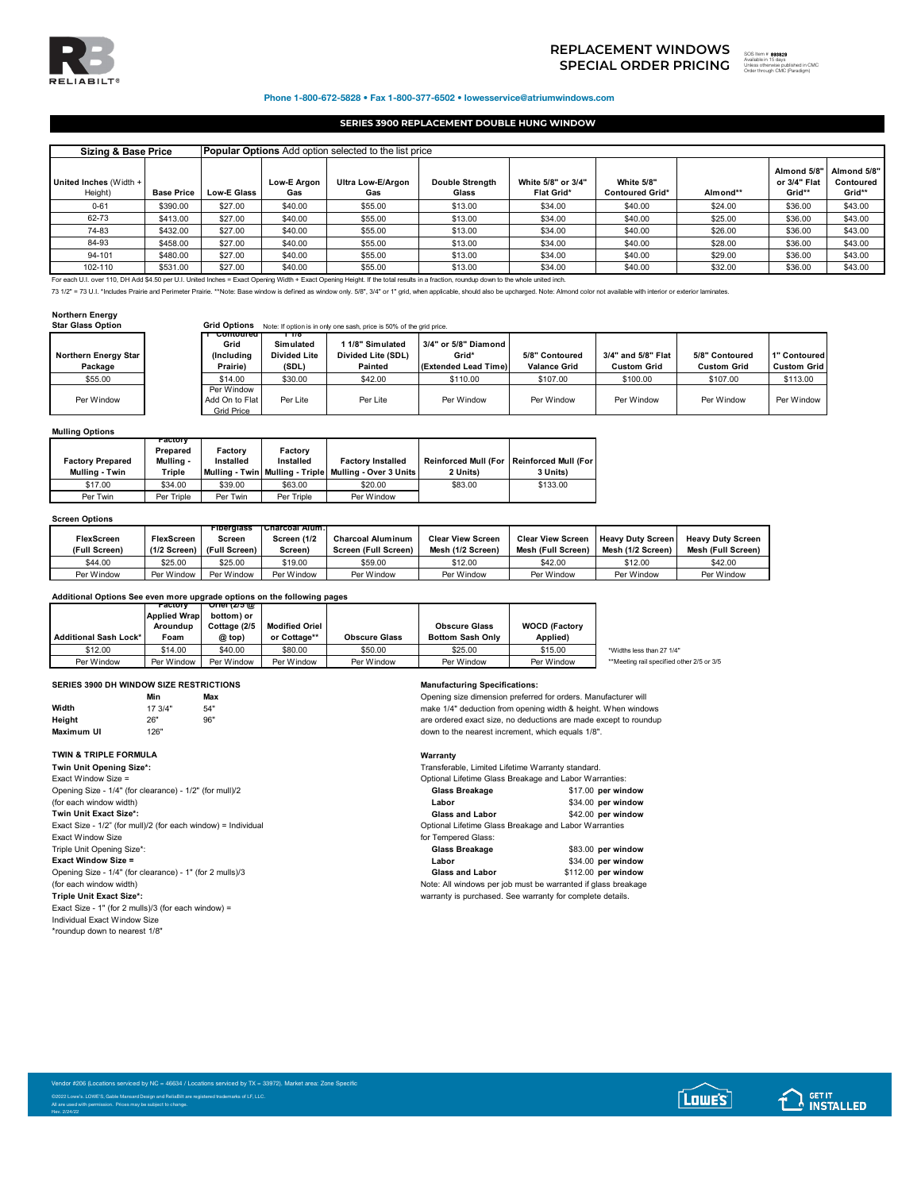# REPLACEMENT WINDOWS SPECIAL ORDER PRICING

SOS Item # 893829
Available in 15 days
Unless otherwise published in CMC
Order through CMC (Paradigm)

**Phone 1-800-672-5828 • Fax 1-800-377-6502 • lowesservice@atriumwindows.com**

## SERIES 3900 REPLACEMENT DOUBLE HUNG WINDOW

| **Sizing & Base Price** | | **Popular Options** Add option selected to the list price | | | | | | | | |
|---|---|---|---|---|---|---|---|---|---|---|
| United Inches (Width + Height) | Base Price | Low-E Glass | Low-E Argon Gas | Ultra Low-E/Argon Gas | Double Strength Glass | White 5/8" or 3/4" Flat Grid* | White 5/8" Contoured Grid* | Almond** | Almond 5/8" or 3/4" Flat Grid** | Almond 5/8" Contoured Grid** |
| 0-61 | $390.00 | $27.00 | $40.00 | $55.00 | $13.00 | $34.00 | $40.00 | $24.00 | $36.00 | $43.00 |
| 62-73 | $413.00 | $27.00 | $40.00 | $55.00 | $13.00 | $34.00 | $40.00 | $25.00 | $36.00 | $43.00 |
| 74-83 | $432.00 | $27.00 | $40.00 | $55.00 | $13.00 | $34.00 | $40.00 | $26.00 | $36.00 | $43.00 |
| 84-93 | $458.00 | $27.00 | $40.00 | $55.00 | $13.00 | $34.00 | $40.00 | $28.00 | $36.00 | $43.00 |
| 94-101 | $480.00 | $27.00 | $40.00 | $55.00 | $13.00 | $34.00 | $40.00 | $29.00 | $36.00 | $43.00 |
| 102-110 | $531.00 | $27.00 | $40.00 | $55.00 | $13.00 | $34.00 | $40.00 | $32.00 | $36.00 | $43.00 |

For each U.I. over 110, DH Add $4.50 per U.I. United Inches = Exact Opening Width + Exact Opening Height. If the total results in a fraction, roundup down to the whole united inch.

73 1/2" = 73 U.I. *Includes Prairie and Perimeter Prairie. **Note: Base window is defined as window only. 5/8", 3/4" or 1" grid, when applicable, should also be upcharged. Note: Almond color not available with interior or exterior laminates.

**Northern Energy Star Glass Option**

| Northern Energy Star Package |
|---|
| $55.00 |
| Per Window |

**Grid Options** Note: If option is in only one sash, price is 50% of the grid price.

| Contoured Grid (Including Prairie) | 1 1/8 Simulated Divided Lite (SDL) | 1 1/8" Simulated Divided Lite (SDL) Painted | 3/4" or 5/8" Diamond Grid* (Extended Lead Time) | 5/8" Contoured Valance Grid | 3/4" and 5/8" Flat Custom Grid | 5/8" Contoured Custom Grid | 1" Contoured Custom Grid |
|---|---|---|---|---|---|---|---|
| $14.00 | $30.00 | $42.00 | $110.00 | $107.00 | $100.00 | $107.00 | $113.00 |
| Per Window Add On to Flat Grid Price | Per Lite | Per Lite | Per Window | Per Window | Per Window | Per Window | Per Window |

**Mulling Options**

| Factory Prepared Mulling - Twin | Factory Prepared Mulling - Triple | Factory Installed Mulling - Twin | Factory Installed Mulling - Triple | Factory Installed Mulling - Over 3 Units | Reinforced Mull (For 2 Units) | Reinforced Mull (For 3 Units) |
|---|---|---|---|---|---|---|
| $17.00 | $34.00 | $39.00 | $63.00 | $20.00 | $83.00 | $133.00 |
| Per Twin | Per Triple | Per Twin | Per Triple | Per Window | | |

**Screen Options**

| FlexScreen (Full Screen) | FlexScreen (1/2 Screen) | Fiberglass Screen (Full Screen) | Charcoal Alum. Screen (1/2 Screen) | Charcoal Aluminum Screen (Full Screen) | Clear View Screen Mesh (1/2 Screen) | Clear View Screen Mesh (Full Screen) | Heavy Duty Screen Mesh (1/2 Screen) | Heavy Duty Screen Mesh (Full Screen) |
|---|---|---|---|---|---|---|---|---|
| $44.00 | $25.00 | $25.00 | $19.00 | $59.00 | $12.00 | $42.00 | $12.00 | $42.00 |
| Per Window | Per Window | Per Window | Per Window | Per Window | Per Window | Per Window | Per Window | Per Window |

**Additional Options See even more upgrade options on the following pages**

| Additional Sash Lock* | Factory Applied Wrap Aroundup Foam | Oriel (2/5 @ bottom) or Cottage (2/5 @ top) | Modified Oriel or Cottage** | Obscure Glass | Obscure Glass Bottom Sash Only | WOCD (Factory Applied) |
|---|---|---|---|---|---|---|
| $12.00 | $14.00 | $40.00 | $80.00 | $50.00 | $25.00 | $15.00 |
| Per Window | Per Window | Per Window | Per Window | Per Window | Per Window | Per Window |

*Widths less than 27 1/4"
**Meeting rail specified other 2/5 or 3/5

**SERIES 3900 DH WINDOW SIZE RESTRICTIONS**

| | Min | Max |
|---|---|---|
| **Width** | 17 3/4" | 54" |
| **Height** | 26" | 96" |
| **Maximum UI** | 126" | |

**TWIN & TRIPLE FORMULA**

**Twin Unit Opening Size*:**
Exact Window Size =
Opening Size - 1/4" (for clearance) - 1/2" (for mull)/2
(for each window width)
**Twin Unit Exact Size*:**
Exact Size - 1/2" (for mull)/2 (for each window) = Individual
Exact Window Size
Triple Unit Opening Size*:
**Exact Window Size =**
Opening Size - 1/4" (for clearance) - 1" (for 2 mulls)/3
(for each window width)
**Triple Unit Exact Size*:**
Exact Size - 1" (for 2 mulls)/3 (for each window) =
Individual Exact Window Size
*roundup down to nearest 1/8"

**Manufacturing Specifications:**

Opening size dimension preferred for orders. Manufacturer will make 1/4" deduction from opening width & height. When windows are ordered exact size, no deductions are made except to roundup down to the nearest increment, which equals 1/8".

**Warranty**

Transferable, Limited Lifetime Warranty standard.
Optional Lifetime Glass Breakage and Labor Warranties:

| | |
|---|---|
| **Glass Breakage** | $17.00 **per window** |
| **Labor** | $34.00 **per window** |
| **Glass and Labor** | $42.00 **per window** |

Optional Lifetime Glass Breakage and Labor Warranties for Tempered Glass:

| | |
|---|---|
| **Glass Breakage** | $83.00 **per window** |
| **Labor** | $34.00 **per window** |
| **Glass and Labor** | $112.00 **per window** |

Note: All windows per job must be warranted if glass breakage warranty is purchased. See warranty for complete details.

Vendor #206 (Locations serviced by NC = 46634 / Locations serviced by TX = 33972). Market area: Zone Specific

©2022 Lowe's. LOWE'S, Gable Mansard Design and ReliaBilt are registered trademarks of LF, LLC.
All are used with permission. Prices may be subject to change.
Rev. 2/24/22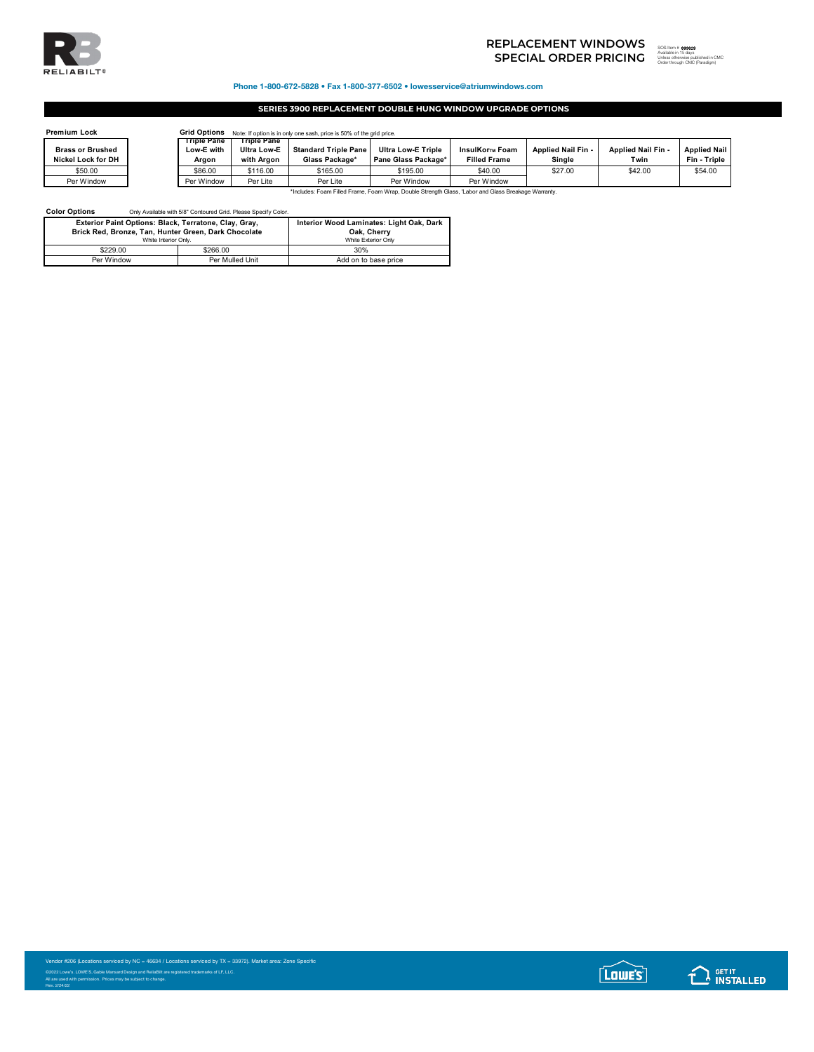RELIABILT®

# REPLACEMENT WINDOWS SPECIAL ORDER PRICING

SOS Item # 893829
Available in 15 days
Unless otherwise published in CMC
Order through CMC (Paradigm)

**Phone 1-800-672-5828 • Fax 1-800-377-6502 • lowesservice@atriumwindows.com**

## SERIES 3900 REPLACEMENT DOUBLE HUNG WINDOW UPGRADE OPTIONS

**Premium Lock**

| Brass or Brushed Nickel Lock for DH |
|---|
| $50.00 |
| Per Window |

**Grid Options** Note: If option is in only one sash, price is 50% of the grid price.

| Triple Pane Low-E with Argon | Triple Pane Ultra Low-E with Argon | Standard Triple Pane Glass Package* | Ultra Low-E Triple Pane Glass Package* | InsulKor™ Foam Filled Frame | Applied Nail Fin - Single | Applied Nail Fin - Twin | Applied Nail Fin - Triple |
|---|---|---|---|---|---|---|---|
| $86.00 | $116.00 | $165.00 | $195.00 | $40.00 | $27.00 | $42.00 | $54.00 |
| Per Window | Per Lite | Per Lite | Per Window | Per Window | | | |

*Includes: Foam Filled Frame, Foam Wrap, Double Strength Glass, 'Labor and Glass Breakage Warranty.

**Color Options** Only Available with 5/8" Contoured Grid. Please Specify Color.

| Exterior Paint Options: Black, Terratone, Clay, Gray, Brick Red, Bronze, Tan, Hunter Green, Dark Chocolate (White Interior Only.) | | Interior Wood Laminates: Light Oak, Dark Oak, Cherry (White Exterior Only) |
|---|---|---|
| $229.00 | $266.00 | 30% |
| Per Window | Per Mulled Unit | Add on to base price |

Vendor #206 (Locations serviced by NC = 46634 / Locations serviced by TX = 33972). Market area: Zone Specific

©2022 Lowe's. LOWE'S, Gable Mansard Design and ReliaBilt are registered trademarks of LF, LLC.
All are used with permission. Prices may be subject to change.
Rev. 2/24/22

LOWE'S GET IT INSTALLED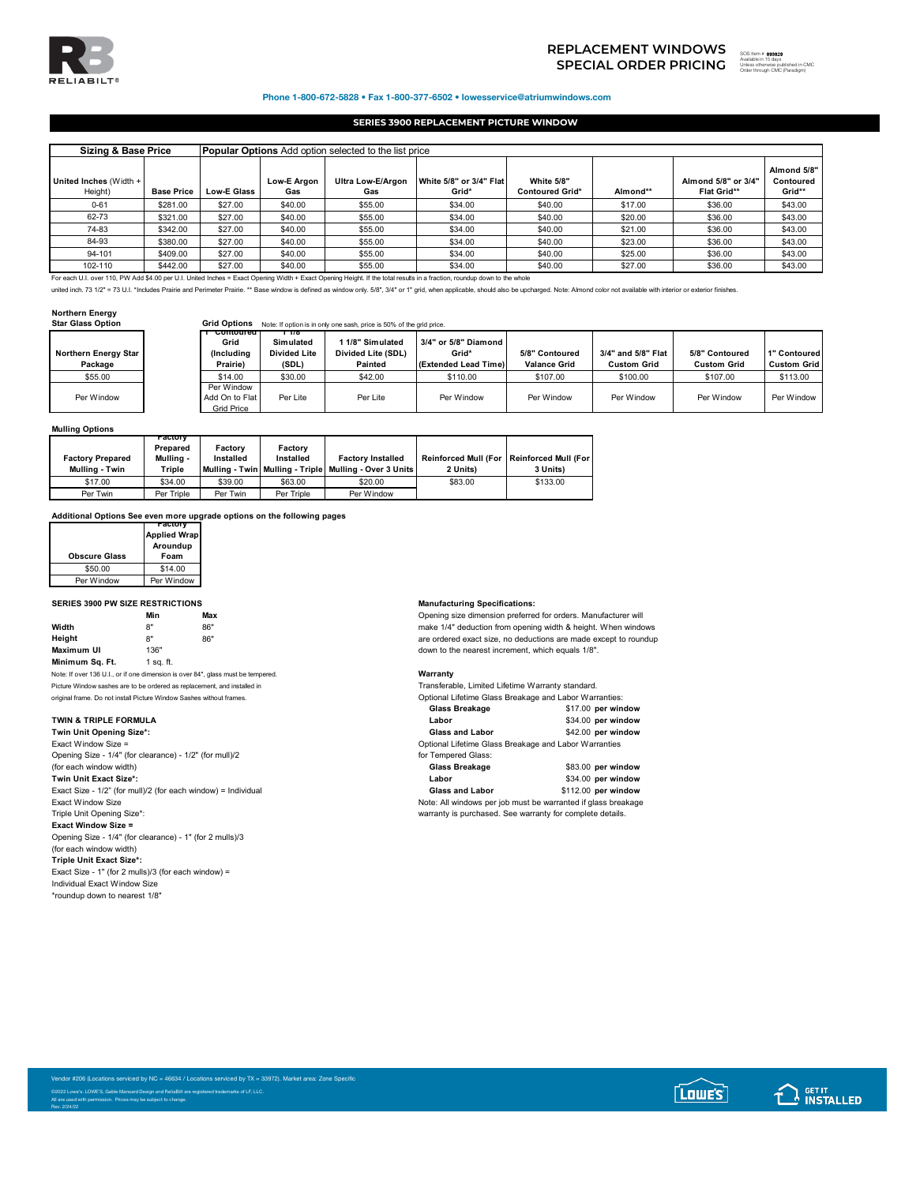# REPLACEMENT WINDOWS SPECIAL ORDER PRICING

SOS Item # 893829
Available in 15 days
Unless otherwise published in CMC
Order through CMC (Paradigm)

**Phone 1-800-672-5828 • Fax 1-800-377-6502 • lowesservice@atriumwindows.com**

## SERIES 3900 REPLACEMENT PICTURE WINDOW

| **Sizing & Base Price** | | **Popular Options** Add option selected to the list price | | | | | | | |
|---|---|---|---|---|---|---|---|---|---|
| United Inches (Width + Height) | Base Price | Low-E Glass | Low-E Argon Gas | Ultra Low-E/Argon Gas | White 5/8" or 3/4" Flat Grid* | White 5/8" Contoured Grid* | Almond** | Almond 5/8" or 3/4" Flat Grid** | Almond 5/8" Contoured Grid** |
| 0-61 | $281.00 | $27.00 | $40.00 | $55.00 | $34.00 | $40.00 | $17.00 | $36.00 | $43.00 |
| 62-73 | $321.00 | $27.00 | $40.00 | $55.00 | $34.00 | $40.00 | $20.00 | $36.00 | $43.00 |
| 74-83 | $342.00 | $27.00 | $40.00 | $55.00 | $34.00 | $40.00 | $21.00 | $36.00 | $43.00 |
| 84-93 | $380.00 | $27.00 | $40.00 | $55.00 | $34.00 | $40.00 | $23.00 | $36.00 | $43.00 |
| 94-101 | $409.00 | $27.00 | $40.00 | $55.00 | $34.00 | $40.00 | $25.00 | $36.00 | $43.00 |
| 102-110 | $442.00 | $27.00 | $40.00 | $55.00 | $34.00 | $40.00 | $27.00 | $36.00 | $43.00 |

For each U.I. over 110, PW Add $4.00 per U.I. United Inches = Exact Opening Width + Exact Opening Height. If the total results in a fraction, roundup down to the whole united inch. 73 1/2" = 73 U.I. *Includes Prairie and Perimeter Prairie. ** Base window is defined as window only. 5/8", 3/4" or 1" grid, when applicable, should also be upcharged. Note: Almond color not available with interior or exterior finishes.

**Northern Energy Star Glass Option**

| Northern Energy Star Package |
|---|
| $55.00 |
| Per Window |

**Grid Options** Note: If option is in only one sash, price is 50% of the grid price.

| 1" Contoured Grid (Including Prairie) | 1 1/8" Simulated Divided Lite (SDL) | 1 1/8" Simulated Divided Lite (SDL) Painted | 3/4" or 5/8" Diamond Grid* (Extended Lead Time) | 5/8" Contoured Valance Grid | 3/4" and 5/8" Flat Custom Grid | 5/8" Contoured Custom Grid | 1" Contoured Custom Grid |
|---|---|---|---|---|---|---|---|
| $14.00 | $30.00 | $42.00 | $110.00 | $107.00 | $100.00 | $107.00 | $113.00 |
| Per Window Add On to Flat Grid Price | Per Lite | Per Lite | Per Window | Per Window | Per Window | Per Window | Per Window |

**Mulling Options**

| Factory Prepared Mulling - Twin | Factory Prepared Mulling - Triple | Factory Installed Mulling - Twin | Factory Installed Mulling - Triple | Factory Installed Mulling - Over 3 Units | Reinforced Mull (For 2 Units) | Reinforced Mull (For 3 Units) |
|---|---|---|---|---|---|---|
| $17.00 | $34.00 | $39.00 | $63.00 | $20.00 | $83.00 | $133.00 |
| Per Twin | Per Triple | Per Twin | Per Triple | Per Window | | |

**Additional Options See even more upgrade options on the following pages**

| Obscure Glass | Factory Applied Wrap Aroundup Foam |
|---|---|
| $50.00 | $14.00 |
| Per Window | Per Window |

**SERIES 3900 PW SIZE RESTRICTIONS**

| | Min | Max |
|---|---|---|
| **Width** | 8" | 86" |
| **Height** | 8" | 86" |
| **Maximum UI** | 136" | |
| **Minimum Sq. Ft.** | 1 sq. ft. | |

Note: If over 136 U.I., or if one dimension is over 84", glass must be tempered.

Picture Window sashes are to be ordered as replacement, and installed in original frame. Do not install Picture Window Sashes without frames.

**TWIN & TRIPLE FORMULA**

**Twin Unit Opening Size*:**
Exact Window Size =
Opening Size - 1/4" (for clearance) - 1/2" (for mull)/2
(for each window width)

**Twin Unit Exact Size*:**
Exact Size - 1/2" (for mull)/2 (for each window) = Individual Exact Window Size

Triple Unit Opening Size*:
**Exact Window Size =**
Opening Size - 1/4" (for clearance) - 1" (for 2 mulls)/3
(for each window width)

**Triple Unit Exact Size*:**
Exact Size - 1" (for 2 mulls)/3 (for each window) =
Individual Exact Window Size
*roundup down to nearest 1/8"

**Manufacturing Specifications:**
Opening size dimension preferred for orders. Manufacturer will make 1/4" deduction from opening width & height. When windows are ordered exact size, no deductions are made except to roundup down to the nearest increment, which equals 1/8".

**Warranty**
Transferable, Limited Lifetime Warranty standard.
Optional Lifetime Glass Breakage and Labor Warranties:

| | |
|---|---|
| **Glass Breakage** | $17.00 **per window** |
| **Labor** | $34.00 **per window** |
| **Glass and Labor** | $42.00 **per window** |

Optional Lifetime Glass Breakage and Labor Warranties for Tempered Glass:

| | |
|---|---|
| **Glass Breakage** | $83.00 **per window** |
| **Labor** | $34.00 **per window** |
| **Glass and Labor** | $112.00 **per window** |

Note: All windows per job must be warranted if glass breakage warranty is purchased. See warranty for complete details.

Vendor #206 (Locations serviced by NC = 46634 / Locations serviced by TX = 33972). Market area: Zone Specific

©2022 Lowe's. LOWE'S, Gable Mansard Design and ReliaBilt are registered trademarks of LF, LLC.
All are used with permission. Prices may be subject to change.
Rev. 2/24/22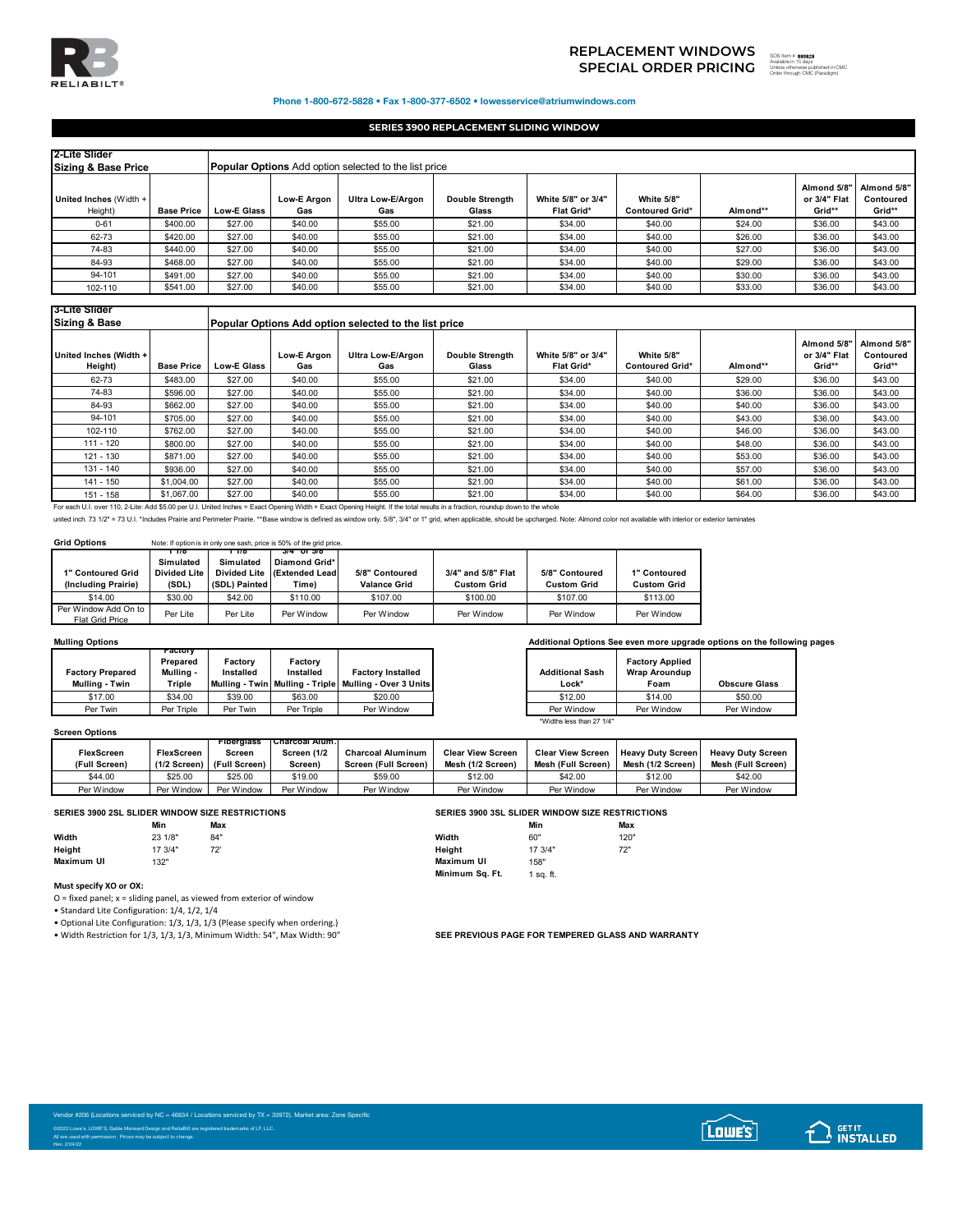# REPLACEMENT WINDOWS SPECIAL ORDER PRICING

SOS Item # 893829
Available in 15 days
Unless otherwise published in CMC
Order through CMC (Paradigm)

**Phone 1-800-672-5828 • Fax 1-800-377-6502 • lowesservice@atriumwindows.com**

## SERIES 3900 REPLACEMENT SLIDING WINDOW

| 2-Lite Slider<br>Sizing & Base Price | | Popular Options Add option selected to the list price | | | | | | | | |
|---|---|---|---|---|---|---|---|---|---|---|
| United Inches (Width + Height) | Base Price | Low-E Glass | Low-E Argon Gas | Ultra Low-E/Argon Gas | Double Strength Glass | White 5/8" or 3/4" Flat Grid* | White 5/8" Contoured Grid* | Almond** | Almond 5/8" or 3/4" Flat Grid** | Almond 5/8" Contoured Grid** |
| 0-61 | $400.00 | $27.00 | $40.00 | $55.00 | $21.00 | $34.00 | $40.00 | $24.00 | $36.00 | $43.00 |
| 62-73 | $420.00 | $27.00 | $40.00 | $55.00 | $21.00 | $34.00 | $40.00 | $26.00 | $36.00 | $43.00 |
| 74-83 | $440.00 | $27.00 | $40.00 | $55.00 | $21.00 | $34.00 | $40.00 | $27.00 | $36.00 | $43.00 |
| 84-93 | $468.00 | $27.00 | $40.00 | $55.00 | $21.00 | $34.00 | $40.00 | $29.00 | $36.00 | $43.00 |
| 94-101 | $491.00 | $27.00 | $40.00 | $55.00 | $21.00 | $34.00 | $40.00 | $30.00 | $36.00 | $43.00 |
| 102-110 | $541.00 | $27.00 | $40.00 | $55.00 | $21.00 | $34.00 | $40.00 | $33.00 | $36.00 | $43.00 |

| 3-Lite Slider<br>Sizing & Base | | Popular Options Add option selected to the list price | | | | | | | | |
|---|---|---|---|---|---|---|---|---|---|---|
| United Inches (Width + Height) | Base Price | Low-E Glass | Low-E Argon Gas | Ultra Low-E/Argon Gas | Double Strength Glass | White 5/8" or 3/4" Flat Grid* | White 5/8" Contoured Grid* | Almond** | Almond 5/8" or 3/4" Flat Grid** | Almond 5/8" Contoured Grid** |
| 62-73 | $483.00 | $27.00 | $40.00 | $55.00 | $21.00 | $34.00 | $40.00 | $29.00 | $36.00 | $43.00 |
| 74-83 | $596.00 | $27.00 | $40.00 | $55.00 | $21.00 | $34.00 | $40.00 | $36.00 | $36.00 | $43.00 |
| 84-93 | $662.00 | $27.00 | $40.00 | $55.00 | $21.00 | $34.00 | $40.00 | $40.00 | $36.00 | $43.00 |
| 94-101 | $705.00 | $27.00 | $40.00 | $55.00 | $21.00 | $34.00 | $40.00 | $43.00 | $36.00 | $43.00 |
| 102-110 | $762.00 | $27.00 | $40.00 | $55.00 | $21.00 | $34.00 | $40.00 | $46.00 | $36.00 | $43.00 |
| 111 - 120 | $800.00 | $27.00 | $40.00 | $55.00 | $21.00 | $34.00 | $40.00 | $48.00 | $36.00 | $43.00 |
| 121 - 130 | $871.00 | $27.00 | $40.00 | $55.00 | $21.00 | $34.00 | $40.00 | $53.00 | $36.00 | $43.00 |
| 131 - 140 | $936.00 | $27.00 | $40.00 | $55.00 | $21.00 | $34.00 | $40.00 | $57.00 | $36.00 | $43.00 |
| 141 - 150 | $1,004.00 | $27.00 | $40.00 | $55.00 | $21.00 | $34.00 | $40.00 | $61.00 | $36.00 | $43.00 |
| 151 - 158 | $1,067.00 | $27.00 | $40.00 | $55.00 | $21.00 | $34.00 | $40.00 | $64.00 | $36.00 | $43.00 |

For each U.I. over 110, 2-Lite: Add $5.00 per U.I. United Inches = Exact Opening Width + Exact Opening Height. If the total results in a fraction, roundup down to the whole united inch. 73 1/2" = 73 U.I. *Includes Prairie and Perimeter Prairie. **Base window is defined as window only. 5/8", 3/4" or 1" grid, when applicable, should be upcharged. Note: Almond color not available with interior or exterior laminates

**Grid Options** — Note: If option is in only one sash, price is 50% of the grid price.

| 1" Contoured Grid (Including Prairie) | 1 1/8 Simulated Divided Lite (SDL) | 1 1/8 Simulated Divided Lite (SDL) Painted | 3/4" or 5/8 Diamond Grid* (Extended Lead Time) | 5/8" Contoured Valance Grid | 3/4" and 5/8" Flat Custom Grid | 5/8" Contoured Custom Grid | 1" Contoured Custom Grid |
|---|---|---|---|---|---|---|---|
| $14.00 | $30.00 | $42.00 | $110.00 | $107.00 | $100.00 | $107.00 | $113.00 |
| Per Window Add On to Flat Grid Price | Per Lite | Per Lite | Per Window | Per Window | Per Window | Per Window | Per Window |

**Mulling Options**

| Factory Prepared Mulling - Twin | Factory Prepared Mulling - Triple | Factory Installed Mulling - Twin | Factory Installed Mulling - Triple | Factory Installed Mulling - Over 3 Units |
|---|---|---|---|---|
| $17.00 | $34.00 | $39.00 | $63.00 | $20.00 |
| Per Twin | Per Triple | Per Twin | Per Triple | Per Window |

**Additional Options** See even more upgrade options on the following pages

| Additional Sash Lock* | Factory Applied Wrap Aroundup Foam | Obscure Glass |
|---|---|---|
| $12.00 | $14.00 | $50.00 |
| Per Window | Per Window | Per Window |

*Widths less than 27 1/4"

**Screen Options**

| FlexScreen (Full Screen) | FlexScreen (1/2 Screen) | Fiberglass Screen (Full Screen) | Charcoal Alum. Screen (1/2 Screen) | Charcoal Aluminum Screen (Full Screen) | Clear View Screen Mesh (1/2 Screen) | Clear View Screen Mesh (Full Screen) | Heavy Duty Screen Mesh (1/2 Screen) | Heavy Duty Screen Mesh (Full Screen) |
|---|---|---|---|---|---|---|---|---|
| $44.00 | $25.00 | $25.00 | $19.00 | $59.00 | $12.00 | $42.00 | $12.00 | $42.00 |
| Per Window | Per Window | Per Window | Per Window | Per Window | Per Window | Per Window | Per Window | Per Window |

**SERIES 3900 2SL SLIDER WINDOW SIZE RESTRICTIONS**

| | Min | Max |
|---|---|---|
| Width | 23 1/8" | 84" |
| Height | 17 3/4" | 72' |
| Maximum UI | 132" | |

**SERIES 3900 3SL SLIDER WINDOW SIZE RESTRICTIONS**

| | Min | Max |
|---|---|---|
| Width | 60" | 120" |
| Height | 17 3/4" | 72" |
| Maximum UI | 158" | |
| Minimum Sq. Ft. | 1 sq. ft. | |

**Must specify XO or OX:**

O = fixed panel; x = sliding panel, as viewed from exterior of window

- Standard Lite Configuration: 1/4, 1/2, 1/4
- Optional Lite Configuration: 1/3, 1/3, 1/3 (Please specify when ordering.)
- Width Restriction for 1/3, 1/3, 1/3, Minimum Width: 54", Max Width: 90"

**SEE PREVIOUS PAGE FOR TEMPERED GLASS AND WARRANTY**

Vendor #206 (Locations serviced by NC = 46634 / Locations serviced by TX = 33972). Market area: Zone Specific

©2022 Lowe's, LOWE'S, Gable Mansard Design and ReliaBilt are registered trademarks of LF, LLC.
All are used with permission. Prices may be subject to change.
Rev. 2/24/22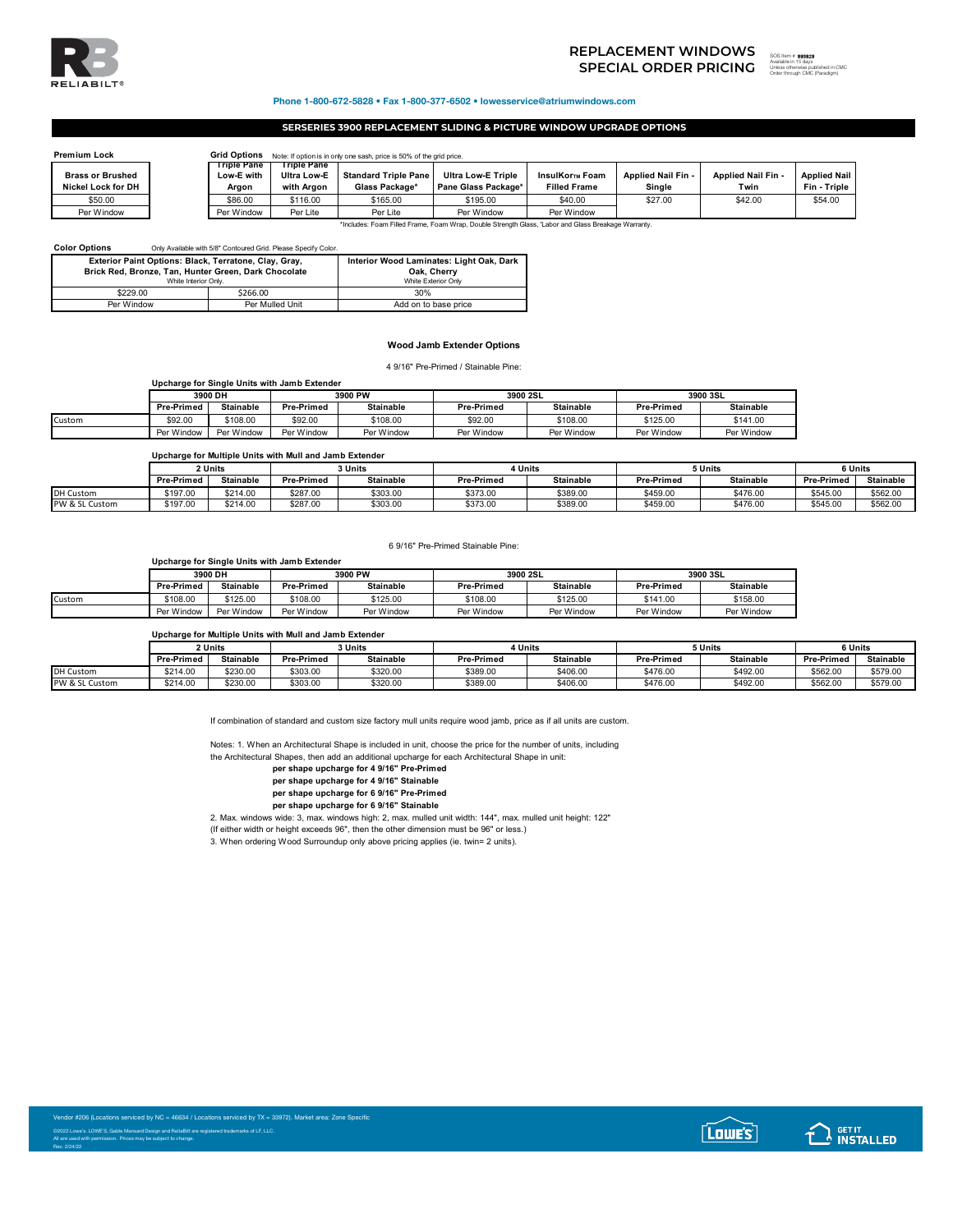# REPLACEMENT WINDOWS SPECIAL ORDER PRICING

SOS Item # 893829
Available in 15 days
Unless otherwise published in CMC
Order through CMC (Paradigm)

**Phone 1-800-672-5828 • Fax 1-800-377-6502 • lowesservice@atriumwindows.com**

## SERSERIES 3900 REPLACEMENT SLIDING & PICTURE WINDOW UPGRADE OPTIONS

**Premium Lock**

| Brass or Brushed Nickel Lock for DH |
|---|
| $50.00 |
| Per Window |

**Grid Options** Note: If option is in only one sash, price is 50% of the grid price.

| Triple Pane Low-E with Argon | Triple Pane Ultra Low-E with Argon | Standard Triple Pane Glass Package* | Ultra Low-E Triple Pane Glass Package* | InsulKor™ Foam Filled Frame | Applied Nail Fin - Single | Applied Nail Fin - Twin | Applied Nail Fin - Triple |
|---|---|---|---|---|---|---|---|
| $86.00 | $116.00 | $165.00 | $195.00 | $40.00 | $27.00 | $42.00 | $54.00 |
| Per Window | Per Lite | Per Lite | Per Window | Per Window | | | |

*Includes: Foam Filled Frame, Foam Wrap, Double Strength Glass, 'Labor and Glass Breakage Warranty.

**Color Options** Only Available with 5/8" Contoured Grid. Please Specify Color.

| Exterior Paint Options: Black, Terratone, Clay, Gray, Brick Red, Bronze, Tan, Hunter Green, Dark Chocolate (White Interior Only.) | | Interior Wood Laminates: Light Oak, Dark Oak, Cherry (White Exterior Only) |
|---|---|---|
| $229.00 | $266.00 | 30% |
| Per Window | Per Mulled Unit | Add on to base price |

### Wood Jamb Extender Options

4 9/16" Pre-Primed / Stainable Pine:

**Upcharge for Single Units with Jamb Extender**

| | 3900 DH | | 3900 PW | | 3900 2SL | | 3900 3SL | |
|---|---|---|---|---|---|---|---|---|
| | Pre-Primed | Stainable | Pre-Primed | Stainable | Pre-Primed | Stainable | Pre-Primed | Stainable |
| Custom | $92.00 | $108.00 | $92.00 | $108.00 | $92.00 | $108.00 | $125.00 | $141.00 |
| | Per Window | Per Window | Per Window | Per Window | Per Window | Per Window | Per Window | Per Window |

**Upcharge for Multiple Units with Mull and Jamb Extender**

| | 2 Units | | 3 Units | | 4 Units | | 5 Units | | 6 Units | |
|---|---|---|---|---|---|---|---|---|---|---|
| | Pre-Primed | Stainable | Pre-Primed | Stainable | Pre-Primed | Stainable | Pre-Primed | Stainable | Pre-Primed | Stainable |
| DH Custom | $197.00 | $214.00 | $287.00 | $303.00 | $373.00 | $389.00 | $459.00 | $476.00 | $545.00 | $562.00 |
| PW & SL Custom | $197.00 | $214.00 | $287.00 | $303.00 | $373.00 | $389.00 | $459.00 | $476.00 | $545.00 | $562.00 |

6 9/16" Pre-Primed Stainable Pine:

**Upcharge for Single Units with Jamb Extender**

| | 3900 DH | | 3900 PW | | 3900 2SL | | 3900 3SL | |
|---|---|---|---|---|---|---|---|---|
| | Pre-Primed | Stainable | Pre-Primed | Stainable | Pre-Primed | Stainable | Pre-Primed | Stainable |
| Custom | $108.00 | $125.00 | $108.00 | $125.00 | $108.00 | $125.00 | $141.00 | $158.00 |
| | Per Window | Per Window | Per Window | Per Window | Per Window | Per Window | Per Window | Per Window |

**Upcharge for Multiple Units with Mull and Jamb Extender**

| | 2 Units | | 3 Units | | 4 Units | | 5 Units | | 6 Units | |
|---|---|---|---|---|---|---|---|---|---|---|
| | Pre-Primed | Stainable | Pre-Primed | Stainable | Pre-Primed | Stainable | Pre-Primed | Stainable | Pre-Primed | Stainable |
| DH Custom | $214.00 | $230.00 | $303.00 | $320.00 | $389.00 | $406.00 | $476.00 | $492.00 | $562.00 | $579.00 |
| PW & SL Custom | $214.00 | $230.00 | $303.00 | $320.00 | $389.00 | $406.00 | $476.00 | $492.00 | $562.00 | $579.00 |

If combination of standard and custom size factory mull units require wood jamb, price as if all units are custom.

Notes: 1. When an Architectural Shape is included in unit, choose the price for the number of units, including the Architectural Shapes, then add an additional upcharge for each Architectural Shape in unit:

**per shape upcharge for 4 9/16" Pre-Primed**
**per shape upcharge for 4 9/16" Stainable**
**per shape upcharge for 6 9/16" Pre-Primed**
**per shape upcharge for 6 9/16" Stainable**

2. Max. windows wide: 3, max. windows high: 2, max. mulled unit width: 144", max. mulled unit height: 122"
(If either width or height exceeds 96", then the other dimension must be 96" or less.)

3. When ordering Wood Surroundup only above pricing applies (ie. twin= 2 units).

Vendor #206 (Locations serviced by NC = 46634 / Locations serviced by TX = 33972). Market area: Zone Specific

©2022 Lowe's. LOWE'S, Gable Mansard Design and ReliaBilt are registered trademarks of LF, LLC.
All are used with permission. Prices may be subject to change.
Rev. 2/24/22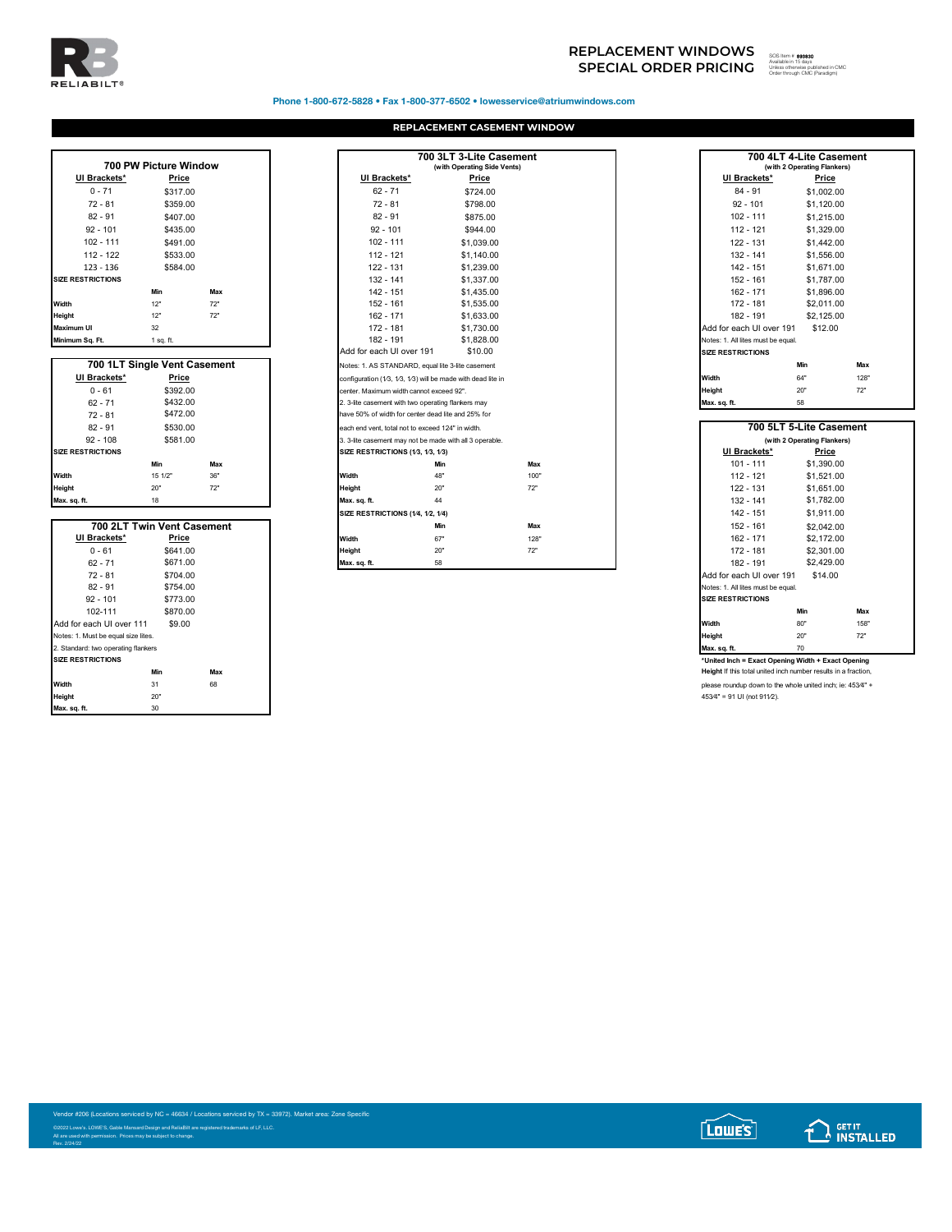# REPLACEMENT WINDOWS SPECIAL ORDER PRICING

SOS Item # 893830
Available in 15 days
Unless otherwise published in CMC
Order through CMC (Paradigm)

**Phone 1-800-672-5828 • Fax 1-800-377-6502 • lowesservice@atriumwindows.com**

## REPLACEMENT CASEMENT WINDOW

### 700 PW Picture Window

| UI Brackets* | Price |
|---|---|
| 0 - 71 | $317.00 |
| 72 - 81 | $359.00 |
| 82 - 91 | $407.00 |
| 92 - 101 | $435.00 |
| 102 - 111 | $491.00 |
| 112 - 122 | $533.00 |
| 123 - 136 | $584.00 |

**SIZE RESTRICTIONS**

| | Min | Max |
|---|---|---|
| Width | 12" | 72" |
| Height | 12" | 72" |
| Maximum UI | 32 | |
| Minimum Sq. Ft. | 1 sq. ft. | |

### 700 1LT Single Vent Casement

| UI Brackets* | Price |
|---|---|
| 0 - 61 | $392.00 |
| 62 - 71 | $432.00 |
| 72 - 81 | $472.00 |
| 82 - 91 | $530.00 |
| 92 - 108 | $581.00 |

**SIZE RESTRICTIONS**

| | Min | Max |
|---|---|---|
| Width | 15 1/2" | 36" |
| Height | 20" | 72" |
| Max. sq. ft. | 18 | |

### 700 2LT Twin Vent Casement

| UI Brackets* | Price |
|---|---|
| 0 - 61 | $641.00 |
| 62 - 71 | $671.00 |
| 72 - 81 | $704.00 |
| 82 - 91 | $754.00 |
| 92 - 101 | $773.00 |
| 102-111 | $870.00 |
| Add for each UI over 111 | $9.00 |

Notes: 1. Must be equal size lites.
2. Standard: two operating flankers

**SIZE RESTRICTIONS**

| | Min | Max |
|---|---|---|
| Width | 31 | 68 |
| Height | 20" | |
| Max. sq. ft. | 30 | |

### 700 3LT 3-Lite Casement
(with Operating Side Vents)

| UI Brackets* | Price |
|---|---|
| 62 - 71 | $724.00 |
| 72 - 81 | $798.00 |
| 82 - 91 | $875.00 |
| 92 - 101 | $944.00 |
| 102 - 111 | $1,039.00 |
| 112 - 121 | $1,140.00 |
| 122 - 131 | $1,239.00 |
| 132 - 141 | $1,337.00 |
| 142 - 151 | $1,435.00 |
| 152 - 161 | $1,535.00 |
| 162 - 171 | $1,633.00 |
| 172 - 181 | $1,730.00 |
| 182 - 191 | $1,828.00 |
| Add for each UI over 191 | $10.00 |

Notes: 1. AS STANDARD, equal lite 3-lite casement configuration (1⁄3, 1⁄3, 1⁄3) will be made with dead lite in center. Maximum width cannot exceed 92".
2. 3-lite casement with two operating flankers may have 50% of width for center dead lite and 25% for each end vent, total not to exceed 124" in width.
3. 3-lite casement may not be made with all 3 operable.

**SIZE RESTRICTIONS (1⁄3, 1⁄3, 1⁄3)**

| | Min | Max |
|---|---|---|
| Width | 48" | 100" |
| Height | 20" | 72" |
| Max. sq. ft. | 44 | |

**SIZE RESTRICTIONS (1⁄4, 1⁄2, 1⁄4)**

| | Min | Max |
|---|---|---|
| Width | 67" | 128" |
| Height | 20" | 72" |
| Max. sq. ft. | 58 | |

### 700 4LT 4-Lite Casement
(with 2 Operating Flankers)

| UI Brackets* | Price |
|---|---|
| 84 - 91 | $1,002.00 |
| 92 - 101 | $1,120.00 |
| 102 - 111 | $1,215.00 |
| 112 - 121 | $1,329.00 |
| 122 - 131 | $1,442.00 |
| 132 - 141 | $1,556.00 |
| 142 - 151 | $1,671.00 |
| 152 - 161 | $1,787.00 |
| 162 - 171 | $1,896.00 |
| 172 - 181 | $2,011.00 |
| 182 - 191 | $2,125.00 |
| Add for each UI over 191 | $12.00 |

Notes: 1. All lites must be equal.

**SIZE RESTRICTIONS**

| | Min | Max |
|---|---|---|
| Width | 64" | 128" |
| Height | 20" | 72" |
| Max. sq. ft. | 58 | |

### 700 5LT 5-Lite Casement
(with 2 Operating Flankers)

| UI Brackets* | Price |
|---|---|
| 101 - 111 | $1,390.00 |
| 112 - 121 | $1,521.00 |
| 122 - 131 | $1,651.00 |
| 132 - 141 | $1,782.00 |
| 142 - 151 | $1,911.00 |
| 152 - 161 | $2,042.00 |
| 162 - 171 | $2,172.00 |
| 172 - 181 | $2,301.00 |
| 182 - 191 | $2,429.00 |
| Add for each UI over 191 | $14.00 |

Notes: 1. All lites must be equal.

**SIZE RESTRICTIONS**

| | Min | Max |
|---|---|---|
| Width | 80" | 158" |
| Height | 20" | 72" |
| Max. sq. ft. | 70 | |

***United Inch = Exact Opening Width + Exact Opening Height** If this total united inch number results in a fraction, please roundup down to the whole united inch; ie: 45¾" + 45¾" = 91 UI (not 91½).

Vendor #206 (Locations serviced by NC = 46634 / Locations serviced by TX = 33972). Market area: Zone Specific

©2022 Lowe's. LOWE'S, Gable Mansard Design and ReliaBilt are registered trademarks of LF, LLC.
All are used with permission. Prices may be subject to change.
Rev. 2/24/22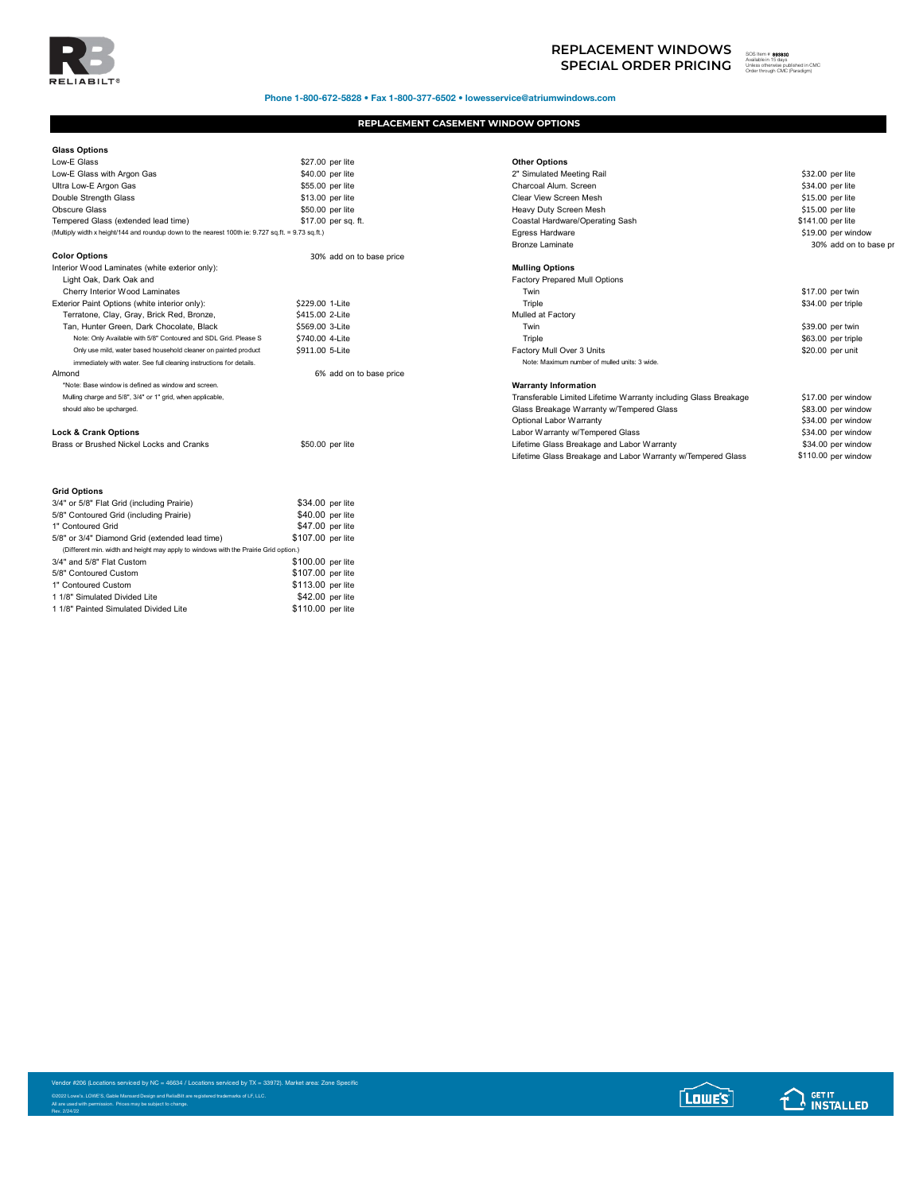# REPLACEMENT WINDOWS SPECIAL ORDER PRICING

SOS Item # 893830
Available in 15 days
Unless otherwise published in CMC
Order through CMC (Paradigm)

**Phone 1-800-672-5828 • Fax 1-800-377-6502 • lowesservice@atriumwindows.com**

## REPLACEMENT CASEMENT WINDOW OPTIONS

### Glass Options

| | |
|---|---|
| Low-E Glass | $27.00 per lite |
| Low-E Glass with Argon Gas | $40.00 per lite |
| Ultra Low-E Argon Gas | $55.00 per lite |
| Double Strength Glass | $13.00 per lite |
| Obscure Glass | $50.00 per lite |
| Tempered Glass (extended lead time) | $17.00 per sq. ft. |

(Multiply width x height/144 and roundup down to the nearest 100th ie: 9.727 sq.ft. = 9.73 sq.ft.)

### Color Options

30% add on to base price

Interior Wood Laminates (white exterior only):
Light Oak, Dark Oak and
Cherry Interior Wood Laminates

| | |
|---|---|
| Exterior Paint Options (white interior only): | $229.00 1-Lite |
| Terratone, Clay, Gray, Brick Red, Bronze, | $415.00 2-Lite |
| Tan, Hunter Green, Dark Chocolate, Black | $569.00 3-Lite |
| Note: Only Available with 5/8" Contoured and SDL Grid. Please S | $740.00 4-Lite |
| Only use mild, water based household cleaner on painted product | $911.00 5-Lite |
| immediately with water. See full cleaning instructions for details. | |
| Almond | 6% add on to base price |

*Note: Base window is defined as window and screen.
Mulling charge and 5/8", 3/4" or 1" grid, when applicable, should also be upcharged.

### Lock & Crank Options

| | |
|---|---|
| Brass or Brushed Nickel Locks and Cranks | $50.00 per lite |

### Grid Options

| | |
|---|---|
| 3/4" or 5/8" Flat Grid (including Prairie) | $34.00 per lite |
| 5/8" Contoured Grid (including Prairie) | $40.00 per lite |
| 1" Contoured Grid | $47.00 per lite |
| 5/8" or 3/4" Diamond Grid (extended lead time) | $107.00 per lite |
| (Different min. width and height may apply to windows with the Prairie Grid option.) | |
| 3/4" and 5/8" Flat Custom | $100.00 per lite |
| 5/8" Contoured Custom | $107.00 per lite |
| 1" Contoured Custom | $113.00 per lite |
| 1 1/8" Simulated Divided Lite | $42.00 per lite |
| 1 1/8" Painted Simulated Divided Lite | $110.00 per lite |

### Other Options

| | |
|---|---|
| 2" Simulated Meeting Rail | $32.00 per lite |
| Charcoal Alum. Screen | $34.00 per lite |
| Clear View Screen Mesh | $15.00 per lite |
| Heavy Duty Screen Mesh | $15.00 per lite |
| Coastal Hardware/Operating Sash | $141.00 per lite |
| Egress Hardware | $19.00 per window |
| Bronze Laminate | 30% add on to base pr |

### Mulling Options

| | |
|---|---|
| Factory Prepared Mull Options | |
| Twin | $17.00 per twin |
| Triple | $34.00 per triple |
| Mulled at Factory | |
| Twin | $39.00 per twin |
| Triple | $63.00 per triple |
| Factory Mull Over 3 Units | $20.00 per unit |

Note: Maximum number of mulled units: 3 wide.

### Warranty Information

| | |
|---|---|
| Transferable Limited Lifetime Warranty including Glass Breakage | $17.00 per window |
| Glass Breakage Warranty w/Tempered Glass | $83.00 per window |
| Optional Labor Warranty | $34.00 per window |
| Labor Warranty w/Tempered Glass | $34.00 per window |
| Lifetime Glass Breakage and Labor Warranty | $34.00 per window |
| Lifetime Glass Breakage and Labor Warranty w/Tempered Glass | $110.00 per window |

Vendor #206 (Locations serviced by NC = 46634 / Locations serviced by TX = 33972). Market area: Zone Specific

©2022 Lowe's. LOWE'S, Gable Mansard Design and ReliaBilt are registered trademarks of LF, LLC.
All are used with permission. Prices may be subject to change.
Rev. 2/24/22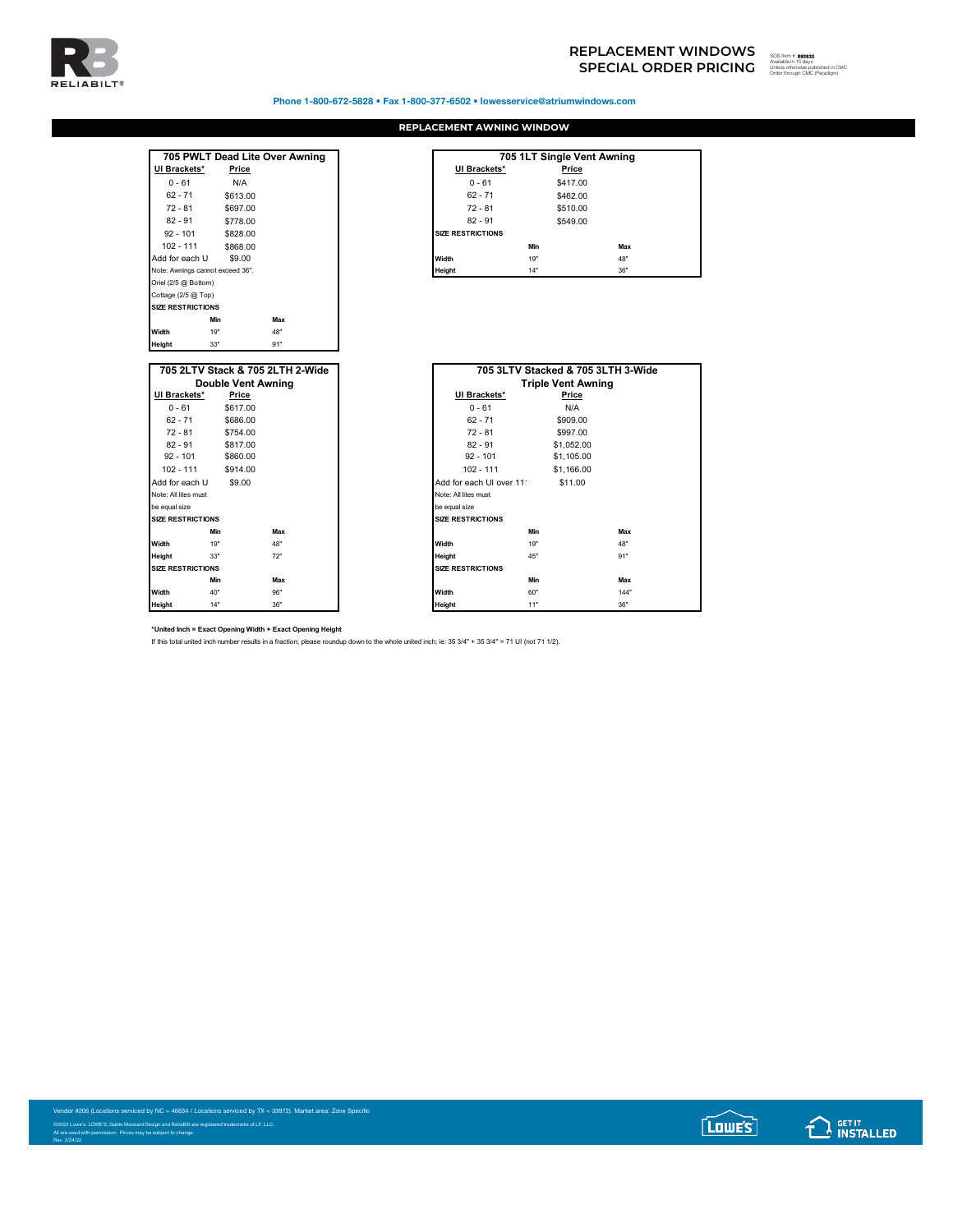# REPLACEMENT WINDOWS SPECIAL ORDER PRICING

SOS Item # 893830
Available in 15 days
Unless otherwise published in CMC
Order through CMC (Paradigm)

**Phone 1-800-672-5828 • Fax 1-800-377-6502 • lowesservice@atriumwindows.com**

## REPLACEMENT AWNING WINDOW

### 705 PWLT Dead Lite Over Awning

| UI Brackets* | Price |
|---|---|
| 0 - 61 | N/A |
| 62 - 71 | $613.00 |
| 72 - 81 | $697.00 |
| 82 - 91 | $778.00 |
| 92 - 101 | $828.00 |
| 102 - 111 | $868.00 |
| Add for each U | $9.00 |

Note: Awnings cannot exceed 36".
Oriel (2/5 @ Bottom)
Cottage (2/5 @ Top)

**SIZE RESTRICTIONS**

| | Min | Max |
|---|---|---|
| Width | 19" | 48" |
| Height | 33" | 91" |

### 705 1LT Single Vent Awning

| UI Brackets* | Price |
|---|---|
| 0 - 61 | $417.00 |
| 62 - 71 | $462.00 |
| 72 - 81 | $510.00 |
| 82 - 91 | $549.00 |

**SIZE RESTRICTIONS**

| | Min | Max |
|---|---|---|
| Width | 19" | 48" |
| Height | 14" | 36" |

### 705 2LTV Stack & 705 2LTH 2-Wide Double Vent Awning

| UI Brackets* | Price |
|---|---|
| 0 - 61 | $617.00 |
| 62 - 71 | $686.00 |
| 72 - 81 | $754.00 |
| 82 - 91 | $817.00 |
| 92 - 101 | $860.00 |
| 102 - 111 | $914.00 |
| Add for each U | $9.00 |

Note: All lites must be equal size

**SIZE RESTRICTIONS**

| | Min | Max |
|---|---|---|
| Width | 19" | 48" |
| Height | 33" | 72" |

**SIZE RESTRICTIONS**

| | Min | Max |
|---|---|---|
| Width | 40" | 96" |
| Height | 14" | 36" |

### 705 3LTV Stacked & 705 3LTH 3-Wide Triple Vent Awning

| UI Brackets* | Price |
|---|---|
| 0 - 61 | N/A |
| 62 - 71 | $909.00 |
| 72 - 81 | $997.00 |
| 82 - 91 | $1,052.00 |
| 92 - 101 | $1,105.00 |
| 102 - 111 | $1,166.00 |
| Add for each UI over 11 | $11.00 |

Note: All lites must be equal size

**SIZE RESTRICTIONS**

| | Min | Max |
|---|---|---|
| Width | 19" | 48" |
| Height | 45" | 91" |

**SIZE RESTRICTIONS**

| | Min | Max |
|---|---|---|
| Width | 60" | 144" |
| Height | 11" | 36" |

**\*United Inch = Exact Opening Width + Exact Opening Height**

If this total united inch number results in a fraction, please roundup down to the whole united inch; ie: 35 3/4" + 35 3/4" = 71 UI (not 71 1/2).

Vendor #206 (Locations serviced by NC = 46634 / Locations serviced by TX = 33972). Market area: Zone Specific

©2022 Lowe's. LOWE'S, Gable Mansard Design and ReliaBilt are registered trademarks of LF, LLC.
All are used with permission. Prices may be subject to change.
Rev. 2/24/22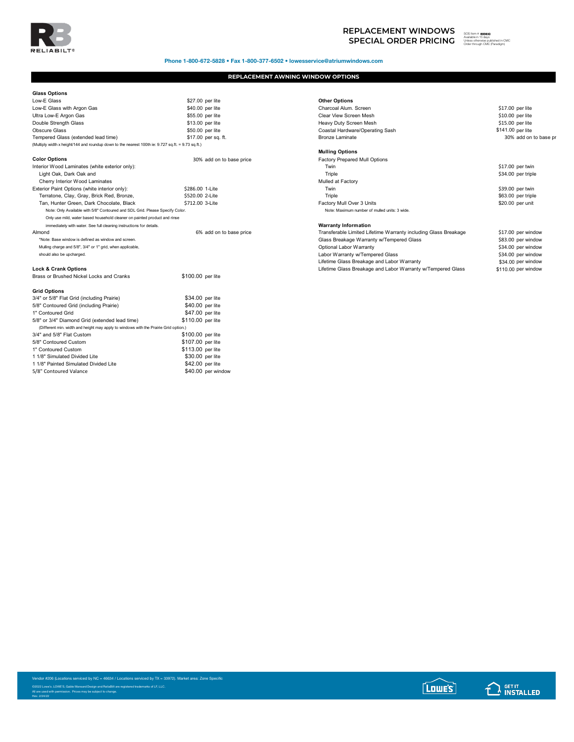# REPLACEMENT WINDOWS SPECIAL ORDER PRICING

SOS Item # 893830
Available in 15 days
Unless otherwise published in CMC
Order through CMC (Paradigm)

**Phone 1-800-672-5828 • Fax 1-800-377-6502 • lowesservice@atriumwindows.com**

## REPLACEMENT AWNING WINDOW OPTIONS

### Glass Options

| | |
|---|---|
| Low-E Glass | $27.00 per lite |
| Low-E Glass with Argon Gas | $40.00 per lite |
| Ultra Low-E Argon Gas | $55.00 per lite |
| Double Strength Glass | $13.00 per lite |
| Obscure Glass | $50.00 per lite |
| Tempered Glass (extended lead time) | $17.00 per sq. ft. |

(Multiply width x height/144 and roundup down to the nearest 100th ie: 9.727 sq.ft. = 9.73 sq.ft.)

### Color Options — 30% add on to base price

Interior Wood Laminates (white exterior only):
- Light Oak, Dark Oak and
- Cherry Interior Wood Laminates

| | |
|---|---|
| Exterior Paint Options (white interior only): | $286.00 1-Lite |
| Terratone, Clay, Gray, Brick Red, Bronze, | $520.00 2-Lite |
| Tan, Hunter Green, Dark Chocolate, Black | $712.00 3-Lite |

Note: Only Available with 5/8" Contoured and SDL Grid. Please Specify Color.
Only use mild, water based household cleaner on painted product and rinse immediately with water. See full cleaning instructions for details.

Almond — 6% add on to base price

*Note: Base window is defined as window and screen.
Mulling charge and 5/8", 3/4" or 1" grid, when applicable, should also be upcharged.

### Lock & Crank Options

| | |
|---|---|
| Brass or Brushed Nickel Locks and Cranks | $100.00 per lite |

### Grid Options

| | |
|---|---|
| 3/4" or 5/8" Flat Grid (including Prairie) | $34.00 per lite |
| 5/8" Contoured Grid (including Prairie) | $40.00 per lite |
| 1" Contoured Grid | $47.00 per lite |
| 5/8" or 3/4" Diamond Grid (extended lead time) | $110.00 per lite |

(Different min. width and height may apply to windows with the Prairie Grid option.)

| | |
|---|---|
| 3/4" and 5/8" Flat Custom | $100.00 per lite |
| 5/8" Contoured Custom | $107.00 per lite |
| 1" Contoured Custom | $113.00 per lite |
| 1 1/8" Simulated Divided Lite | $30.00 per lite |
| 1 1/8" Painted Simulated Divided Lite | $42.00 per lite |
| 5/8" Contoured Valance | $40.00 per window |

### Other Options

| | |
|---|---|
| Charcoal Alum. Screen | $17.00 per lite |
| Clear View Screen Mesh | $10.00 per lite |
| Heavy Duty Screen Mesh | $15.00 per lite |
| Coastal Hardware/Operating Sash | $141.00 per lite |
| Bronze Laminate | 30% add on to base pr |

### Mulling Options

Factory Prepared Mull Options

| | |
|---|---|
| Twin | $17.00 per twin |
| Triple | $34.00 per triple |

Mulled at Factory

| | |
|---|---|
| Twin | $39.00 per twin |
| Triple | $63.00 per triple |
| Factory Mull Over 3 Units | $20.00 per unit |

Note: Maximum number of mulled units: 3 wide.

### Warranty Information

| | |
|---|---|
| Transferable Limited Lifetime Warranty including Glass Breakage | $17.00 per window |
| Glass Breakage Warranty w/Tempered Glass | $83.00 per window |
| Optional Labor Warranty | $34.00 per window |
| Labor Warranty w/Tempered Glass | $34.00 per window |
| Lifetime Glass Breakage and Labor Warranty | $34.00 per window |
| Lifetime Glass Breakage and Labor Warranty w/Tempered Glass | $110.00 per window |

Vendor #206 (Locations serviced by NC = 46634 / Locations serviced by TX = 33972). Market area: Zone Specific

©2022 Lowe's. LOWE'S, Gable Mansard Design and ReliaBilt are registered trademarks of LF, LLC.
All are used with permission. Prices may be subject to change.
Rev. 2/24/22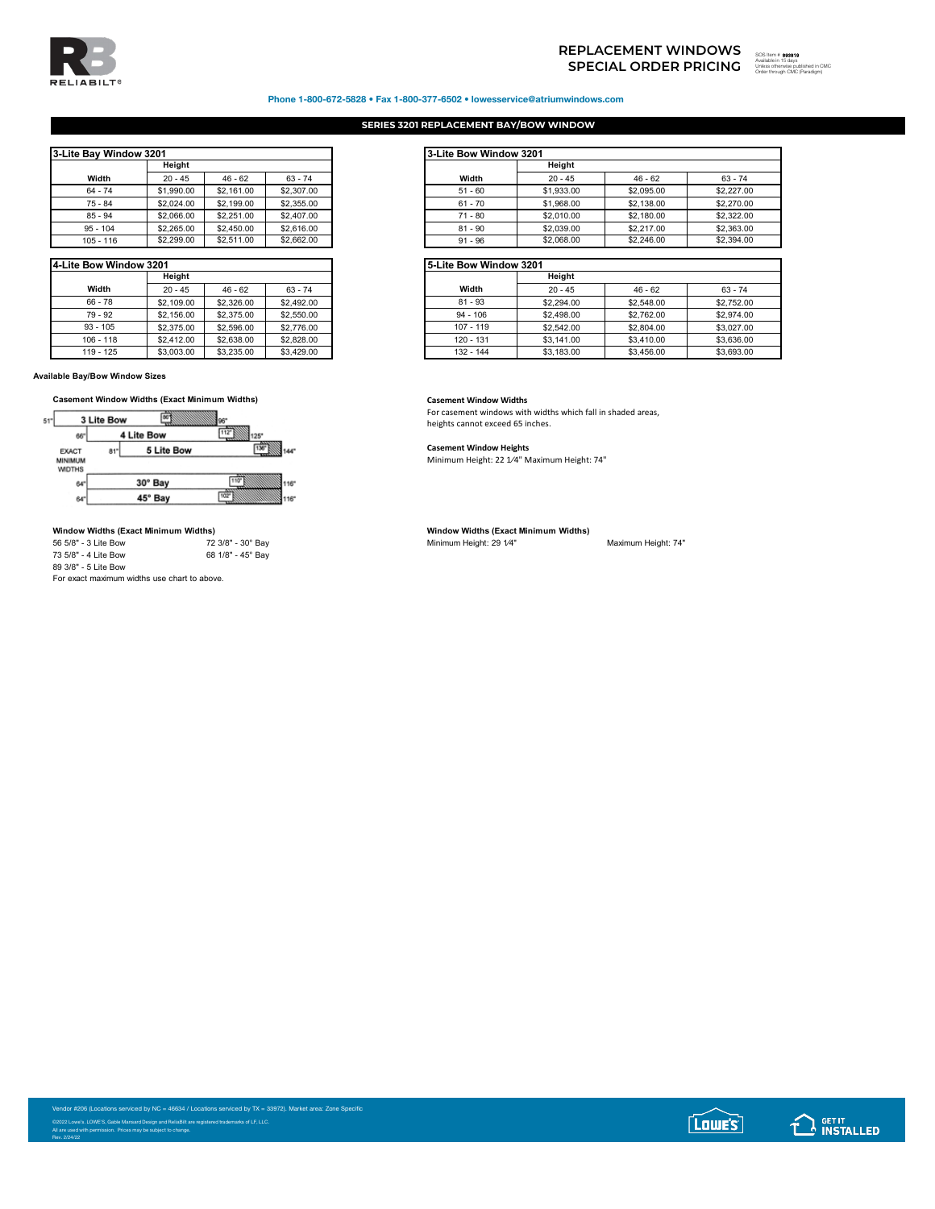# REPLACEMENT WINDOWS SPECIAL ORDER PRICING

SOS Item # 893819
Available in 15 days
Unless otherwise published in CMC
Order through CMC (Paradigm)

**Phone 1-800-672-5828 • Fax 1-800-377-6502 • lowesservice@atriumwindows.com**

## SERIES 3201 REPLACEMENT BAY/BOW WINDOW

| 3-Lite Bay Window 3201 | | | |
|---|---|---|---|
| | Height | | |
| Width | 20 - 45 | 46 - 62 | 63 - 74 |
| 64 - 74 | $1,990.00 | $2,161.00 | $2,307.00 |
| 75 - 84 | $2,024.00 | $2,199.00 | $2,355.00 |
| 85 - 94 | $2,066.00 | $2,251.00 | $2,407.00 |
| 95 - 104 | $2,265.00 | $2,450.00 | $2,616.00 |
| 105 - 116 | $2,299.00 | $2,511.00 | $2,662.00 |

| 3-Lite Bow Window 3201 | | | |
|---|---|---|---|
| | Height | | |
| Width | 20 - 45 | 46 - 62 | 63 - 74 |
| 51 - 60 | $1,933.00 | $2,095.00 | $2,227.00 |
| 61 - 70 | $1,968.00 | $2,138.00 | $2,270.00 |
| 71 - 80 | $2,010.00 | $2,180.00 | $2,322.00 |
| 81 - 90 | $2,039.00 | $2,217.00 | $2,363.00 |
| 91 - 96 | $2,068.00 | $2,246.00 | $2,394.00 |

| 4-Lite Bow Window 3201 | | | |
|---|---|---|---|
| | Height | | |
| Width | 20 - 45 | 46 - 62 | 63 - 74 |
| 66 - 78 | $2,109.00 | $2,326.00 | $2,492.00 |
| 79 - 92 | $2,156.00 | $2,375.00 | $2,550.00 |
| 93 - 105 | $2,375.00 | $2,596.00 | $2,776.00 |
| 106 - 118 | $2,412.00 | $2,638.00 | $2,828.00 |
| 119 - 125 | $3,003.00 | $3,235.00 | $3,429.00 |

| 5-Lite Bow Window 3201 | | | |
|---|---|---|---|
| | Height | | |
| Width | 20 - 45 | 46 - 62 | 63 - 74 |
| 81 - 93 | $2,294.00 | $2,548.00 | $2,752.00 |
| 94 - 106 | $2,498.00 | $2,762.00 | $2,974.00 |
| 107 - 119 | $2,542.00 | $2,804.00 | $3,027.00 |
| 120 - 131 | $3,141.00 | $3,410.00 | $3,636.00 |
| 132 - 144 | $3,183.00 | $3,456.00 | $3,693.00 |

**Available Bay/Bow Window Sizes**

**Casement Window Widths (Exact Minimum Widths)**

| Window | Exact Minimum Width | Casement Limit | Maximum Width |
|---|---|---|---|
| 3 Lite Bow | 51" | 86" | 96" |
| 4 Lite Bow | 66" | 112" | 125" |
| 5 Lite Bow | 81" | 136" | 144" |
| 30° Bay | 64" | 110" | 116" |
| 45° Bay | 64" | 102" | 116" |

**Casement Window Widths**

For casement windows with widths which fall in shaded areas, heights cannot exceed 65 inches.

**Casement Window Heights**

Minimum Height: 22 1⁄4" Maximum Height: 74"

**Window Widths (Exact Minimum Widths)**

56 5/8" - 3 Lite Bow
73 5/8" - 4 Lite Bow
89 3/8" - 5 Lite Bow
72 3/8" - 30° Bay
68 1/8" - 45° Bay

For exact maximum widths use chart to above.

**Window Widths (Exact Minimum Widths)**

Minimum Height: 29 1⁄4" Maximum Height: 74"

Vendor #206 (Locations serviced by NC = 46634 / Locations serviced by TX = 33972). Market area: Zone Specific

©2022 Lowe's. LOWE'S, Gable Mansard Design and ReliaBilt are registered trademarks of LF, LLC.
All are used with permission. Prices may be subject to change.
Rev. 2/24/22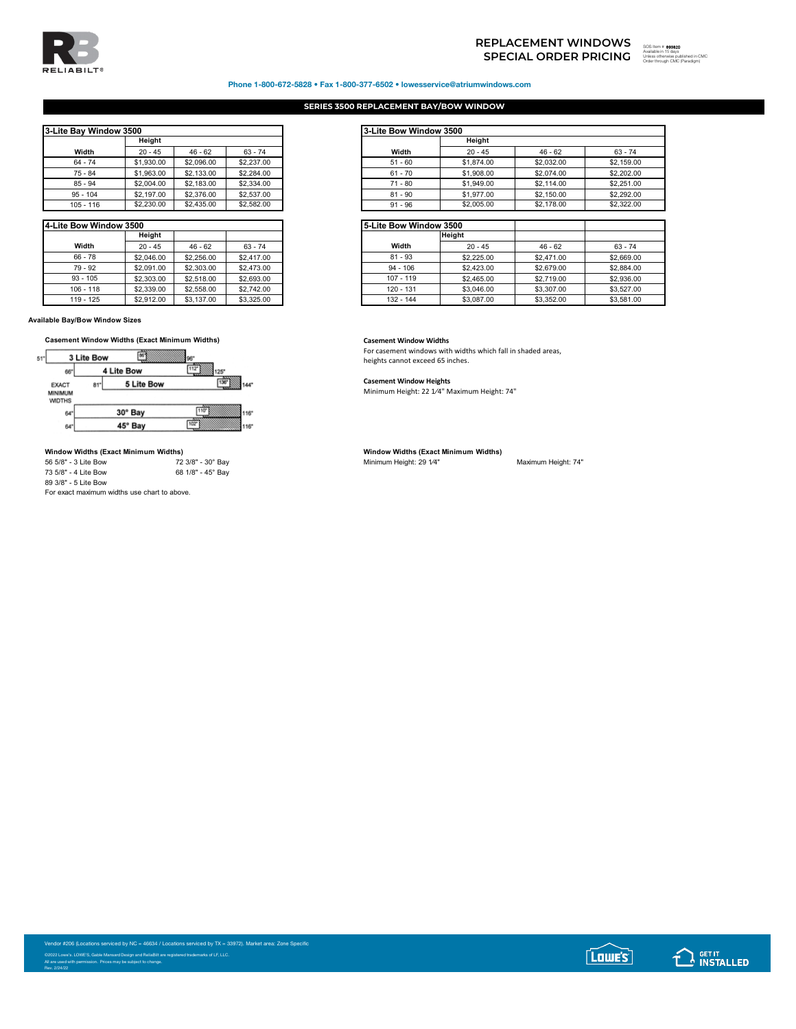# REPLACEMENT WINDOWS SPECIAL ORDER PRICING

SOS Item # 893820
Available in 15 days
Unless otherwise published in CMC
Order through CMC (Paradigm)

**Phone 1-800-672-5828 • Fax 1-800-377-6502 • lowesservice@atriumwindows.com**

## SERIES 3500 REPLACEMENT BAY/BOW WINDOW

| 3-Lite Bay Window 3500 | | | |
|---|---|---|---|
| | Height | | |
| Width | 20 - 45 | 46 - 62 | 63 - 74 |
| 64 - 74 | $1,930.00 | $2,096.00 | $2,237.00 |
| 75 - 84 | $1,963.00 | $2,133.00 | $2,284.00 |
| 85 - 94 | $2,004.00 | $2,183.00 | $2,334.00 |
| 95 - 104 | $2,197.00 | $2,376.00 | $2,537.00 |
| 105 - 116 | $2,230.00 | $2,435.00 | $2,582.00 |

| 3-Lite Bow Window 3500 | | | |
|---|---|---|---|
| | Height | | |
| Width | 20 - 45 | 46 - 62 | 63 - 74 |
| 51 - 60 | $1,874.00 | $2,032.00 | $2,159.00 |
| 61 - 70 | $1,908.00 | $2,074.00 | $2,202.00 |
| 71 - 80 | $1,949.00 | $2,114.00 | $2,251.00 |
| 81 - 90 | $1,977.00 | $2,150.00 | $2,292.00 |
| 91 - 96 | $2,005.00 | $2,178.00 | $2,322.00 |

| 4-Lite Bow Window 3500 | | | |
|---|---|---|---|
| | Height | | |
| Width | 20 - 45 | 46 - 62 | 63 - 74 |
| 66 - 78 | $2,046.00 | $2,256.00 | $2,417.00 |
| 79 - 92 | $2,091.00 | $2,303.00 | $2,473.00 |
| 93 - 105 | $2,303.00 | $2,518.00 | $2,693.00 |
| 106 - 118 | $2,339.00 | $2,558.00 | $2,742.00 |
| 119 - 125 | $2,912.00 | $3,137.00 | $3,325.00 |

| 5-Lite Bow Window 3500 | | | |
|---|---|---|---|
| | Height | | |
| Width | 20 - 45 | 46 - 62 | 63 - 74 |
| 81 - 93 | $2,225.00 | $2,471.00 | $2,669.00 |
| 94 - 106 | $2,423.00 | $2,679.00 | $2,884.00 |
| 107 - 119 | $2,465.00 | $2,719.00 | $2,936.00 |
| 120 - 131 | $3,046.00 | $3,307.00 | $3,527.00 |
| 132 - 144 | $3,087.00 | $3,352.00 | $3,581.00 |

**Available Bay/Bow Window Sizes**

**Casement Window Widths (Exact Minimum Widths)**

| Exact Minimum Widths | Type | Shaded From | Max |
|---|---|---|---|
| 51" | 3 Lite Bow | 86" | 96" |
| 66" | 4 Lite Bow | 112" | 125" |
| 81" | 5 Lite Bow | 136" | 144" |
| 64" | 30° Bay | 110" | 116" |
| 64" | 45° Bay | 102" | 116" |

**Casement Window Widths**

For casement windows with widths which fall in shaded areas, heights cannot exceed 65 inches.

**Casement Window Heights**

Minimum Height: 22 1⁄4" Maximum Height: 74"

**Window Widths (Exact Minimum Widths)**

56 5/8" - 3 Lite Bow
73 5/8" - 4 Lite Bow
89 3/8" - 5 Lite Bow
72 3/8" - 30° Bay
68 1/8" - 45° Bay

For exact maximum widths use chart to above.

**Window Widths (Exact Minimum Widths)**

Minimum Height: 29 1⁄4" Maximum Height: 74"

Vendor #206 (Locations serviced by NC = 46634 / Locations serviced by TX = 33972). Market area: Zone Specific

©2022 Lowe's. LOWE'S, Gable Mansard Design and ReliaBilt are registered trademarks of LF, LLC.
All are used with permission. Prices may be subject to change.
Rev. 2/24/22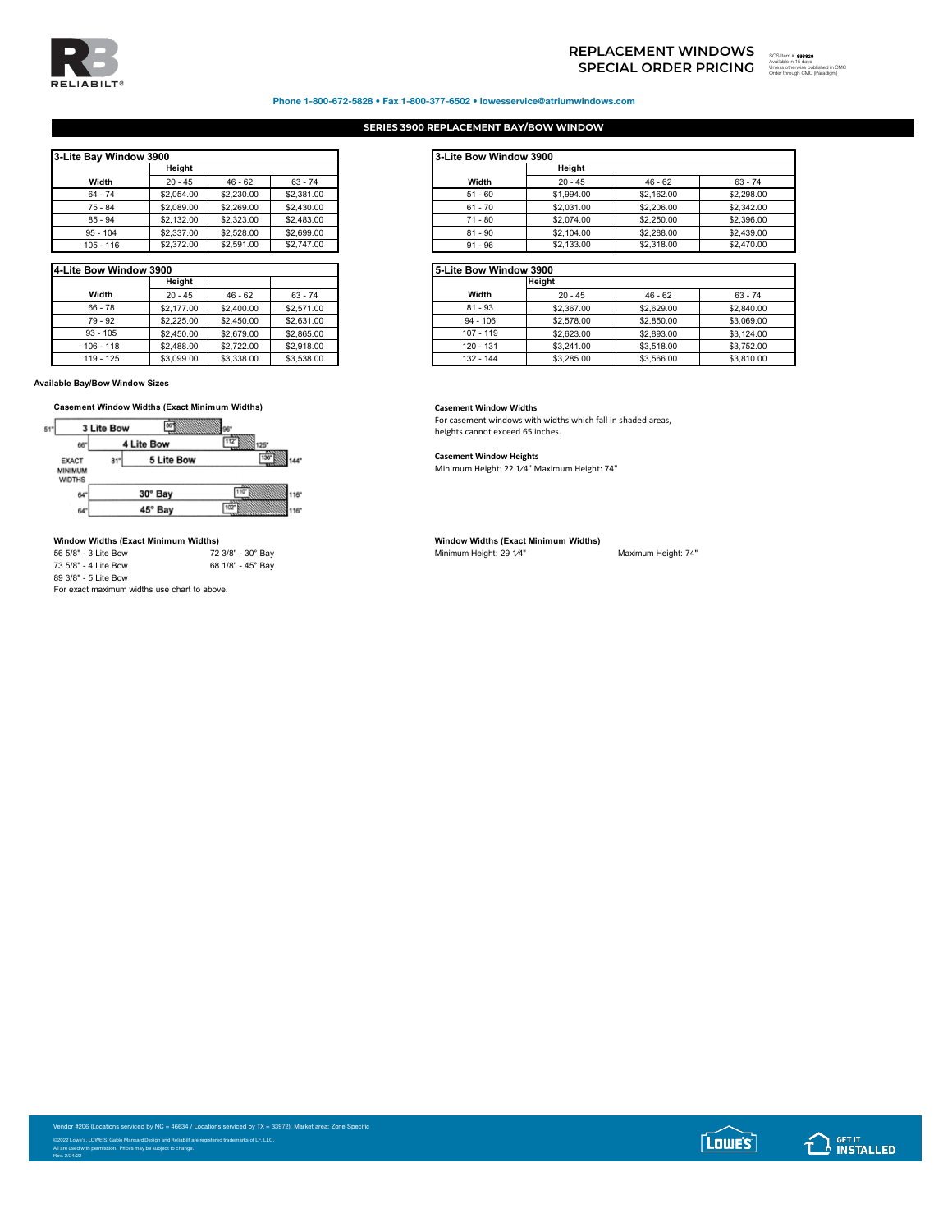# REPLACEMENT WINDOWS SPECIAL ORDER PRICING

SOS Item # 893829
Available in 15 days
Unless otherwise published in CMC
Order through CMC (Paradigm)

**Phone 1-800-672-5828 • Fax 1-800-377-6502 • lowesservice@atriumwindows.com**

## SERIES 3900 REPLACEMENT BAY/BOW WINDOW

**3-Lite Bay Window 3900**

| | Height | | |
|---|---|---|---|
| **Width** | 20 - 45 | 46 - 62 | 63 - 74 |
| 64 - 74 | $2,054.00 | $2,230.00 | $2,381.00 |
| 75 - 84 | $2,089.00 | $2,269.00 | $2,430.00 |
| 85 - 94 | $2,132.00 | $2,323.00 | $2,483.00 |
| 95 - 104 | $2,337.00 | $2,528.00 | $2,699.00 |
| 105 - 116 | $2,372.00 | $2,591.00 | $2,747.00 |

**3-Lite Bow Window 3900**

| | Height | | |
|---|---|---|---|
| **Width** | 20 - 45 | 46 - 62 | 63 - 74 |
| 51 - 60 | $1,994.00 | $2,162.00 | $2,298.00 |
| 61 - 70 | $2,031.00 | $2,206.00 | $2,342.00 |
| 71 - 80 | $2,074.00 | $2,250.00 | $2,396.00 |
| 81 - 90 | $2,104.00 | $2,288.00 | $2,439.00 |
| 91 - 96 | $2,133.00 | $2,318.00 | $2,470.00 |

**4-Lite Bow Window 3900**

| | Height | | |
|---|---|---|---|
| **Width** | 20 - 45 | 46 - 62 | 63 - 74 |
| 66 - 78 | $2,177.00 | $2,400.00 | $2,571.00 |
| 79 - 92 | $2,225.00 | $2,450.00 | $2,631.00 |
| 93 - 105 | $2,450.00 | $2,679.00 | $2,865.00 |
| 106 - 118 | $2,488.00 | $2,722.00 | $2,918.00 |
| 119 - 125 | $3,099.00 | $3,338.00 | $3,538.00 |

**5-Lite Bow Window 3900**

| | Height | | |
|---|---|---|---|
| **Width** | 20 - 45 | 46 - 62 | 63 - 74 |
| 81 - 93 | $2,367.00 | $2,629.00 | $2,840.00 |
| 94 - 106 | $2,578.00 | $2,850.00 | $3,069.00 |
| 107 - 119 | $2,623.00 | $2,893.00 | $3,124.00 |
| 120 - 131 | $3,241.00 | $3,518.00 | $3,752.00 |
| 132 - 144 | $3,285.00 | $3,566.00 | $3,810.00 |

**Available Bay/Bow Window Sizes**

**Casement Window Widths (Exact Minimum Widths)**

| Exact Minimum Width | Type | Shaded Area Start | Maximum |
|---|---|---|---|
| 51" | 3 Lite Bow | 86" | 96" |
| 66" | 4 Lite Bow | 112" | 125" |
| 81" | 5 Lite Bow | 136" | 144" |
| 64" | 30° Bay | 110" | 116" |
| 64" | 45° Bay | 102" | 116" |

**Casement Window Widths**

For casement windows with widths which fall in shaded areas, heights cannot exceed 65 inches.

**Casement Window Heights**

Minimum Height: 22 1⁄4" Maximum Height: 74"

**Window Widths (Exact Minimum Widths)**

56 5/8" - 3 Lite Bow
73 5/8" - 4 Lite Bow
89 3/8" - 5 Lite Bow
72 3/8" - 30° Bay
68 1/8" - 45° Bay

For exact maximum widths use chart to above.

**Window Widths (Exact Minimum Widths)**

Minimum Height: 29 1⁄4" Maximum Height: 74"

Vendor #206 (Locations serviced by NC = 46634 / Locations serviced by TX = 33972). Market area: Zone Specific

©2022 Lowe's. LOWE'S, Gable Mansard Design and ReliaBilt are registered trademarks of LF, LLC.
All are used with permission. Prices may be subject to change.
Rev. 2/24/22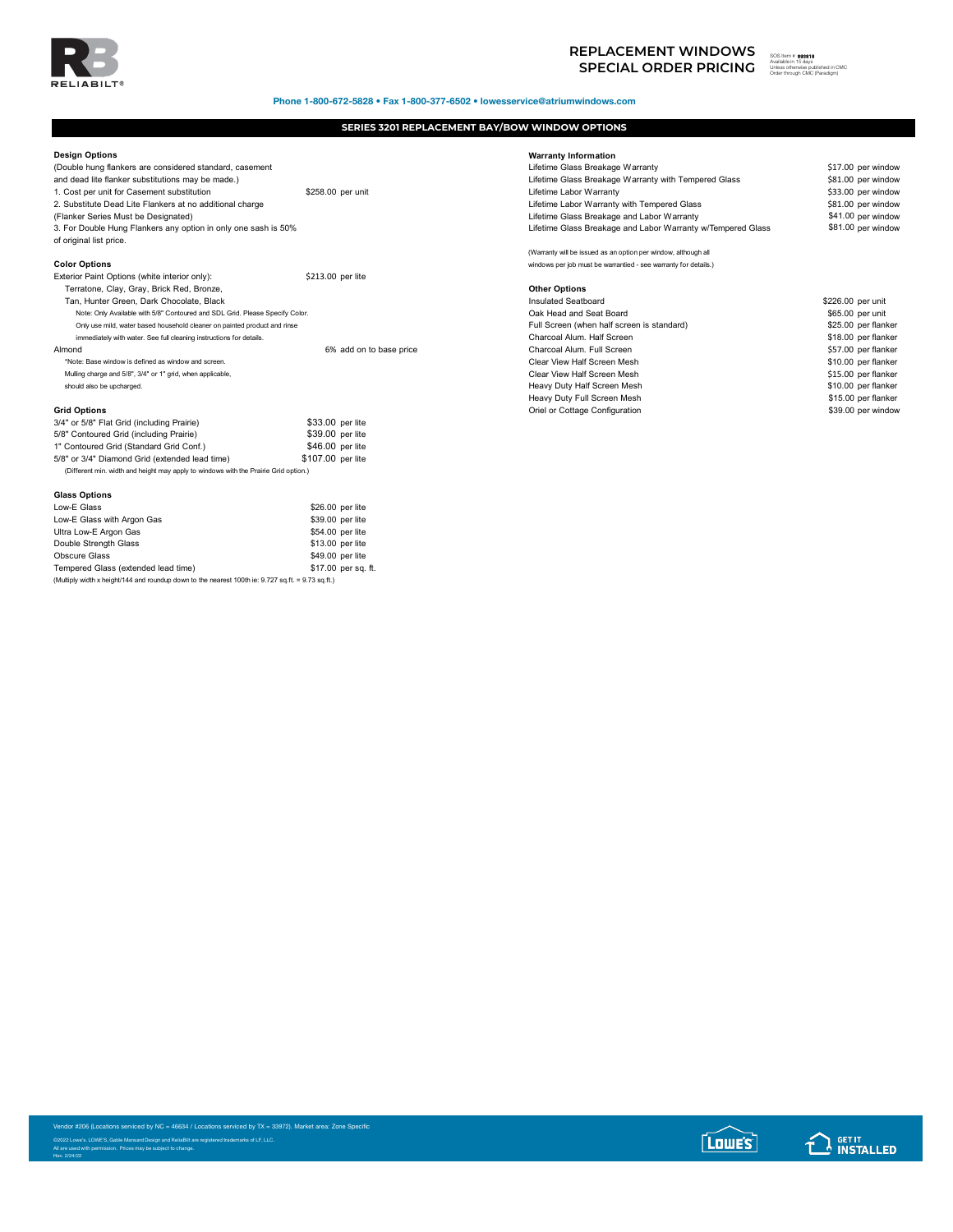# REPLACEMENT WINDOWS SPECIAL ORDER PRICING

SOS Item # 893819
Available in 15 days
Unless otherwise published in CMC
Order through CMC (Paradigm)

**Phone 1-800-672-5828 • Fax 1-800-377-6502 • lowesservice@atriumwindows.com**

## SERIES 3201 REPLACEMENT BAY/BOW WINDOW OPTIONS

### Design Options

(Double hung flankers are considered standard, casement and dead lite flanker substitutions may be made.)

1. Cost per unit for Casement substitution — $258.00 per unit
2. Substitute Dead Lite Flankers at no additional charge (Flanker Series Must be Designated)
3. For Double Hung Flankers any option in only one sash is 50% of original list price.

### Color Options

Exterior Paint Options (white interior only): — $213.00 per lite

Terratone, Clay, Gray, Brick Red, Bronze,
Tan, Hunter Green, Dark Chocolate, Black

Note: Only Available with 5/8" Contoured and SDL Grid. Please Specify Color.
Only use mild, water based household cleaner on painted product and rinse immediately with water. See full cleaning instructions for details.

Almond — 6% add on to base price

*Note: Base window is defined as window and screen.
Mulling charge and 5/8", 3/4" or 1" grid, when applicable, should also be upcharged.

### Grid Options

| Option | Price |
|---|---|
| 3/4" or 5/8" Flat Grid (including Prairie) | $33.00 per lite |
| 5/8" Contoured Grid (including Prairie) | $39.00 per lite |
| 1" Contoured Grid (Standard Grid Conf.) | $46.00 per lite |
| 5/8" or 3/4" Diamond Grid (extended lead time) | $107.00 per lite |

(Different min. width and height may apply to windows with the Prairie Grid option.)

### Glass Options

| Option | Price |
|---|---|
| Low-E Glass | $26.00 per lite |
| Low-E Glass with Argon Gas | $39.00 per lite |
| Ultra Low-E Argon Gas | $54.00 per lite |
| Double Strength Glass | $13.00 per lite |
| Obscure Glass | $49.00 per lite |
| Tempered Glass (extended lead time) | $17.00 per sq. ft. |

(Multiply width x height/144 and roundup down to the nearest 100th ie: 9.727 sq.ft. = 9.73 sq.ft.)

### Warranty Information

| Option | Price |
|---|---|
| Lifetime Glass Breakage Warranty | $17.00 per window |
| Lifetime Glass Breakage Warranty with Tempered Glass | $81.00 per window |
| Lifetime Labor Warranty | $33.00 per window |
| Lifetime Labor Warranty with Tempered Glass | $81.00 per window |
| Lifetime Glass Breakage and Labor Warranty | $41.00 per window |
| Lifetime Glass Breakage and Labor Warranty w/Tempered Glass | $81.00 per window |

(Warranty will be issued as an option per window, although all windows per job must be warrantied - see warranty for details.)

### Other Options

| Option | Price |
|---|---|
| Insulated Seatboard | $226.00 per unit |
| Oak Head and Seat Board | $65.00 per unit |
| Full Screen (when half screen is standard) | $25.00 per flanker |
| Charcoal Alum. Half Screen | $18.00 per flanker |
| Charcoal Alum. Full Screen | $57.00 per flanker |
| Clear View Half Screen Mesh | $10.00 per flanker |
| Clear View Half Screen Mesh | $15.00 per flanker |
| Heavy Duty Half Screen Mesh | $10.00 per flanker |
| Heavy Duty Full Screen Mesh | $15.00 per flanker |
| Oriel or Cottage Configuration | $39.00 per window |

Vendor #206 (Locations serviced by NC = 46634 / Locations serviced by TX = 33972). Market area: Zone Specific

©2022 Lowe's. LOWE'S, Gable Mansard Design and ReliaBilt are registered trademarks of LF, LLC.
All are used with permission. Prices may be subject to change.
Rev. 2/24/22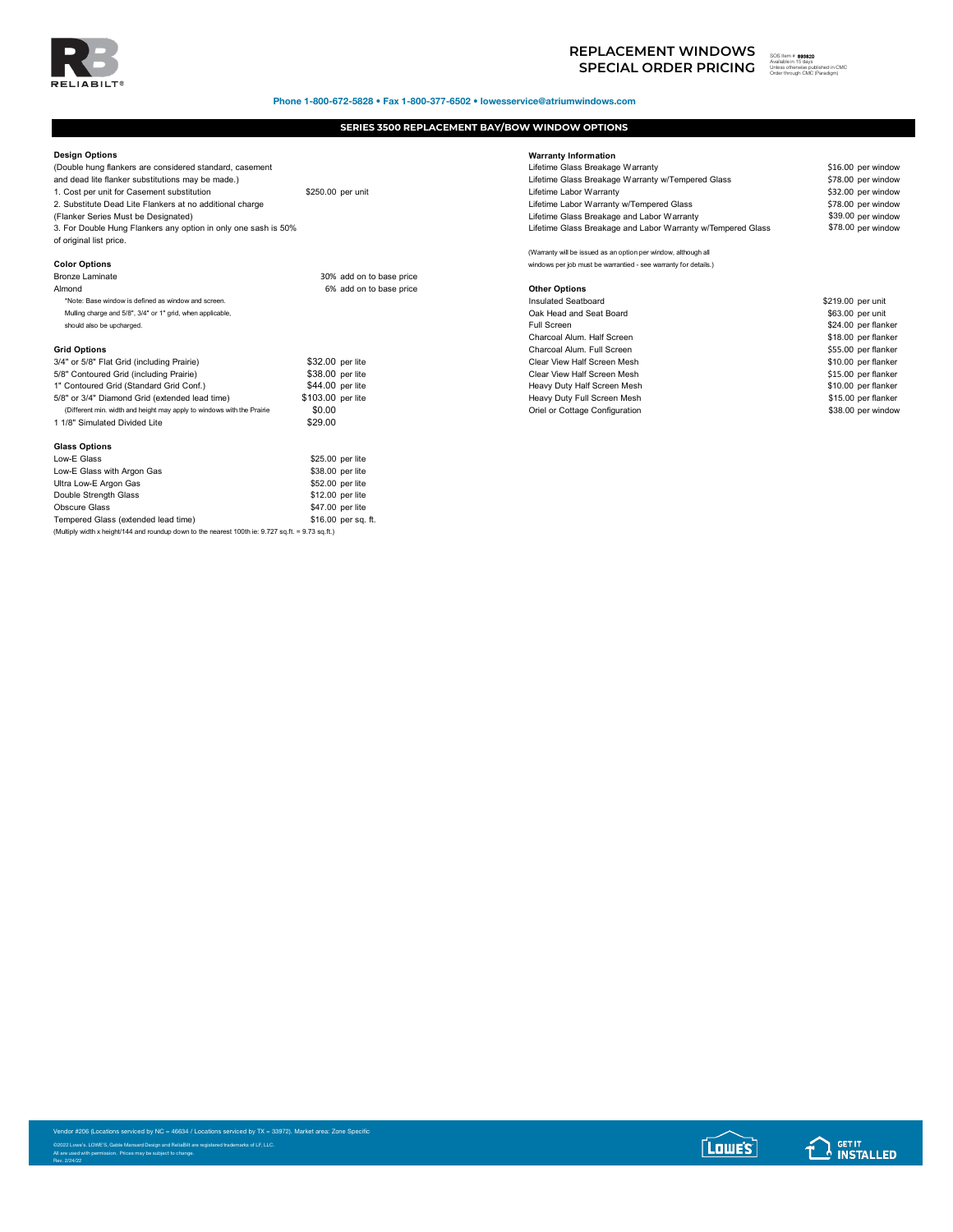# REPLACEMENT WINDOWS SPECIAL ORDER PRICING

SOS Item # 893820
Available in 15 days
Unless otherwise published in CMC
Order through CMC (Paradigm)

**Phone 1-800-672-5828 • Fax 1-800-377-6502 • lowesservice@atriumwindows.com**

## SERIES 3500 REPLACEMENT BAY/BOW WINDOW OPTIONS

### Design Options

(Double hung flankers are considered standard, casement and dead lite flanker substitutions may be made.)

1. Cost per unit for Casement substitution — $250.00 per unit
2. Substitute Dead Lite Flankers at no additional charge (Flanker Series Must be Designated)
3. For Double Hung Flankers any option in only one sash is 50% of original list price.

### Color Options

| Option | Price |
|---|---|
| Bronze Laminate | 30% add on to base price |
| Almond | 6% add on to base price |

*Note: Base window is defined as window and screen. Mulling charge and 5/8", 3/4" or 1" grid, when applicable, should also be upcharged.

### Grid Options

| Option | Price |
|---|---|
| 3/4" or 5/8" Flat Grid (including Prairie) | $32.00 per lite |
| 5/8" Contoured Grid (including Prairie) | $38.00 per lite |
| 1" Contoured Grid (Standard Grid Conf.) | $44.00 per lite |
| 5/8" or 3/4" Diamond Grid (extended lead time) | $103.00 per lite |
| (Different min. width and height may apply to windows with the Prairie | $0.00 |
| 1 1/8" Simulated Divided Lite | $29.00 |

### Glass Options

| Option | Price |
|---|---|
| Low-E Glass | $25.00 per lite |
| Low-E Glass with Argon Gas | $38.00 per lite |
| Ultra Low-E Argon Gas | $52.00 per lite |
| Double Strength Glass | $12.00 per lite |
| Obscure Glass | $47.00 per lite |
| Tempered Glass (extended lead time) | $16.00 per sq. ft. |

(Multiply width x height/144 and roundup down to the nearest 100th ie: 9.727 sq.ft. = 9.73 sq.ft.)

### Warranty Information

| Option | Price |
|---|---|
| Lifetime Glass Breakage Warranty | $16.00 per window |
| Lifetime Glass Breakage Warranty w/Tempered Glass | $78.00 per window |
| Lifetime Labor Warranty | $32.00 per window |
| Lifetime Labor Warranty w/Tempered Glass | $78.00 per window |
| Lifetime Glass Breakage and Labor Warranty | $39.00 per window |
| Lifetime Glass Breakage and Labor Warranty w/Tempered Glass | $78.00 per window |

(Warranty will be issued as an option per window, although all windows per job must be warrantied - see warranty for details.)

### Other Options

| Option | Price |
|---|---|
| Insulated Seatboard | $219.00 per unit |
| Oak Head and Seat Board | $63.00 per unit |
| Full Screen | $24.00 per flanker |
| Charcoal Alum. Half Screen | $18.00 per flanker |
| Charcoal Alum. Full Screen | $55.00 per flanker |
| Clear View Half Screen Mesh | $10.00 per flanker |
| Clear View Half Screen Mesh | $15.00 per flanker |
| Heavy Duty Half Screen Mesh | $10.00 per flanker |
| Heavy Duty Full Screen Mesh | $15.00 per flanker |
| Oriel or Cottage Configuration | $38.00 per window |

Vendor #206 (Locations serviced by NC = 46634 / Locations serviced by TX = 33972). Market area: Zone Specific

©2022 Lowe's. LOWE'S, Gable Mansard Design and ReliaBilt are registered trademarks of LF, LLC. All are used with permission. Prices may be subject to change. Rev. 2/24/22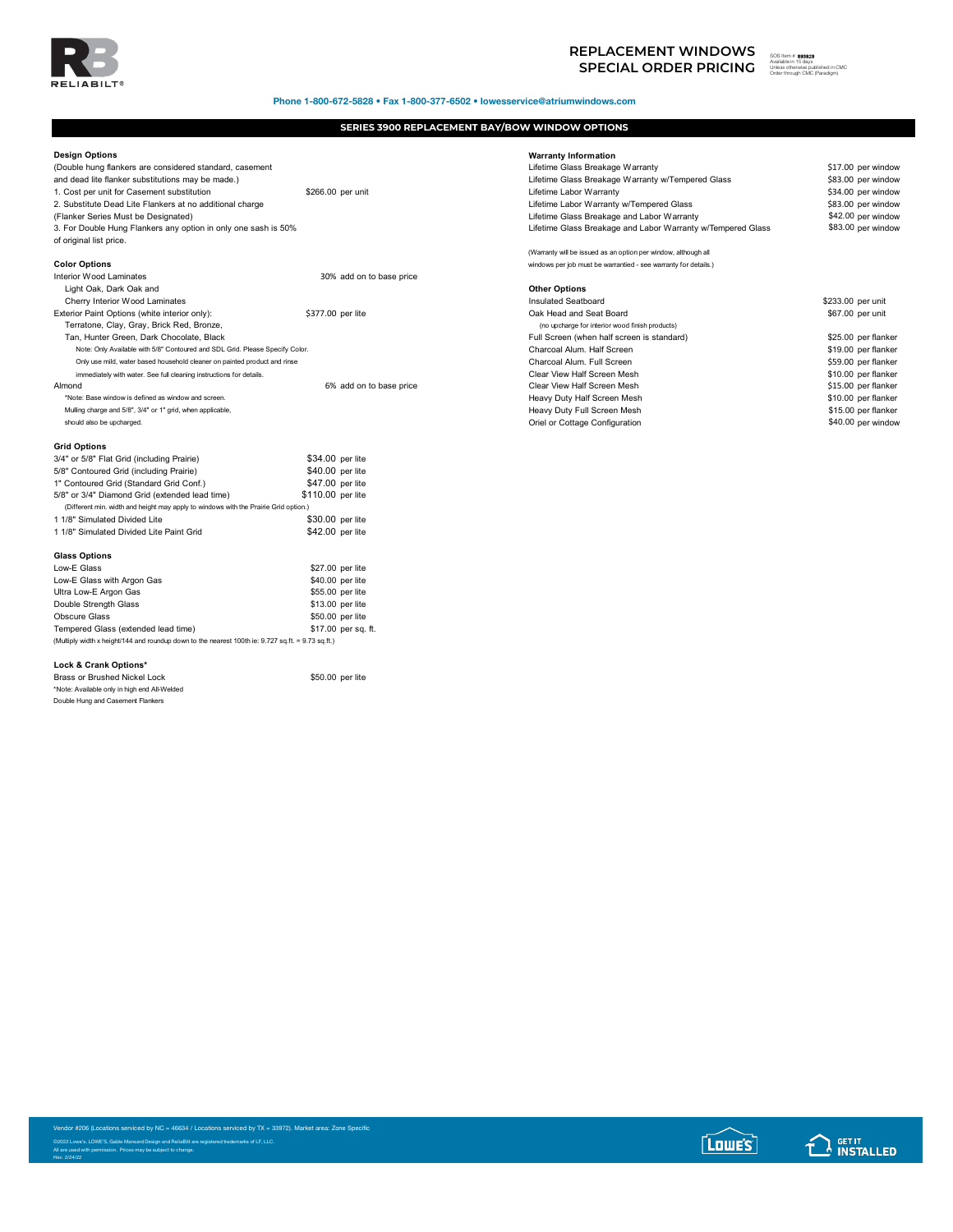# REPLACEMENT WINDOWS SPECIAL ORDER PRICING

SOS Item # 893829
Available in 15 days
Unless otherwise published in CMC
Order through CMC (Paradigm)

**Phone 1-800-672-5828 • Fax 1-800-377-6502 • lowesservice@atriumwindows.com**

## SERIES 3900 REPLACEMENT BAY/BOW WINDOW OPTIONS

### Design Options

(Double hung flankers are considered standard, casement and dead lite flanker substitutions may be made.)

| | |
|---|---|
| 1. Cost per unit for Casement substitution | $266.00 per unit |
| 2. Substitute Dead Lite Flankers at no additional charge (Flanker Series Must be Designated) | |
| 3. For Double Hung Flankers any option in only one sash is 50% of original list price. | |

### Color Options

| | |
|---|---|
| Interior Wood Laminates<br>Light Oak, Dark Oak and<br>Cherry Interior Wood Laminates | 30% add on to base price |
| Exterior Paint Options (white interior only):<br>Terratone, Clay, Gray, Brick Red, Bronze,<br>Tan, Hunter Green, Dark Chocolate, Black | $377.00 per lite |
| Almond | 6% add on to base price |

Note: Only Available with 5/8" Contoured and SDL Grid. Please Specify Color.
Only use mild, water based household cleaner on painted product and rinse immediately with water. See full cleaning instructions for details.

*Note: Base window is defined as window and screen.
Mulling charge and 5/8", 3/4" or 1" grid, when applicable, should also be upcharged.

### Grid Options

| | |
|---|---|
| 3/4" or 5/8" Flat Grid (including Prairie) | $34.00 per lite |
| 5/8" Contoured Grid (including Prairie) | $40.00 per lite |
| 1" Contoured Grid (Standard Grid Conf.) | $47.00 per lite |
| 5/8" or 3/4" Diamond Grid (extended lead time) | $110.00 per lite |
| 1 1/8" Simulated Divided Lite | $30.00 per lite |
| 1 1/8" Simulated Divided Lite Paint Grid | $42.00 per lite |

(Different min. width and height may apply to windows with the Prairie Grid option.)

### Glass Options

| | |
|---|---|
| Low-E Glass | $27.00 per lite |
| Low-E Glass with Argon Gas | $40.00 per lite |
| Ultra Low-E Argon Gas | $55.00 per lite |
| Double Strength Glass | $13.00 per lite |
| Obscure Glass | $50.00 per lite |
| Tempered Glass (extended lead time) | $17.00 per sq. ft. |

(Multiply width x height/144 and roundup down to the nearest 100th ie: 9.727 sq.ft. = 9.73 sq.ft.)

### Lock & Crank Options*

| | |
|---|---|
| Brass or Brushed Nickel Lock | $50.00 per lite |

*Note: Available only in high end All-Welded Double Hung and Casement Flankers

### Warranty Information

| | |
|---|---|
| Lifetime Glass Breakage Warranty | $17.00 per window |
| Lifetime Glass Breakage Warranty w/Tempered Glass | $83.00 per window |
| Lifetime Labor Warranty | $34.00 per window |
| Lifetime Labor Warranty w/Tempered Glass | $83.00 per window |
| Lifetime Glass Breakage and Labor Warranty | $42.00 per window |
| Lifetime Glass Breakage and Labor Warranty w/Tempered Glass | $83.00 per window |

(Warranty will be issued as an option per window, although all windows per job must be warrantied - see warranty for details.)

### Other Options

| | |
|---|---|
| Insulated Seatboard | $233.00 per unit |
| Oak Head and Seat Board<br>(no upcharge for interior wood finish products) | $67.00 per unit |
| Full Screen (when half screen is standard) | $25.00 per flanker |
| Charcoal Alum. Half Screen | $19.00 per flanker |
| Charcoal Alum. Full Screen | $59.00 per flanker |
| Clear View Half Screen Mesh | $10.00 per flanker |
| Clear View Half Screen Mesh | $15.00 per flanker |
| Heavy Duty Half Screen Mesh | $10.00 per flanker |
| Heavy Duty Full Screen Mesh | $15.00 per flanker |
| Oriel or Cottage Configuration | $40.00 per window |

Vendor #206 (Locations serviced by NC = 46634 / Locations serviced by TX = 33972). Market area: Zone Specific

©2022 Lowe's, LOWE'S, Gable Mansard Design and ReliaBilt are registered trademarks of LF, LLC.
All are used with permission. Prices may be subject to change.
Rev. 2/24/22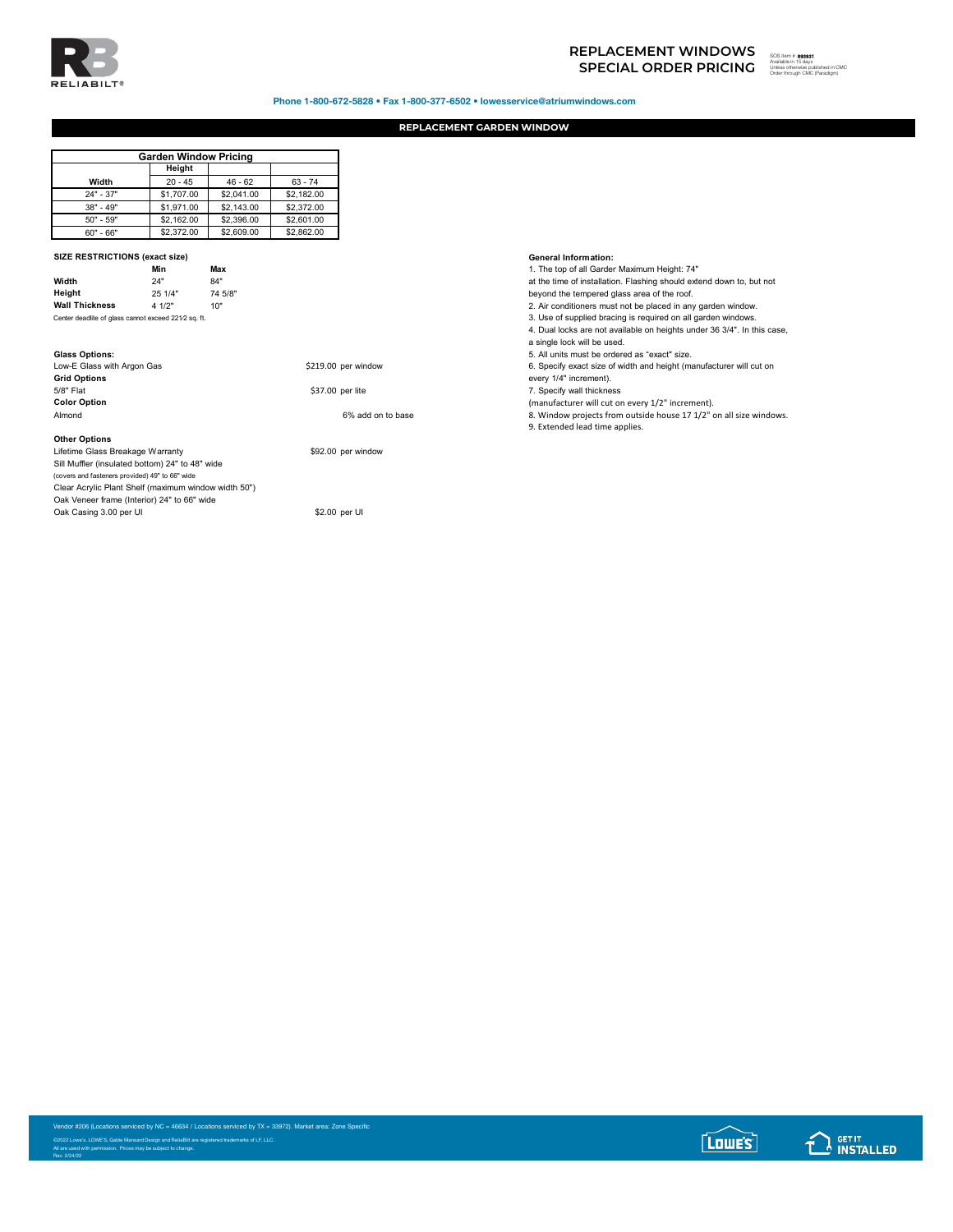# REPLACEMENT WINDOWS SPECIAL ORDER PRICING

SOS Item # 893831
Available in 15 days
Unless otherwise published in CMC
Order through CMC (Paradigm)

**Phone 1-800-672-5828 • Fax 1-800-377-6502 • lowesservice@atriumwindows.com**

## REPLACEMENT GARDEN WINDOW

| Garden Window Pricing | | | |
|---|---|---|---|
| | Height | | |
| Width | 20 - 45 | 46 - 62 | 63 - 74 |
| 24" - 37" | $1,707.00 | $2,041.00 | $2,182.00 |
| 38" - 49" | $1,971.00 | $2,143.00 | $2,372.00 |
| 50" - 59" | $2,162.00 | $2,396.00 | $2,601.00 |
| 60" - 66" | $2,372.00 | $2,609.00 | $2,862.00 |

**SIZE RESTRICTIONS (exact size)**

| | Min | Max |
|---|---|---|
| **Width** | 24" | 84" |
| **Height** | 25 1/4" | 74 5/8" |
| **Wall Thickness** | 4 1/2" | 10" |

Center deadlite of glass cannot exceed 221/2 sq. ft.

**Glass Options:**
Low-E Glass with Argon Gas — $219.00 per window

**Grid Options**
5/8" Flat — $37.00 per lite

**Color Option**
Almond — 6% add on to base

**Other Options**
Lifetime Glass Breakage Warranty — $92.00 per window
Sill Muffler (insulated bottom) 24" to 48" wide
(covers and fasteners provided) 49" to 66" wide
Clear Acrylic Plant Shelf (maximum window width 50")
Oak Veneer frame (Interior) 24" to 66" wide
Oak Casing 3.00 per UI — $2.00 per UI

**General Information:**

1. The top of all Garder Maximum Height: 74" at the time of installation. Flashing should extend down to, but not beyond the tempered glass area of the roof.
2. Air conditioners must not be placed in any garden window.
3. Use of supplied bracing is required on all garden windows.
4. Dual locks are not available on heights under 36 3/4". In this case, a single lock will be used.
5. All units must be ordered as "exact" size.
6. Specify exact size of width and height (manufacturer will cut on every 1/4" increment).
7. Specify wall thickness (manufacturer will cut on every 1/2" increment).
8. Window projects from outside house 17 1/2" on all size windows.
9. Extended lead time applies.

Vendor #206 (Locations serviced by NC = 46634 / Locations serviced by TX = 33972). Market area: Zone Specific

©2022 Lowe's. LOWE'S, Gable Mansard Design and ReliaBilt are registered trademarks of LF, LLC.
All are used with permission. Prices may be subject to change.
Rev. 2/24/22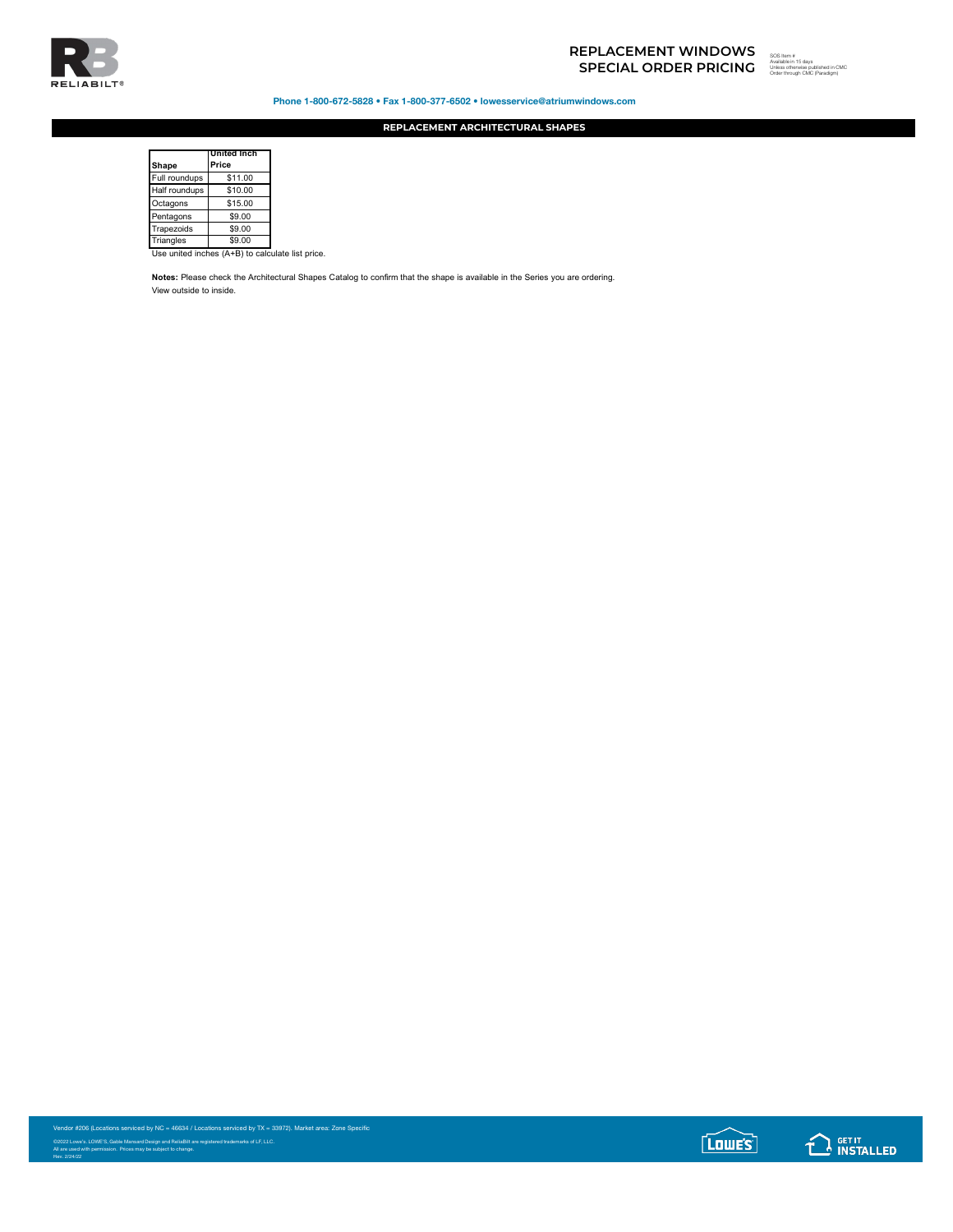# REPLACEMENT WINDOWS SPECIAL ORDER PRICING

SOS Item #
Available in 15 days
Unless otherwise published in CMC
Order through CMC (Paradigm)

**Phone 1-800-672-5828 • Fax 1-800-377-6502 • lowesservice@atriumwindows.com**

## REPLACEMENT ARCHITECTURAL SHAPES

| Shape | United Inch Price |
| --- | --- |
| Full roundups | $11.00 |
| Half roundups | $10.00 |
| Octagons | $15.00 |
| Pentagons | $9.00 |
| Trapezoids | $9.00 |
| Triangles | $9.00 |

Use united inches (A+B) to calculate list price.

**Notes:** Please check the Architectural Shapes Catalog to confirm that the shape is available in the Series you are ordering.
View outside to inside.

Vendor #206 (Locations serviced by NC = 46634 / Locations serviced by TX = 33972). Market area: Zone Specific

©2022 Lowe's. LOWE'S, Gable Mansard Design and ReliaBilt are registered trademarks of LF, LLC.
All are used with permission. Prices may be subject to change.
Rev. 2/24/22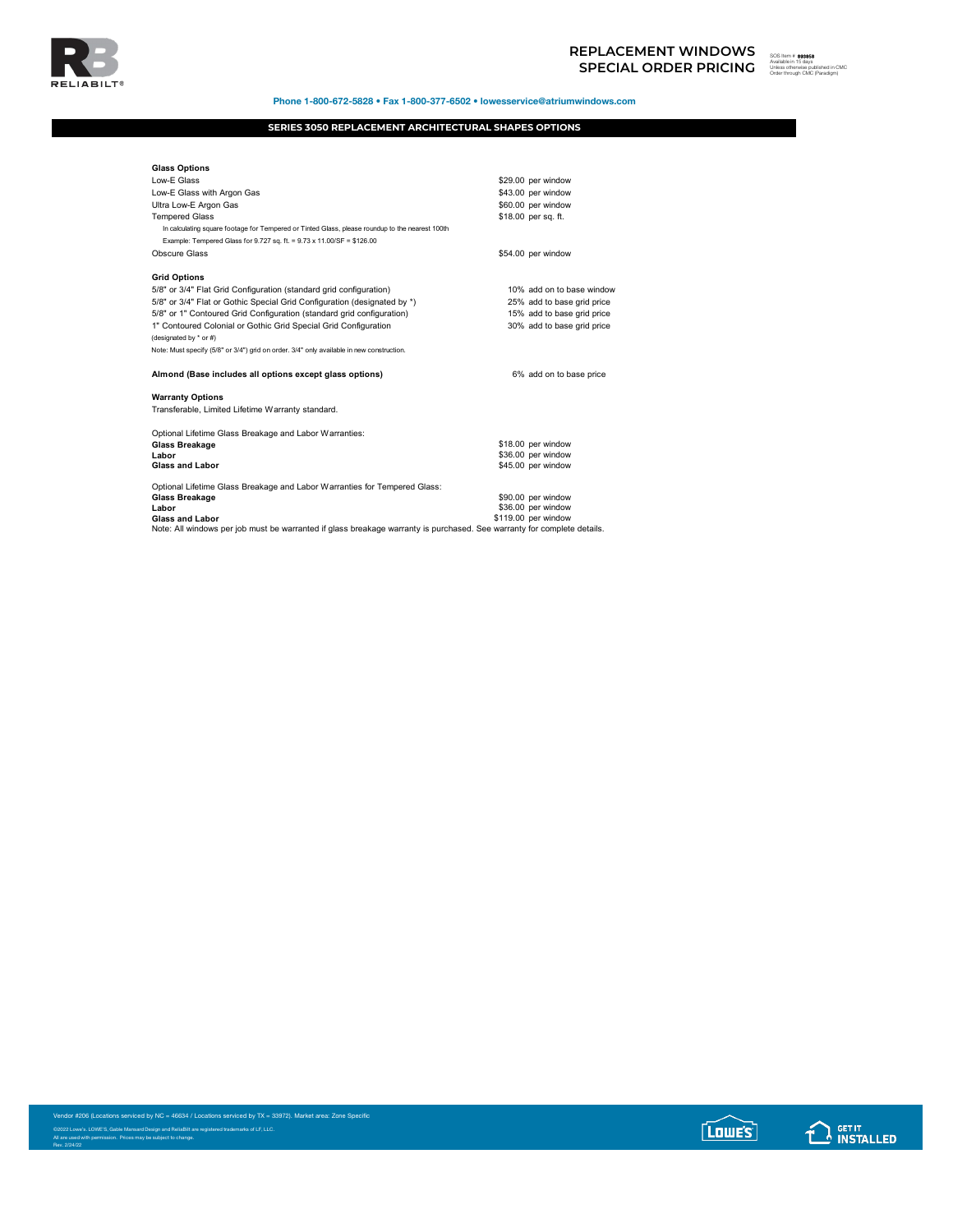# REPLACEMENT WINDOWS SPECIAL ORDER PRICING

SOS Item # 893858
Available in 15 days
Unless otherwise published in CMC
Order through CMC (Paradigm)

**Phone 1-800-672-5828 • Fax 1-800-377-6502 • lowesservice@atriumwindows.com**

## SERIES 3050 REPLACEMENT ARCHITECTURAL SHAPES OPTIONS

**Glass Options**

| | |
|---|---|
| Low-E Glass | $29.00 per window |
| Low-E Glass with Argon Gas | $43.00 per window |
| Ultra Low-E Argon Gas | $60.00 per window |
| Tempered Glass | $18.00 per sq. ft. |

In calculating square footage for Tempered or Tinted Glass, please roundup to the nearest 100th

Example: Tempered Glass for 9.727 sq. ft. = 9.73 x 11.00/SF = $126.00

| | |
|---|---|
| Obscure Glass | $54.00 per window |

**Grid Options**

| | |
|---|---|
| 5/8" or 3/4" Flat Grid Configuration (standard grid configuration) | 10% add on to base window |
| 5/8" or 3/4" Flat or Gothic Special Grid Configuration (designated by *) | 25% add to base grid price |
| 5/8" or 1" Contoured Grid Configuration (standard grid configuration) | 15% add to base grid price |
| 1" Contoured Colonial or Gothic Grid Special Grid Configuration (designated by * or #) | 30% add to base grid price |

Note: Must specify (5/8" or 3/4") grid on order. 3/4" only available in new construction.

| | |
|---|---|
| **Almond (Base includes all options except glass options)** | 6% add on to base price |

**Warranty Options**

Transferable, Limited Lifetime Warranty standard.

Optional Lifetime Glass Breakage and Labor Warranties:

| | |
|---|---|
| **Glass Breakage** | $18.00 per window |
| **Labor** | $36.00 per window |
| **Glass and Labor** | $45.00 per window |

Optional Lifetime Glass Breakage and Labor Warranties for Tempered Glass:

| | |
|---|---|
| **Glass Breakage** | $90.00 per window |
| **Labor** | $36.00 per window |
| **Glass and Labor** | $119.00 per window |

Note: All windows per job must be warranted if glass breakage warranty is purchased. See warranty for complete details.

Vendor #206 (Locations serviced by NC = 46634 / Locations serviced by TX = 33972). Market area: Zone Specific

©2022 Lowe's. LOWE'S, Gable Mansard Design and ReliaBilt are registered trademarks of LF, LLC.
All are used with permission. Prices may be subject to change.
Rev. 2/24/22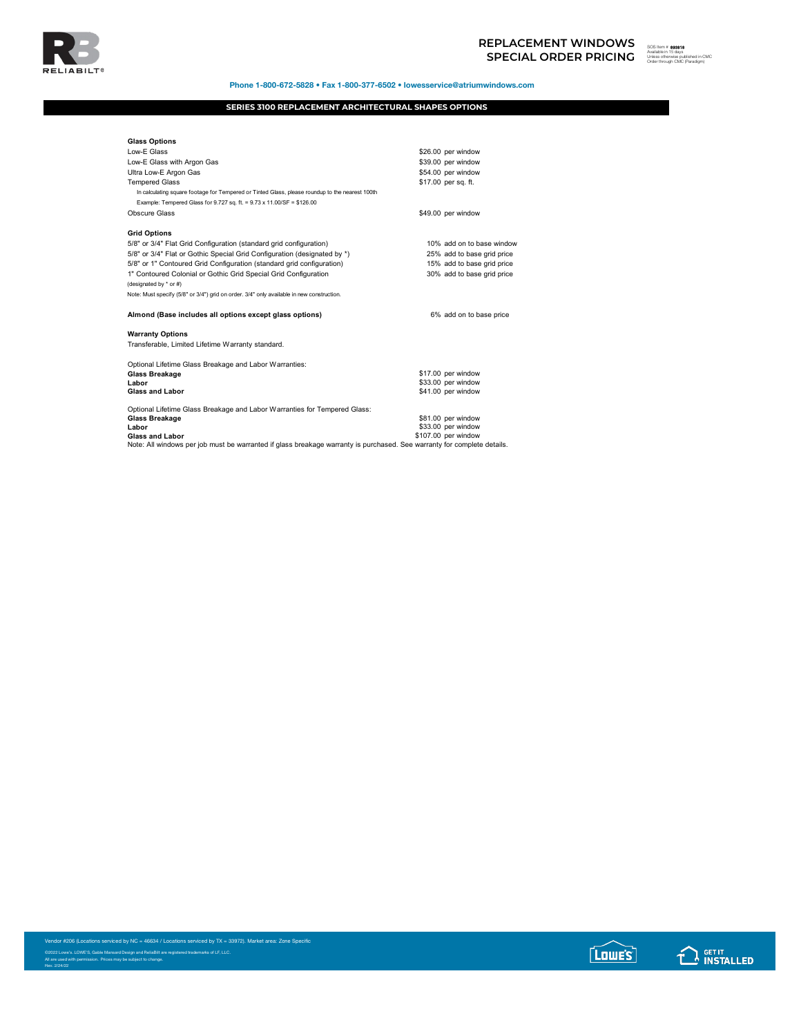# REPLACEMENT WINDOWS SPECIAL ORDER PRICING

SOS Item # 893818
Available in 15 days
Unless otherwise published in CMC
Order through CMC (Paradigm)

**Phone 1-800-672-5828 • Fax 1-800-377-6502 • lowesservice@atriumwindows.com**

## SERIES 3100 REPLACEMENT ARCHITECTURAL SHAPES OPTIONS

**Glass Options**

| | |
|---|---|
| Low-E Glass | $26.00 per window |
| Low-E Glass with Argon Gas | $39.00 per window |
| Ultra Low-E Argon Gas | $54.00 per window |
| Tempered Glass | $17.00 per sq. ft. |
| In calculating square footage for Tempered or Tinted Glass, please roundup to the nearest 100th | |
| Example: Tempered Glass for 9.727 sq. ft. = 9.73 x 11.00/SF = $126.00 | |
| Obscure Glass | $49.00 per window |

**Grid Options**

| | |
|---|---|
| 5/8" or 3/4" Flat Grid Configuration (standard grid configuration) | 10% add on to base window |
| 5/8" or 3/4" Flat or Gothic Special Grid Configuration (designated by *) | 25% add to base grid price |
| 5/8" or 1" Contoured Grid Configuration (standard grid configuration) | 15% add to base grid price |
| 1" Contoured Colonial or Gothic Grid Special Grid Configuration (designated by * or #) | 30% add to base grid price |

Note: Must specify (5/8" or 3/4") grid on order. 3/4" only available in new construction.

| | |
|---|---|
| **Almond (Base includes all options except glass options)** | 6% add on to base price |

**Warranty Options**

Transferable, Limited Lifetime Warranty standard.

Optional Lifetime Glass Breakage and Labor Warranties:

| | |
|---|---|
| **Glass Breakage** | $17.00 per window |
| **Labor** | $33.00 per window |
| **Glass and Labor** | $41.00 per window |

Optional Lifetime Glass Breakage and Labor Warranties for Tempered Glass:

| | |
|---|---|
| **Glass Breakage** | $81.00 per window |
| **Labor** | $33.00 per window |
| **Glass and Labor** | $107.00 per window |

Note: All windows per job must be warranted if glass breakage warranty is purchased. See warranty for complete details.

Vendor #206 (Locations serviced by NC = 46634 / Locations serviced by TX = 33972). Market area: Zone Specific

©2022 Lowe's. LOWE'S, Gable Mansard Design and ReliaBilt are registered trademarks of LF, LLC.
All are used with permission. Prices may be subject to change.
Rev. 2/24/22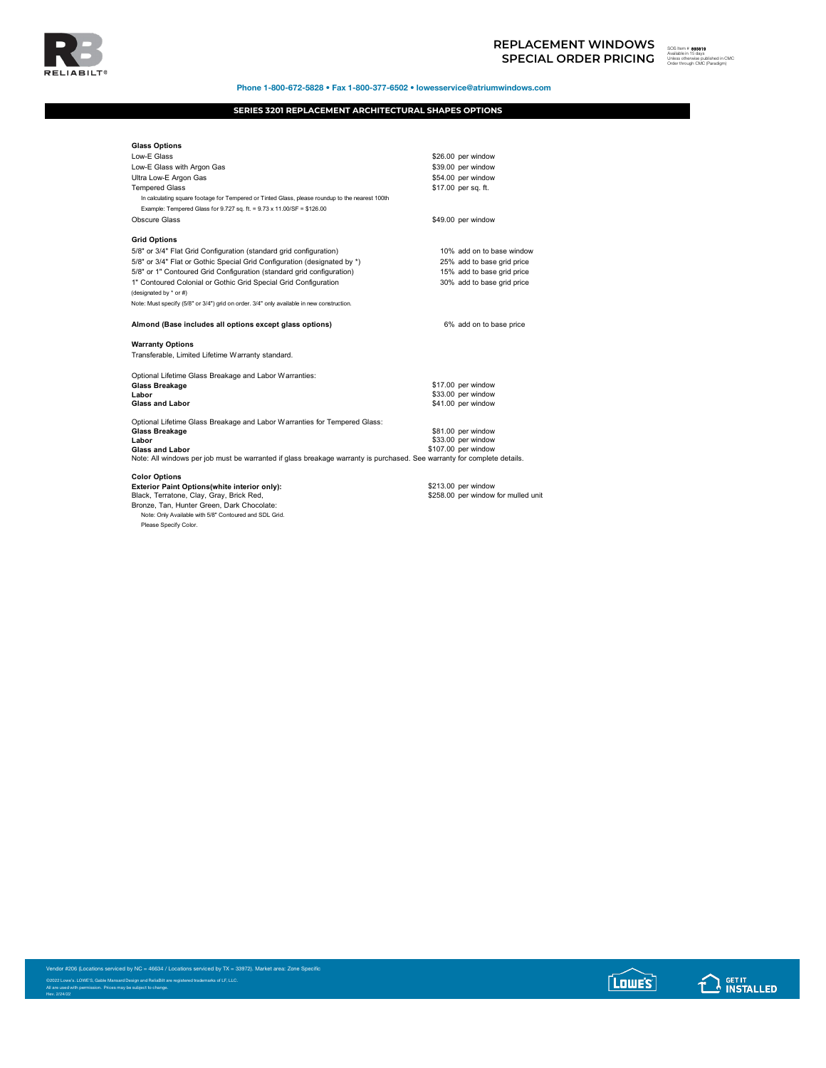# REPLACEMENT WINDOWS SPECIAL ORDER PRICING

SOS Item # 893819
Available in 15 days
Unless otherwise published in CMC
Order through CMC (Paradigm)

**Phone 1-800-672-5828 • Fax 1-800-377-6502 • lowesservice@atriumwindows.com**

## SERIES 3201 REPLACEMENT ARCHITECTURAL SHAPES OPTIONS

**Glass Options**

| | |
|---|---|
| Low-E Glass | $26.00 per window |
| Low-E Glass with Argon Gas | $39.00 per window |
| Ultra Low-E Argon Gas | $54.00 per window |
| Tempered Glass | $17.00 per sq. ft. |

In calculating square footage for Tempered or Tinted Glass, please roundup to the nearest 100th
Example: Tempered Glass for 9.727 sq. ft. = 9.73 x 11.00/SF = $126.00

| | |
|---|---|
| Obscure Glass | $49.00 per window |

**Grid Options**

| | |
|---|---|
| 5/8" or 3/4" Flat Grid Configuration (standard grid configuration) | 10% add on to base window |
| 5/8" or 3/4" Flat or Gothic Special Grid Configuration (designated by *) | 25% add to base grid price |
| 5/8" or 1" Contoured Grid Configuration (standard grid configuration) | 15% add to base grid price |
| 1" Contoured Colonial or Gothic Grid Special Grid Configuration (designated by * or #) | 30% add to base grid price |

Note: Must specify (5/8" or 3/4") grid on order. 3/4" only available in new construction.

| | |
|---|---|
| **Almond (Base includes all options except glass options)** | 6% add on to base price |

**Warranty Options**

Transferable, Limited Lifetime Warranty standard.

Optional Lifetime Glass Breakage and Labor Warranties:

| | |
|---|---|
| **Glass Breakage** | $17.00 per window |
| **Labor** | $33.00 per window |
| **Glass and Labor** | $41.00 per window |

Optional Lifetime Glass Breakage and Labor Warranties for Tempered Glass:

| | |
|---|---|
| **Glass Breakage** | $81.00 per window |
| **Labor** | $33.00 per window |
| **Glass and Labor** | $107.00 per window |

Note: All windows per job must be warranted if glass breakage warranty is purchased. See warranty for complete details.

**Color Options**

| | |
|---|---|
| **Exterior Paint Options(white interior only):** | $213.00 per window |
| Black, Terratone, Clay, Gray, Brick Red, | $258.00 per window for mulled unit |

Bronze, Tan, Hunter Green, Dark Chocolate:
Note: Only Available with 5/8" Contoured and SDL Grid.
Please Specify Color.

Vendor #206 (Locations serviced by NC = 46634 / Locations serviced by TX = 33972). Market area: Zone Specific

©2022 Lowe's. LOWE'S, Gable Mansard Design and ReliaBilt are registered trademarks of LF, LLC.
All are used with permission. Prices may be subject to change.
Rev. 2/24/22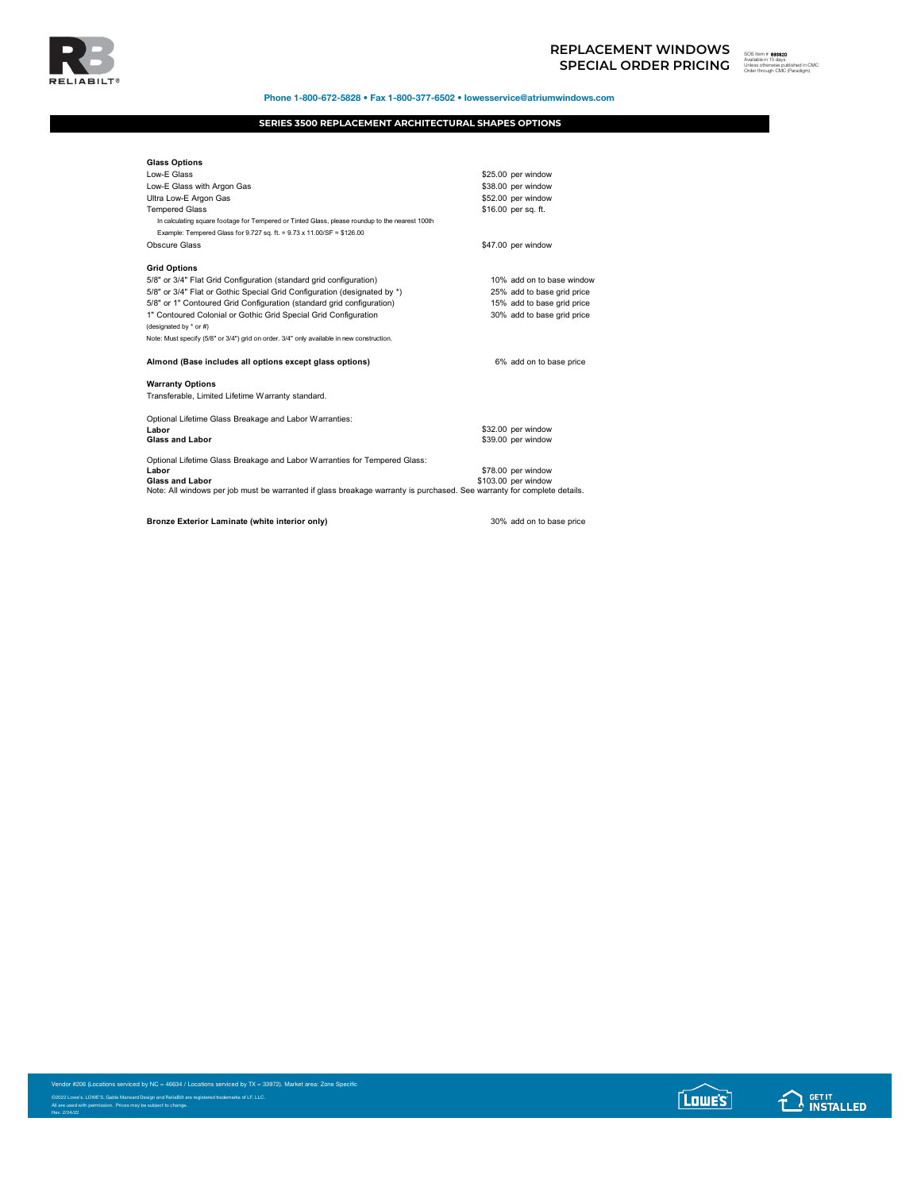# REPLACEMENT WINDOWS SPECIAL ORDER PRICING

SOS Item # 893820
Available in 15 days
Unless otherwise published in CMC
Order through CMC (Paradigm)

**Phone 1-800-672-5828 • Fax 1-800-377-6502 • lowesservice@atriumwindows.com**

## SERIES 3500 REPLACEMENT ARCHITECTURAL SHAPES OPTIONS

**Glass Options**

| | |
|---|---|
| Low-E Glass | $25.00 per window |
| Low-E Glass with Argon Gas | $38.00 per window |
| Ultra Low-E Argon Gas | $52.00 per window |
| Tempered Glass | $16.00 per sq. ft. |

In calculating square footage for Tempered or Tinted Glass, please roundup to the nearest 100th
Example: Tempered Glass for 9.727 sq. ft. = 9.73 x 11.00/SF = $126.00

| | |
|---|---|
| Obscure Glass | $47.00 per window |

**Grid Options**

| | |
|---|---|
| 5/8" or 3/4" Flat Grid Configuration (standard grid configuration) | 10% add on to base window |
| 5/8" or 3/4" Flat or Gothic Special Grid Configuration (designated by *) | 25% add to base grid price |
| 5/8" or 1" Contoured Grid Configuration (standard grid configuration) | 15% add to base grid price |
| 1" Contoured Colonial or Gothic Grid Special Grid Configuration (designated by * or #) | 30% add to base grid price |

Note: Must specify (5/8" or 3/4") grid on order. 3/4" only available in new construction.

| | |
|---|---|
| **Almond (Base includes all options except glass options)** | 6% add on to base price |

**Warranty Options**

Transferable, Limited Lifetime Warranty standard.

Optional Lifetime Glass Breakage and Labor Warranties:

| | |
|---|---|
| **Labor** | $32.00 per window |
| **Glass and Labor** | $39.00 per window |

Optional Lifetime Glass Breakage and Labor Warranties for Tempered Glass:

| | |
|---|---|
| **Labor** | $78.00 per window |
| **Glass and Labor** | $103.00 per window |

Note: All windows per job must be warranted if glass breakage warranty is purchased. See warranty for complete details.

| | |
|---|---|
| **Bronze Exterior Laminate (white interior only)** | 30% add on to base price |

Vendor #206 (Locations serviced by NC = 46634 / Locations serviced by TX = 33972). Market area: Zone Specific

©2022 Lowe's. LOWE'S, Gable Mansard Design and ReliaBilt are registered trademarks of LF, LLC.
All are used with permission. Prices may be subject to change.
Rev. 2/24/22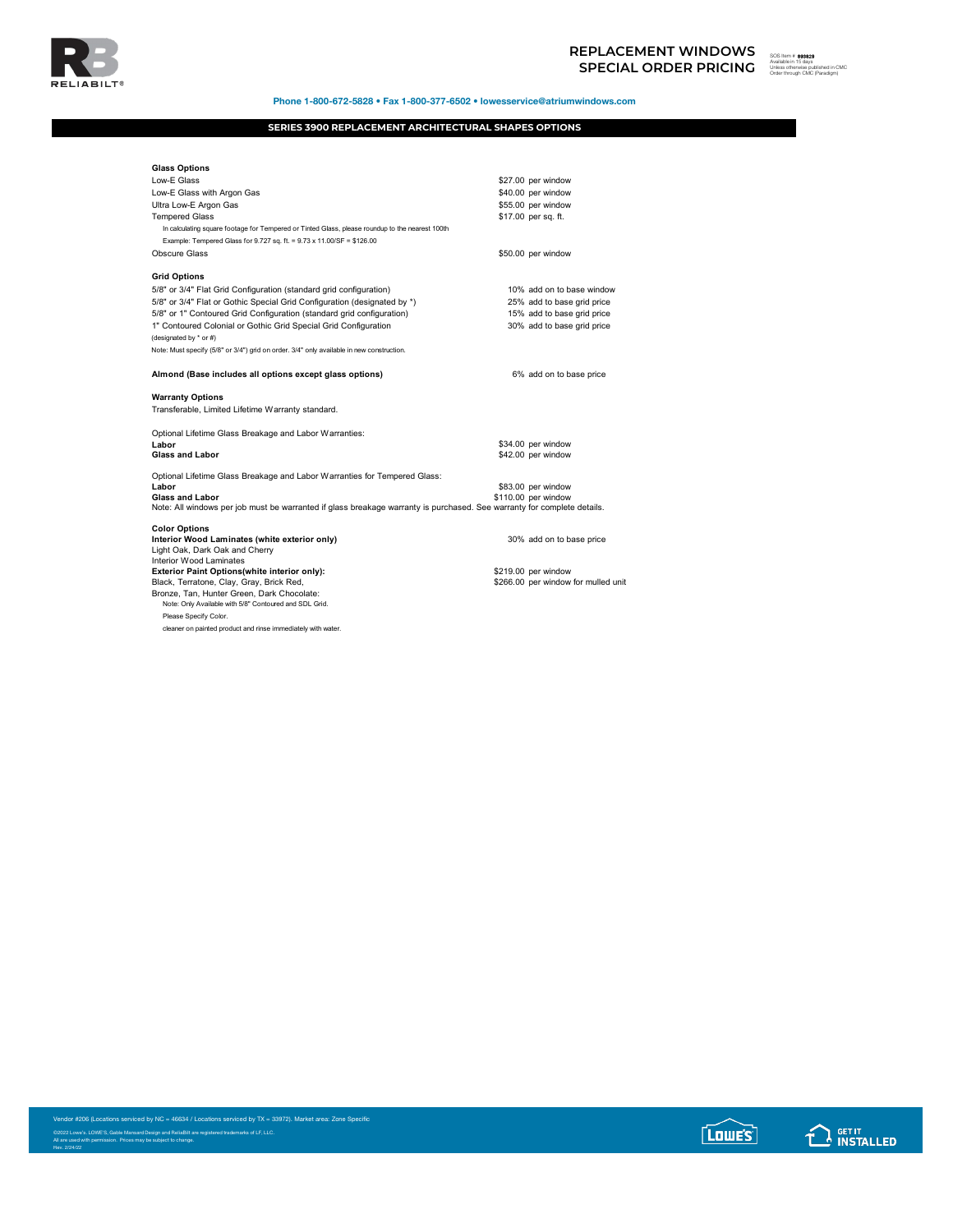# REPLACEMENT WINDOWS SPECIAL ORDER PRICING

SOS Item # 893829
Available in 15 days
Unless otherwise published in CMC
Order through CMC (Paradigm)

**Phone 1-800-672-5828 • Fax 1-800-377-6502 • lowesservice@atriumwindows.com**

## SERIES 3900 REPLACEMENT ARCHITECTURAL SHAPES OPTIONS

**Glass Options**

| | |
|---|---|
| Low-E Glass | $27.00 per window |
| Low-E Glass with Argon Gas | $40.00 per window |
| Ultra Low-E Argon Gas | $55.00 per window |
| Tempered Glass | $17.00 per sq. ft. |

In calculating square footage for Tempered or Tinted Glass, please roundup to the nearest 100th

Example: Tempered Glass for 9.727 sq. ft. = 9.73 x 11.00/SF = $126.00

| | |
|---|---|
| Obscure Glass | $50.00 per window |

**Grid Options**

| | |
|---|---|
| 5/8" or 3/4" Flat Grid Configuration (standard grid configuration) | 10% add on to base window |
| 5/8" or 3/4" Flat or Gothic Special Grid Configuration (designated by *) | 25% add to base grid price |
| 5/8" or 1" Contoured Grid Configuration (standard grid configuration) | 15% add to base grid price |
| 1" Contoured Colonial or Gothic Grid Special Grid Configuration (designated by * or #) | 30% add to base grid price |

Note: Must specify (5/8" or 3/4") grid on order. 3/4" only available in new construction.

| | |
|---|---|
| **Almond (Base includes all options except glass options)** | 6% add on to base price |

**Warranty Options**

Transferable, Limited Lifetime Warranty standard.

Optional Lifetime Glass Breakage and Labor Warranties:

| | |
|---|---|
| **Labor** | $34.00 per window |
| **Glass and Labor** | $42.00 per window |

Optional Lifetime Glass Breakage and Labor Warranties for Tempered Glass:

| | |
|---|---|
| **Labor** | $83.00 per window |
| **Glass and Labor** | $110.00 per window |

Note: All windows per job must be warranted if glass breakage warranty is purchased. See warranty for complete details.

**Color Options**

| | |
|---|---|
| **Interior Wood Laminates (white exterior only)** | 30% add on to base price |

Light Oak, Dark Oak and Cherry
Interior Wood Laminates

| | |
|---|---|
| **Exterior Paint Options(white interior only):** | $219.00 per window |
| Black, Terratone, Clay, Gray, Brick Red, | $266.00 per window for mulled unit |

Bronze, Tan, Hunter Green, Dark Chocolate:

Note: Only Available with 5/8" Contoured and SDL Grid.

Please Specify Color.

cleaner on painted product and rinse immediately with water.

Vendor #206 (Locations serviced by NC = 46634 / Locations serviced by TX = 33972). Market area: Zone Specific

©2022 Lowe's. LOWE'S, Gable Mansard Design and ReliaBilt are registered trademarks of LF, LLC.
All are used with permission. Prices may be subject to change.
Rev. 2/24/22